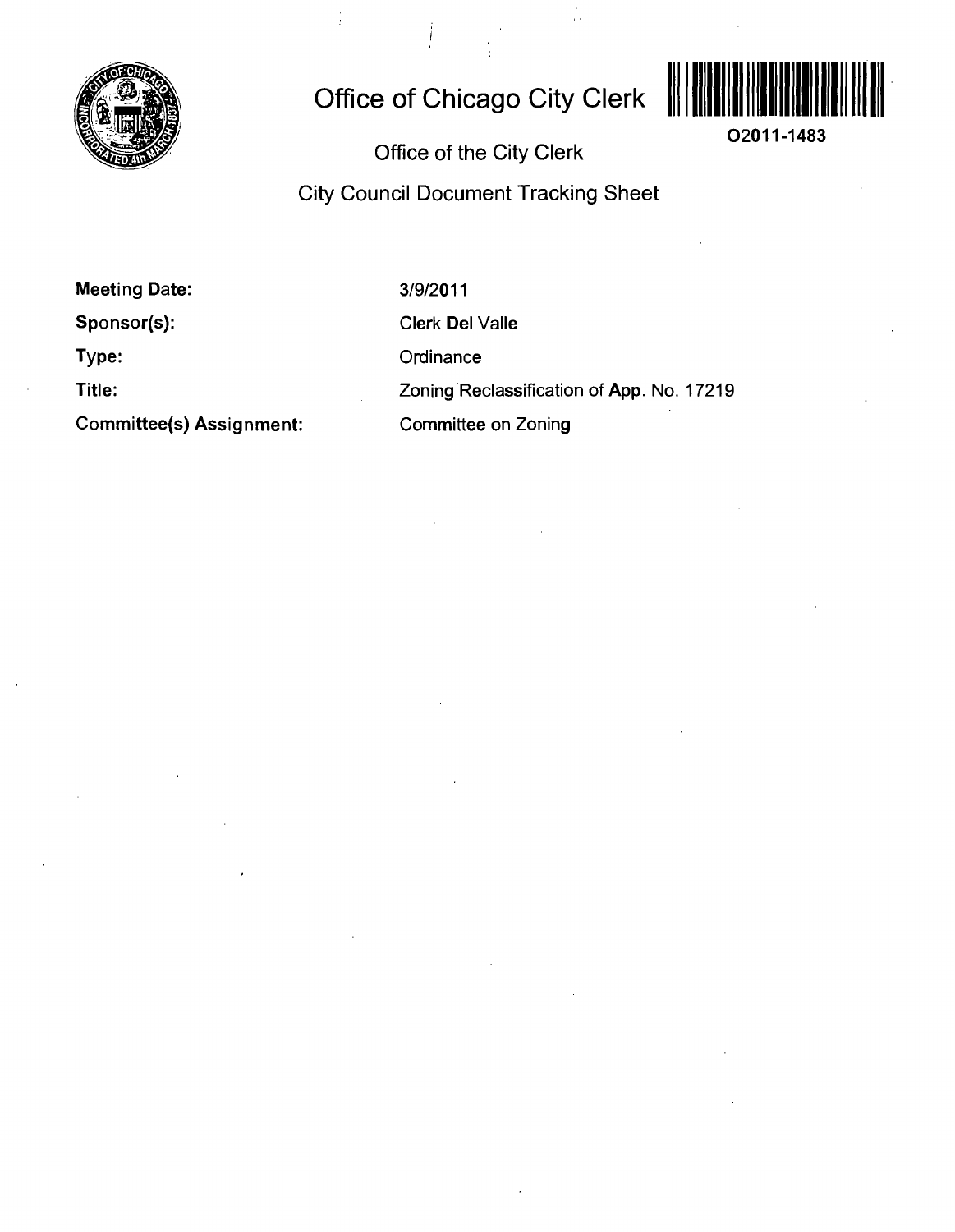# Office of Chicago City Clerk

O2011-1483

## Office of the City Clerk

## City Council Document Tracking Sheet

| | |
|---|---|
| **Meeting Date:** | 3/9/2011 |
| **Sponsor(s):** | Clerk Del Valle |
| **Type:** | Ordinance |
| **Title:** | Zoning Reclassification of App. No. 17219 |
| **Committee(s) Assignment:** | Committee on Zoning |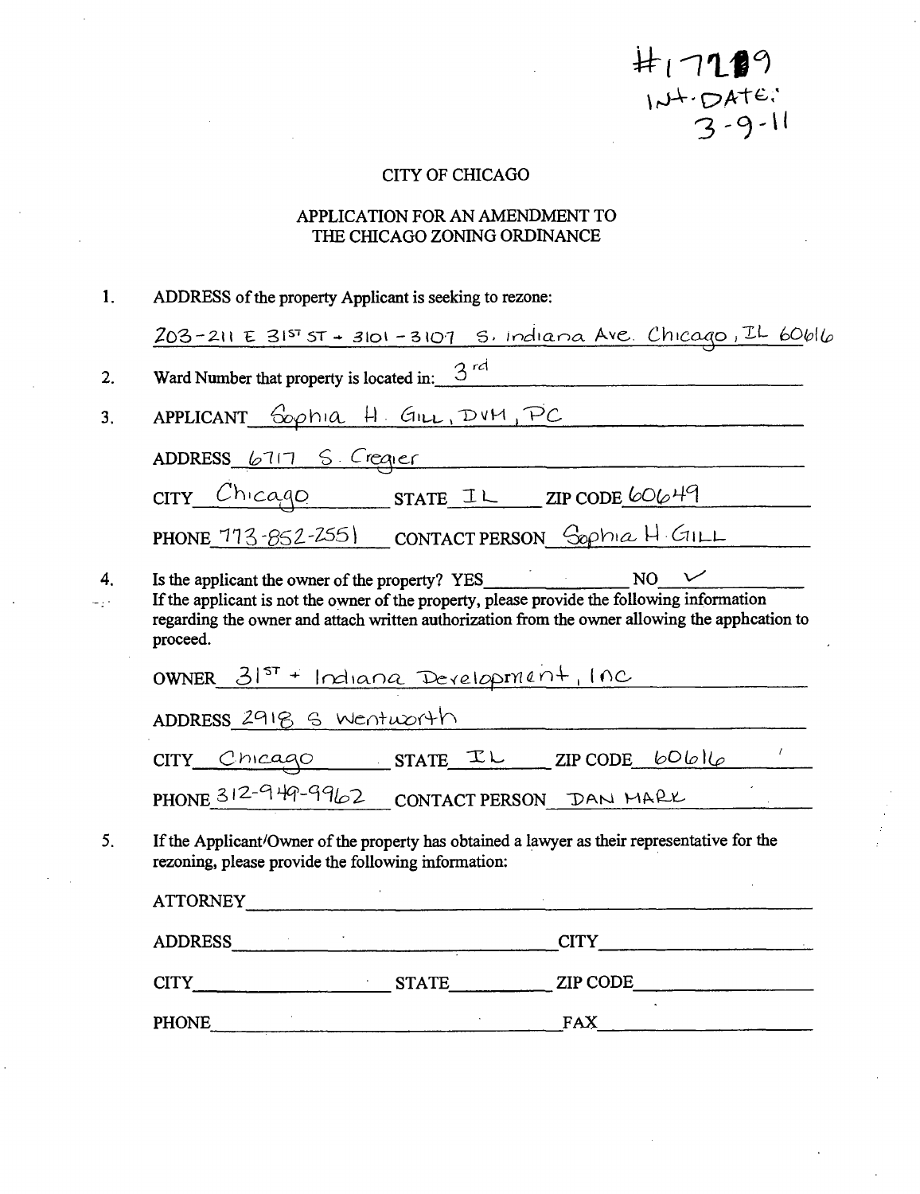#17289
INT. DATE:
3-9-11

CITY OF CHICAGO

APPLICATION FOR AN AMENDMENT TO
THE CHICAGO ZONING ORDINANCE

1. ADDRESS of the property Applicant is seeking to rezone:

   203-211 E 31ST ST + 3101-3107 S. Indiana Ave. Chicago, IL 60616

2. Ward Number that property is located in: 3rd

3. APPLICANT Sophia H. Gill, DVM, PC

   ADDRESS 6717 S. Cregier

   CITY Chicago STATE IL ZIP CODE 60649

   PHONE 773-852-2551 CONTACT PERSON Sophia H. Gill

4. Is the applicant the owner of the property? YES ______ NO ✓

   If the applicant is not the owner of the property, please provide the following information regarding the owner and attach written authorization from the owner allowing the apphcation to proceed.

   OWNER 31ST + Indiana Development, Inc

   ADDRESS 2918 S Wentworth

   CITY Chicago STATE IL ZIP CODE 60616

   PHONE 312-949-9962 CONTACT PERSON DAN MARK

5. If the Applicant/Owner of the property has obtained a lawyer as their representative for the rezoning, please provide the following information:

   ATTORNEY ____________________

   ADDRESS ____________________ CITY ____________________

   CITY ____________________ STATE ____________ ZIP CODE ____________________

   PHONE ____________________ FAX ____________________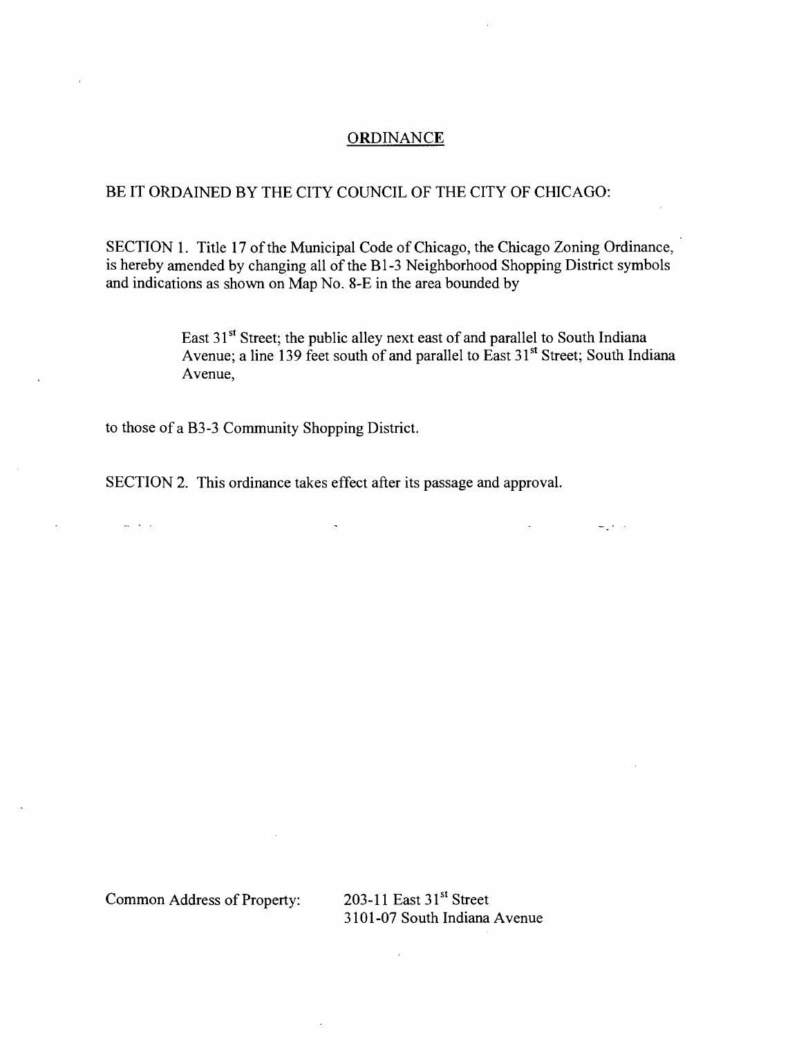# ORDINANCE

BE IT ORDAINED BY THE CITY COUNCIL OF THE CITY OF CHICAGO:

SECTION 1. Title 17 of the Municipal Code of Chicago, the Chicago Zoning Ordinance, is hereby amended by changing all of the B1-3 Neighborhood Shopping District symbols and indications as shown on Map No. 8-E in the area bounded by

> East 31st Street; the public alley next east of and parallel to South Indiana Avenue; a line 139 feet south of and parallel to East 31st Street; South Indiana Avenue,

to those of a B3-3 Community Shopping District.

SECTION 2. This ordinance takes effect after its passage and approval.

Common Address of Property: 203-11 East 31st Street
3101-07 South Indiana Avenue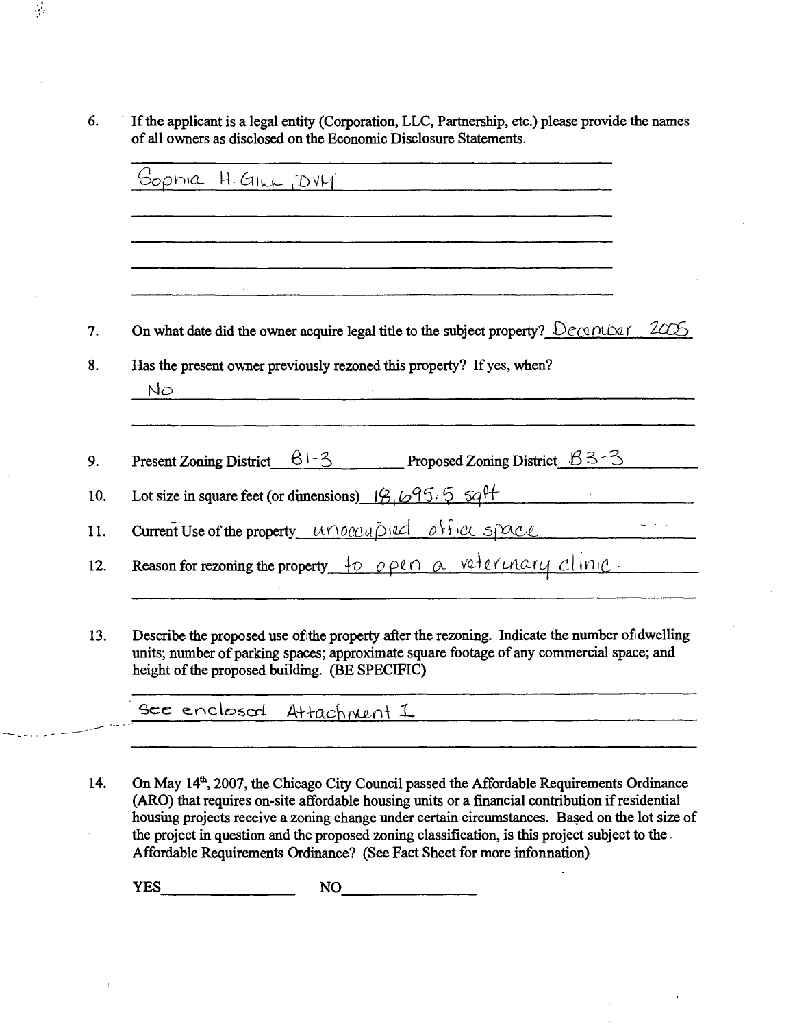6. If the applicant is a legal entity (Corporation, LLC, Partnership, etc.) please provide the names of all owners as disclosed on the Economic Disclosure Statements.

   Sophia H. Gill, DVM

7. On what date did the owner acquire legal title to the subject property? December 2005

8. Has the present owner previously rezoned this property? If yes, when?

   No.

9. Present Zoning District B1-3 Proposed Zoning District B3-3

10. Lot size in square feet (or dimensions) 18,695.5 sqft

11. Current Use of the property unoccupied office space

12. Reason for rezoning the property to open a veterinary clinic.

13. Describe the proposed use of the property after the rezoning. Indicate the number of dwelling units; number of parking spaces; approximate square footage of any commercial space; and height of the proposed building. (BE SPECIFIC)

    See enclosed Attachment I

14. On May 14th, 2007, the Chicago City Council passed the Affordable Requirements Ordinance (ARO) that requires on-site affordable housing units or a financial contribution if residential housing projects receive a zoning change under certain circumstances. Based on the lot size of the project in question and the proposed zoning classification, is this project subject to the Affordable Requirements Ordinance? (See Fact Sheet for more information)

    YES \_\_\_\_\_\_\_\_\_\_ NO \_\_\_\_\_\_\_\_\_\_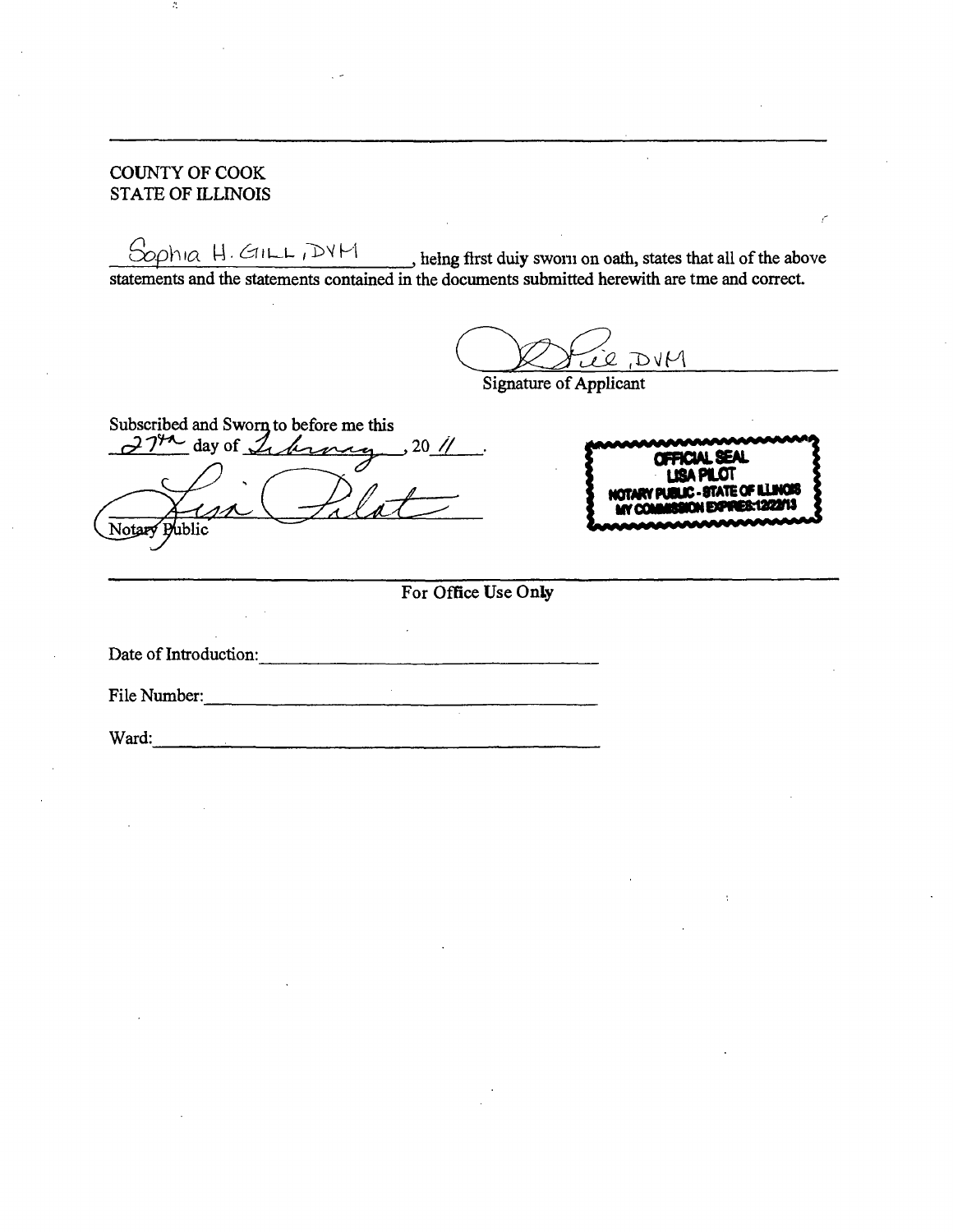COUNTY OF COOK
STATE OF ILLINOIS

Sophia H. Gill, DVM, heing first duiy sworn on oath, states that all of the above statements and the statements contained in the documents submitted herewith are tme and correct.

[Signature], DVM
Signature of Applicant

Subscribed and Sworn to before me this 27th day of February, 20 11.

[Signature]
Notary Public

OFFICIAL SEAL
LISA PILOT
NOTARY PUBLIC - STATE OF ILLINOIS
MY COMMISSION EXPIRES:12/22/13

For Office Use Only

Date of Introduction: \_\_\_\_\_\_\_\_\_\_\_\_\_\_\_\_\_\_\_\_

File Number: \_\_\_\_\_\_\_\_\_\_\_\_\_\_\_\_\_\_\_\_

Ward: \_\_\_\_\_\_\_\_\_\_\_\_\_\_\_\_\_\_\_\_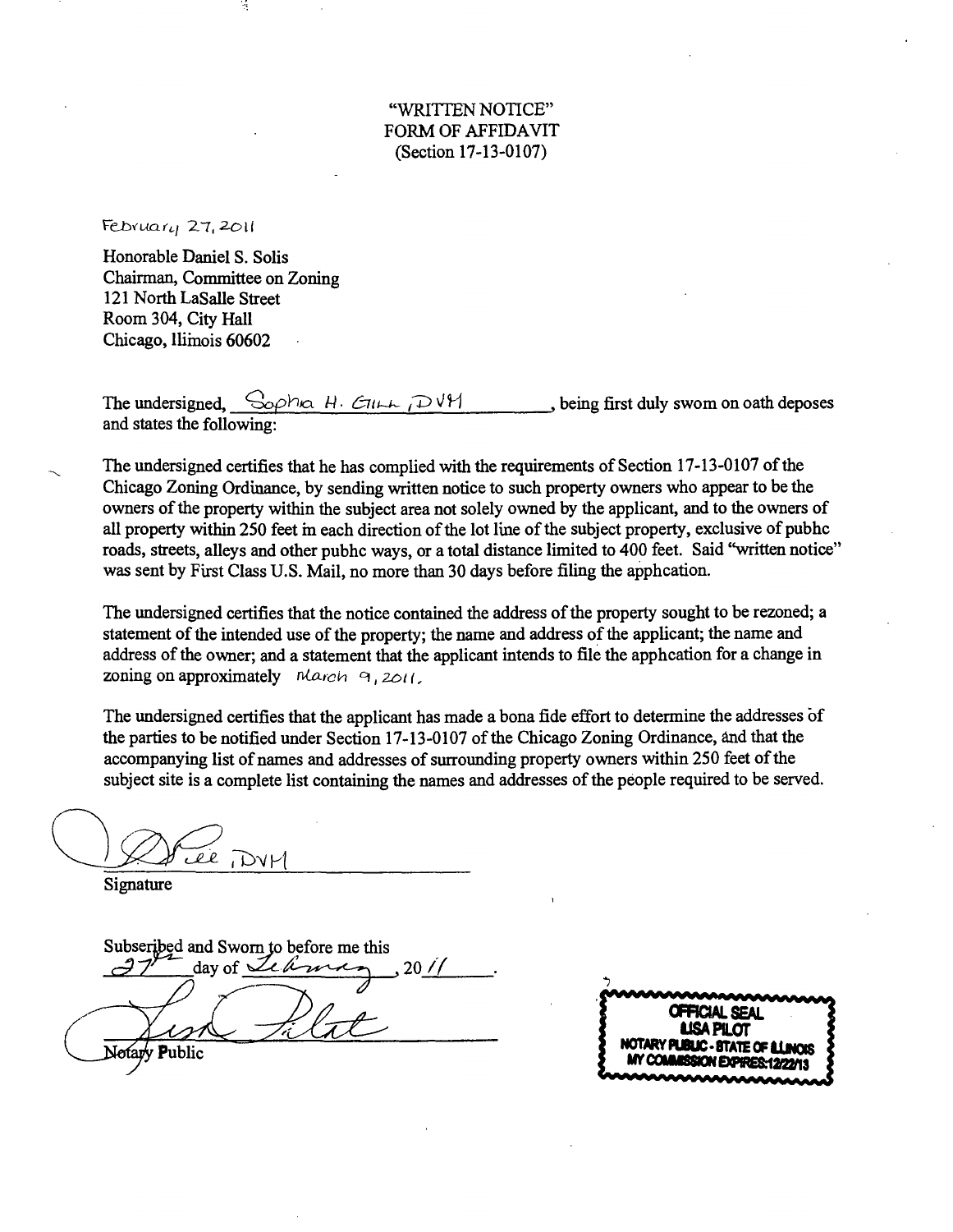"WRITTEN NOTICE"
FORM OF AFFIDAVIT
(Section 17-13-0107)

February 27, 2011

Honorable Daniel S. Solis
Chairman, Committee on Zoning
121 North LaSalle Street
Room 304, City Hall
Chicago, Illinois 60602

The undersigned, Sophia H. Gill, DVM, being first duly sworn on oath deposes and states the following:

The undersigned certifies that he has complied with the requirements of Section 17-13-0107 of the Chicago Zoning Ordinance, by sending written notice to such property owners who appear to be the owners of the property within the subject area not solely owned by the applicant, and to the owners of all property within 250 feet in each direction of the lot line of the subject property, exclusive of public roads, streets, alleys and other public ways, or a total distance limited to 400 feet. Said "written notice" was sent by First Class U.S. Mail, no more than 30 days before filing the application.

The undersigned certifies that the notice contained the address of the property sought to be rezoned; a statement of the intended use of the property; the name and address of the applicant; the name and address of the owner; and a statement that the applicant intends to file the application for a change in zoning on approximately March 9, 2011.

The undersigned certifies that the applicant has made a bona fide effort to determine the addresses of the parties to be notified under Section 17-13-0107 of the Chicago Zoning Ordinance, and that the accompanying list of names and addresses of surrounding property owners within 250 feet of the subject site is a complete list containing the names and addresses of the people required to be served.

_____________________, DVM
Signature

Subscribed and Sworn to before me this 27th day of February, 2011.

_____________________
Notary Public

OFFICIAL SEAL
LISA PILOT
NOTARY PUBLIC - STATE OF ILLINOIS
MY COMMISSION EXPIRES:12/22/13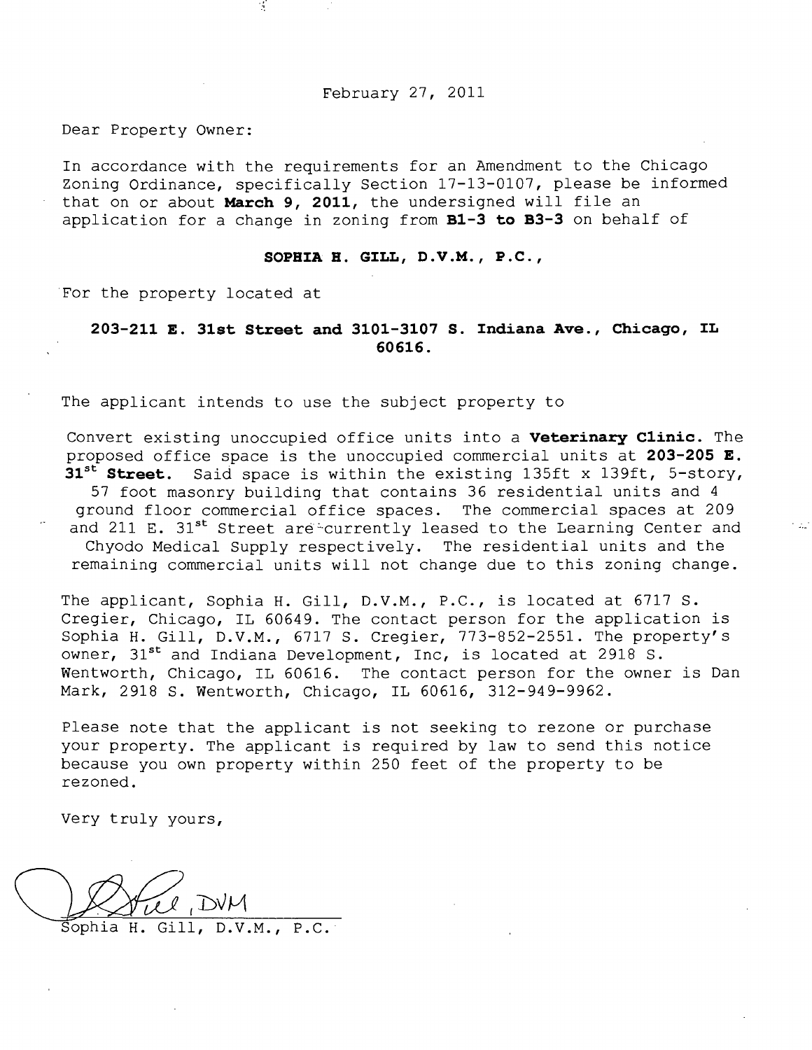February 27, 2011

Dear Property Owner:

In accordance with the requirements for an Amendment to the Chicago Zoning Ordinance, specifically Section 17-13-0107, please be informed that on or about **March 9, 2011**, the undersigned will file an application for a change in zoning from **B1-3 to B3-3** on behalf of

**SOPHIA H. GILL, D.V.M., P.C.,**

For the property located at

**203-211 E. 31st Street and 3101-3107 S. Indiana Ave., Chicago, IL 60616.**

The applicant intends to use the subject property to

Convert existing unoccupied office units into a **Veterinary Clinic.** The proposed office space is the unoccupied commercial units at **203-205 E. 31st Street.** Said space is within the existing 135ft x 139ft, 5-story, 57 foot masonry building that contains 36 residential units and 4 ground floor commercial office spaces. The commercial spaces at 209 and 211 E. 31st Street are currently leased to the Learning Center and Chyodo Medical Supply respectively. The residential units and the remaining commercial units will not change due to this zoning change.

The applicant, Sophia H. Gill, D.V.M., P.C., is located at 6717 S. Cregier, Chicago, IL 60649. The contact person for the application is Sophia H. Gill, D.V.M., 6717 S. Cregier, 773-852-2551. The property's owner, 31st and Indiana Development, Inc, is located at 2918 S. Wentworth, Chicago, IL 60616. The contact person for the owner is Dan Mark, 2918 S. Wentworth, Chicago, IL 60616, 312-949-9962.

Please note that the applicant is not seeking to rezone or purchase your property. The applicant is required by law to send this notice because you own property within 250 feet of the property to be rezoned.

Very truly yours,

Sophia H. Gill, D.V.M., P.C.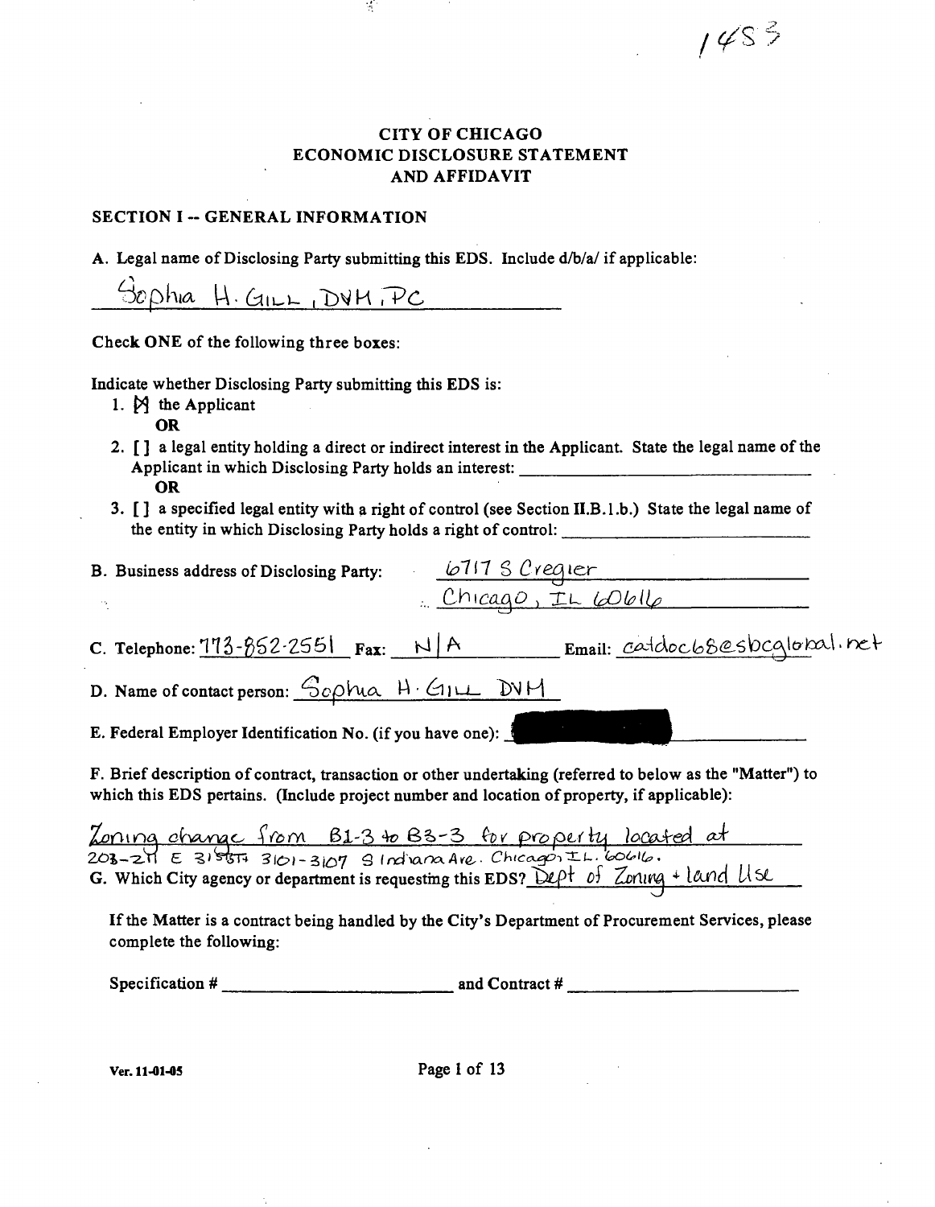1453

# CITY OF CHICAGO
# ECONOMIC DISCLOSURE STATEMENT
# AND AFFIDAVIT

## SECTION I -- GENERAL INFORMATION

A. Legal name of Disclosing Party submitting this EDS. Include d/b/a/ if applicable:

Sophia H. Gill, DVM, PC

Check **ONE** of the following three boxes:

Indicate whether Disclosing Party submitting this EDS is:

1. [X] the Applicant
   **OR**
2. [ ] a legal entity holding a direct or indirect interest in the Applicant. State the legal name of the Applicant in which Disclosing Party holds an interest: ______________________
   **OR**
3. [ ] a specified legal entity with a right of control (see Section II.B.1.b.) State the legal name of the entity in which Disclosing Party holds a right of control: ______________________

B. Business address of Disclosing Party: 6717 S Cregier
Chicago, IL 60616

C. Telephone: 773-852-2551 Fax: N/A Email: catdoc68@sbcglobal.net

D. Name of contact person: Sophia H. Gill DVM

E. Federal Employer Identification No. (if you have one): [REDACTED]

F. Brief description of contract, transaction or other undertaking (referred to below as the "Matter") to which this EDS pertains. (Include project number and location of property, if applicable):

Zoning change from B1-3 to B3-3 for property located at 203-211 E 31st St 3101-3107 S Indiana Ave. Chicago, IL. 60616.

G. Which City agency or department is requesting this EDS? Dept of Zoning + land Use

If the Matter is a contract being handled by the City's Department of Procurement Services, please complete the following:

Specification # ______________________ and Contract # ______________________

Ver. 11-01-05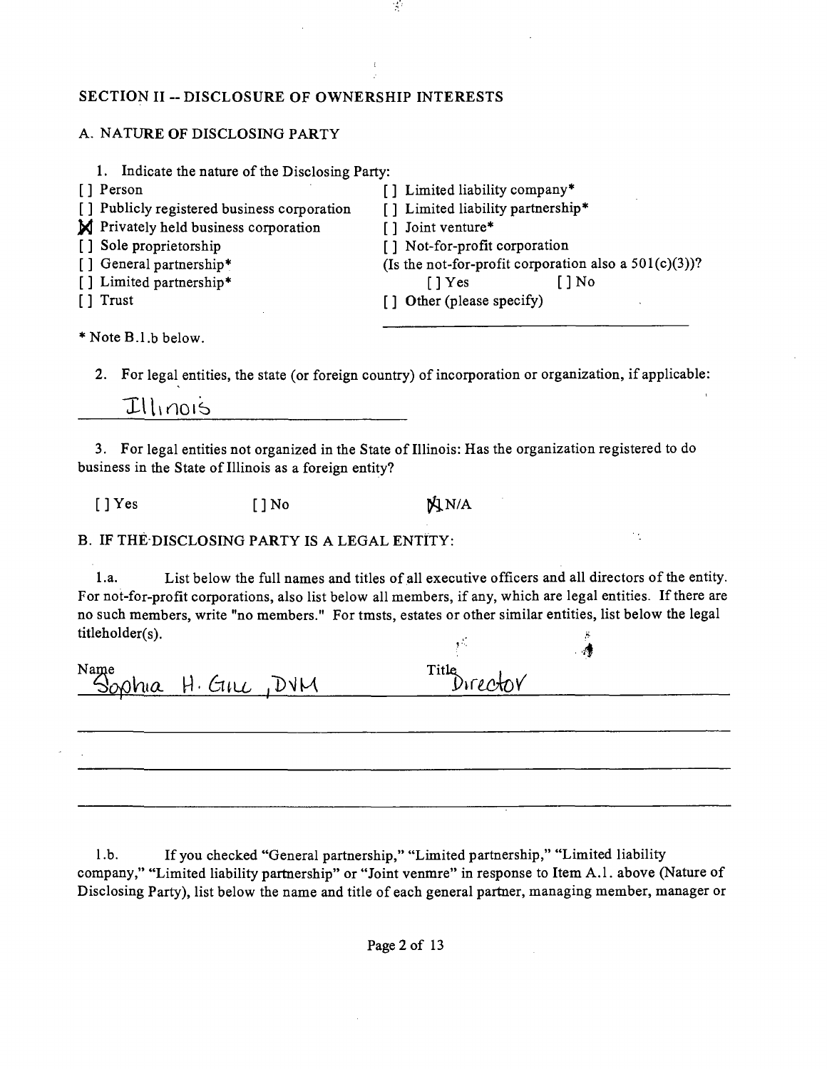## SECTION II -- DISCLOSURE OF OWNERSHIP INTERESTS

### A. NATURE OF DISCLOSING PARTY

1. Indicate the nature of the Disclosing Party:

[ ] Person
[ ] Publicly registered business corporation
[X] Privately held business corporation
[ ] Sole proprietorship
[ ] General partnership*
[ ] Limited partnership*
[ ] Trust
[ ] Limited liability company*
[ ] Limited liability partnership*
[ ] Joint venture*
[ ] Not-for-profit corporation
(Is the not-for-profit corporation also a 501(c)(3))?
[ ] Yes [ ] No
[ ] Other (please specify)

\* Note B.1.b below.

2. For legal entities, the state (or foreign country) of incorporation or organization, if applicable:

Illinois

3. For legal entities not organized in the State of Illinois: Has the organization registered to do business in the State of Illinois as a foreign entity?

[ ] Yes [ ] No [X] N/A

### B. IF THE DISCLOSING PARTY IS A LEGAL ENTITY:

1.a. List below the full names and titles of all executive officers and all directors of the entity. For not-for-profit corporations, also list below all members, if any, which are legal entities. If there are no such members, write "no members." For tmsts, estates or other similar entities, list below the legal titleholder(s).

| Name | Title |
|---|---|
| Sophia H. Gill, DVM | Director |

1.b. If you checked "General partnership," "Limited partnership," "Limited liability company," "Limited liability partnership" or "Joint venmre" in response to Item A.1. above (Nature of Disclosing Party), list below the name and title of each general partner, managing member, manager or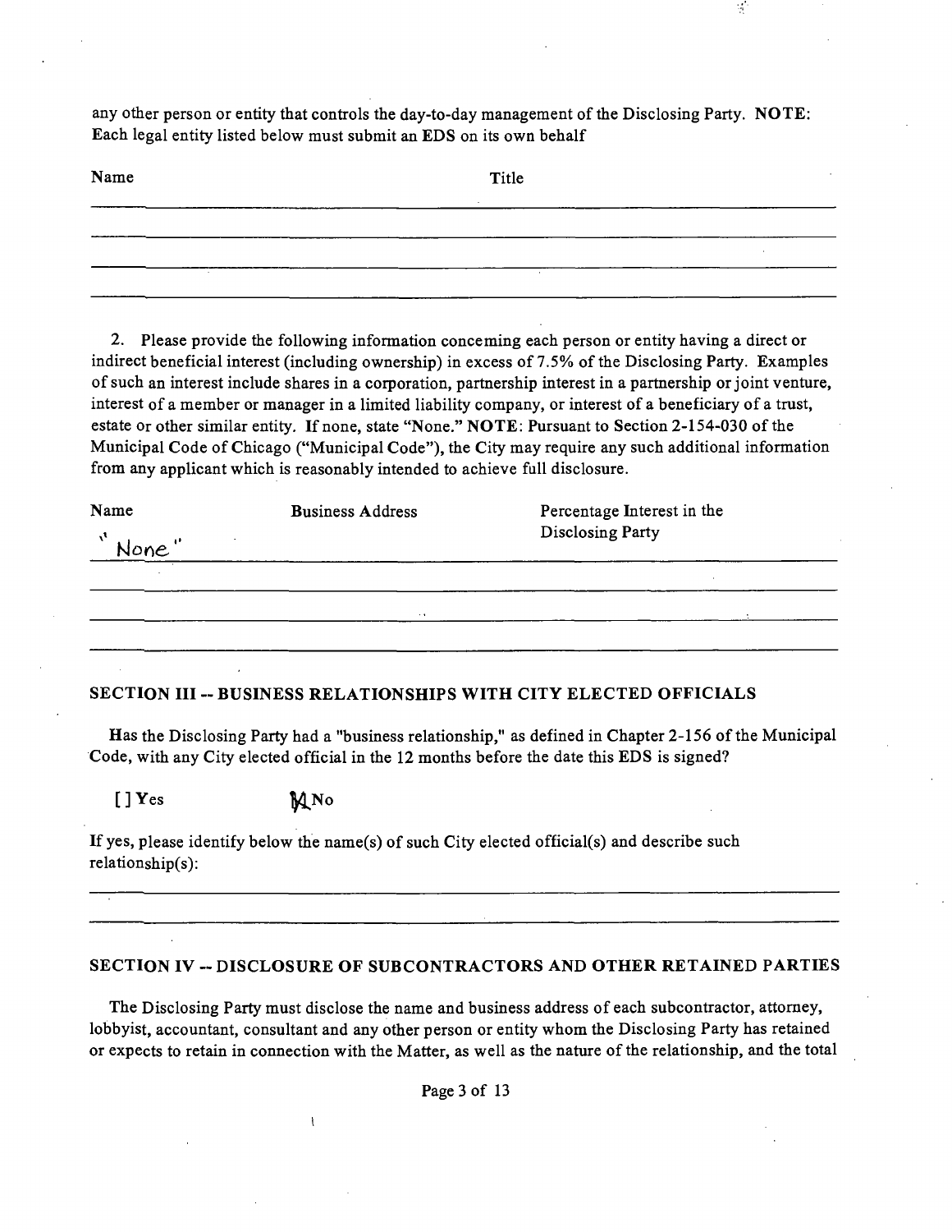any other person or entity that controls the day-to-day management of the Disclosing Party. **NOTE**: Each legal entity listed below must submit an EDS on its own behalf

| Name | Title |
|---|---|
| | |
| | |
| | |
| | |

2. Please provide the following information concerning each person or entity having a direct or indirect beneficial interest (including ownership) in excess of 7.5% of the Disclosing Party. Examples of such an interest include shares in a corporation, partnership interest in a partnership or joint venture, interest of a member or manager in a limited liability company, or interest of a beneficiary of a trust, estate or other similar entity. If none, state "None." **NOTE**: Pursuant to Section 2-154-030 of the Municipal Code of Chicago ("Municipal Code"), the City may require any such additional information from any applicant which is reasonably intended to achieve full disclosure.

| Name | Business Address | Percentage Interest in the Disclosing Party |
|---|---|---|
| "None" | | |
| | | |
| | | |
| | | |

## SECTION III -- BUSINESS RELATIONSHIPS WITH CITY ELECTED OFFICIALS

Has the Disclosing Party had a "business relationship," as defined in Chapter 2-156 of the Municipal Code, with any City elected official in the 12 months before the date this EDS is signed?

[ ] Yes [X] No

If yes, please identify below the name(s) of such City elected official(s) and describe such relationship(s):

## SECTION IV -- DISCLOSURE OF SUBCONTRACTORS AND OTHER RETAINED PARTIES

The Disclosing Party must disclose the name and business address of each subcontractor, attorney, lobbyist, accountant, consultant and any other person or entity whom the Disclosing Party has retained or expects to retain in connection with the Matter, as well as the nature of the relationship, and the total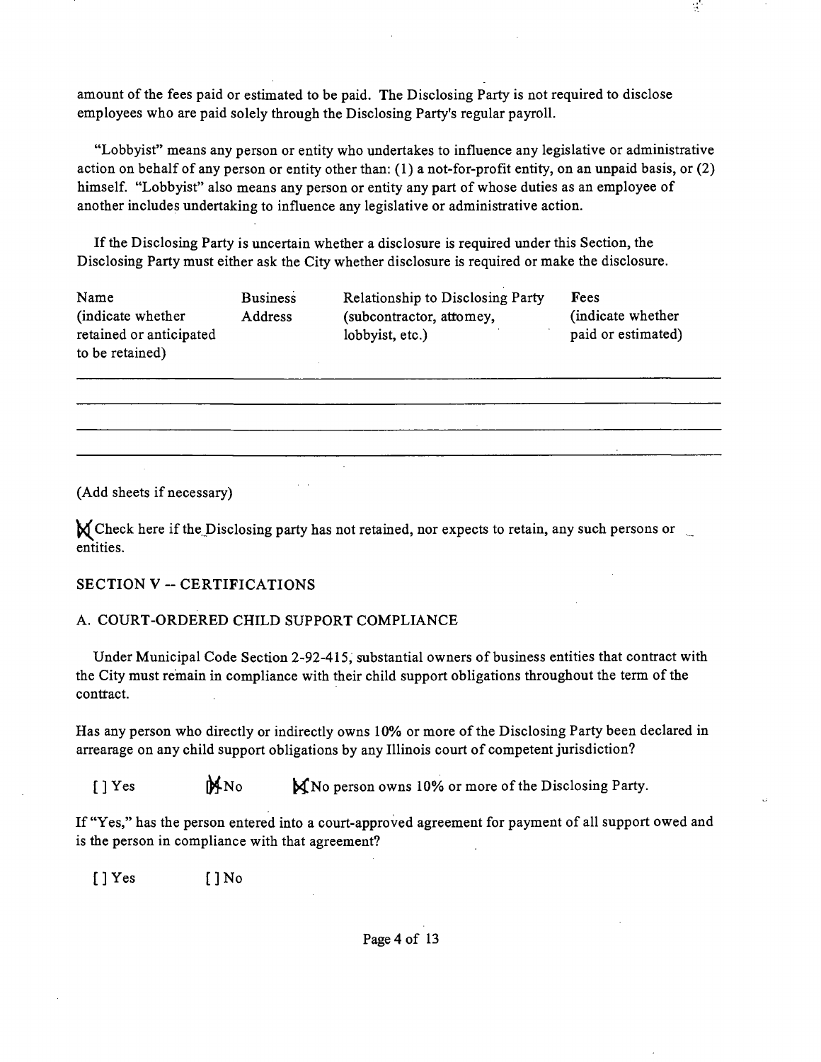amount of the fees paid or estimated to be paid. The Disclosing Party is not required to disclose employees who are paid solely through the Disclosing Party's regular payroll.

"Lobbyist" means any person or entity who undertakes to influence any legislative or administrative action on behalf of any person or entity other than: (1) a not-for-profit entity, on an unpaid basis, or (2) himself. "Lobbyist" also means any person or entity any part of whose duties as an employee of another includes undertaking to influence any legislative or administrative action.

If the Disclosing Party is uncertain whether a disclosure is required under this Section, the Disclosing Party must either ask the City whether disclosure is required or make the disclosure.

| Name (indicate whether retained or anticipated to be retained) | Business Address | Relationship to Disclosing Party (subcontractor, attorney, lobbyist, etc.) | Fees (indicate whether paid or estimated) |
|---|---|---|---|
| | | | |
| | | | |
| | | | |
| | | | |

(Add sheets if necessary)

[X] Check here if the Disclosing party has not retained, nor expects to retain, any such persons or entities.

## SECTION V -- CERTIFICATIONS

### A. COURT-ORDERED CHILD SUPPORT COMPLIANCE

Under Municipal Code Section 2-92-415, substantial owners of business entities that contract with the City must remain in compliance with their child support obligations throughout the term of the contract.

Has any person who directly or indirectly owns 10% or more of the Disclosing Party been declared in arrearage on any child support obligations by any Illinois court of competent jurisdiction?

[ ] Yes [X] No [X] No person owns 10% or more of the Disclosing Party.

If "Yes," has the person entered into a court-approved agreement for payment of all support owed and is the person in compliance with that agreement?

[ ] Yes [ ] No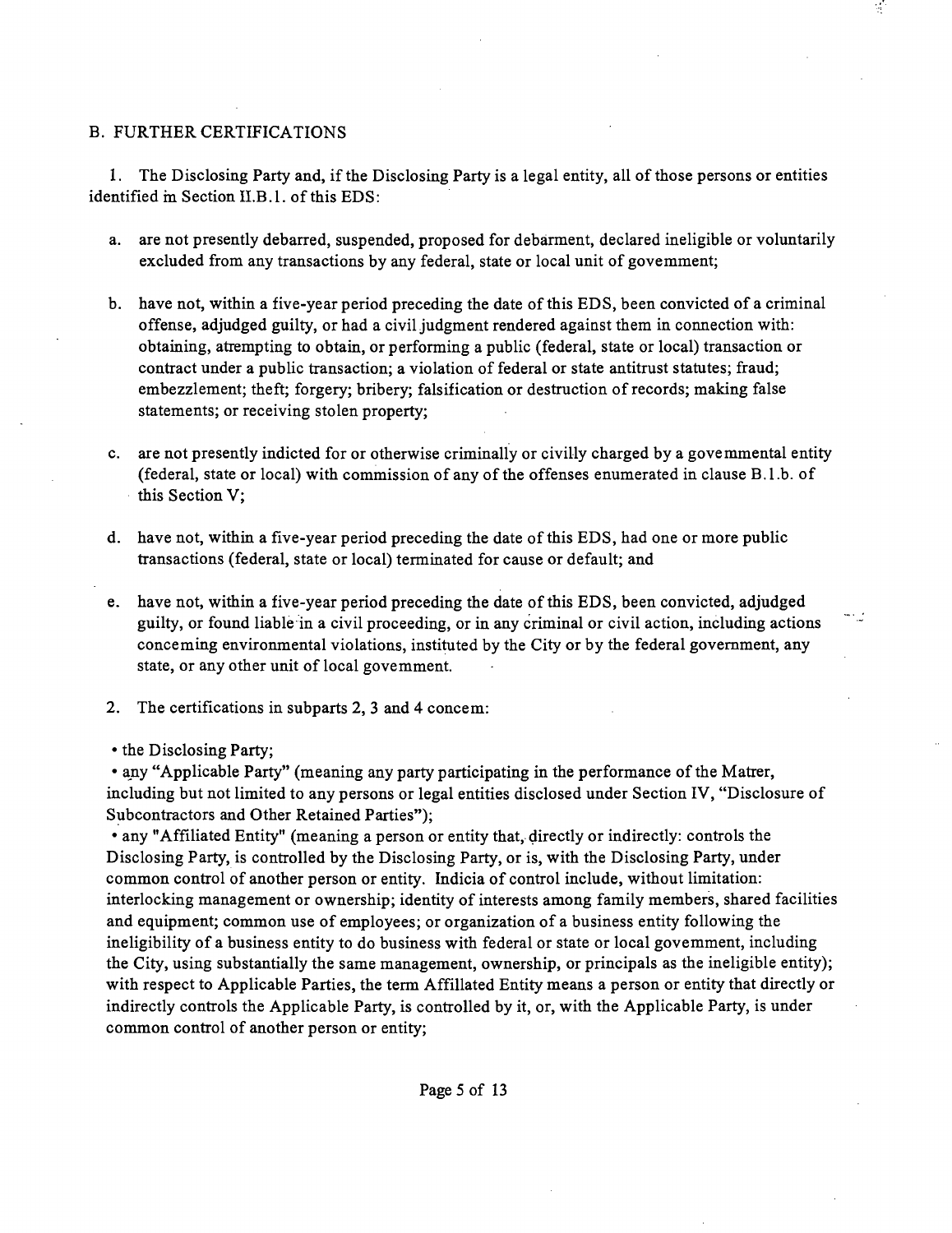## B. FURTHER CERTIFICATIONS

1. The Disclosing Party and, if the Disclosing Party is a legal entity, all of those persons or entities identified in Section II.B.1. of this EDS:

   a. are not presently debarred, suspended, proposed for debarment, declared ineligible or voluntarily excluded from any transactions by any federal, state or local unit of govemment;

   b. have not, within a five-year period preceding the date of this EDS, been convicted of a criminal offense, adjudged guilty, or had a civil judgment rendered against them in connection with: obtaining, atrempting to obtain, or performing a public (federal, state or local) transaction or contract under a public transaction; a violation of federal or state antitrust statutes; fraud; embezzlement; theft; forgery; bribery; falsification or destruction of records; making false statements; or receiving stolen property;

   c. are not presently indicted for or otherwise criminally or civilly charged by a govemmental entity (federal, state or local) with commission of any of the offenses enumerated in clause B.1.b. of this Section V;

   d. have not, within a five-year period preceding the date of this EDS, had one or more public transactions (federal, state or local) terminated for cause or default; and

   e. have not, within a five-year period preceding the date of this EDS, been convicted, adjudged guilty, or found liable in a civil proceeding, or in any criminal or civil action, including actions conceming environmental violations, instituted by the City or by the federal government, any state, or any other unit of local govemment.

2. The certifications in subparts 2, 3 and 4 concem:

- the Disclosing Party;
- any "Applicable Party" (meaning any party participating in the performance of the Matrer, including but not limited to any persons or legal entities disclosed under Section IV, "Disclosure of Subcontractors and Other Retained Parties");
- any "Affiliated Entity" (meaning a person or entity that, directly or indirectly: controls the Disclosing Party, is controlled by the Disclosing Party, or is, with the Disclosing Party, under common control of another person or entity. Indicia of control include, without limitation: interlocking management or ownership; identity of interests among family members, shared facilities and equipment; common use of employees; or organization of a business entity following the ineligibility of a business entity to do business with federal or state or local govemment, including the City, using substantially the same management, ownership, or principals as the ineligible entity); with respect to Applicable Parties, the term Affillated Entity means a person or entity that directly or indirectly controls the Applicable Party, is controlled by it, or, with the Applicable Party, is under common control of another person or entity;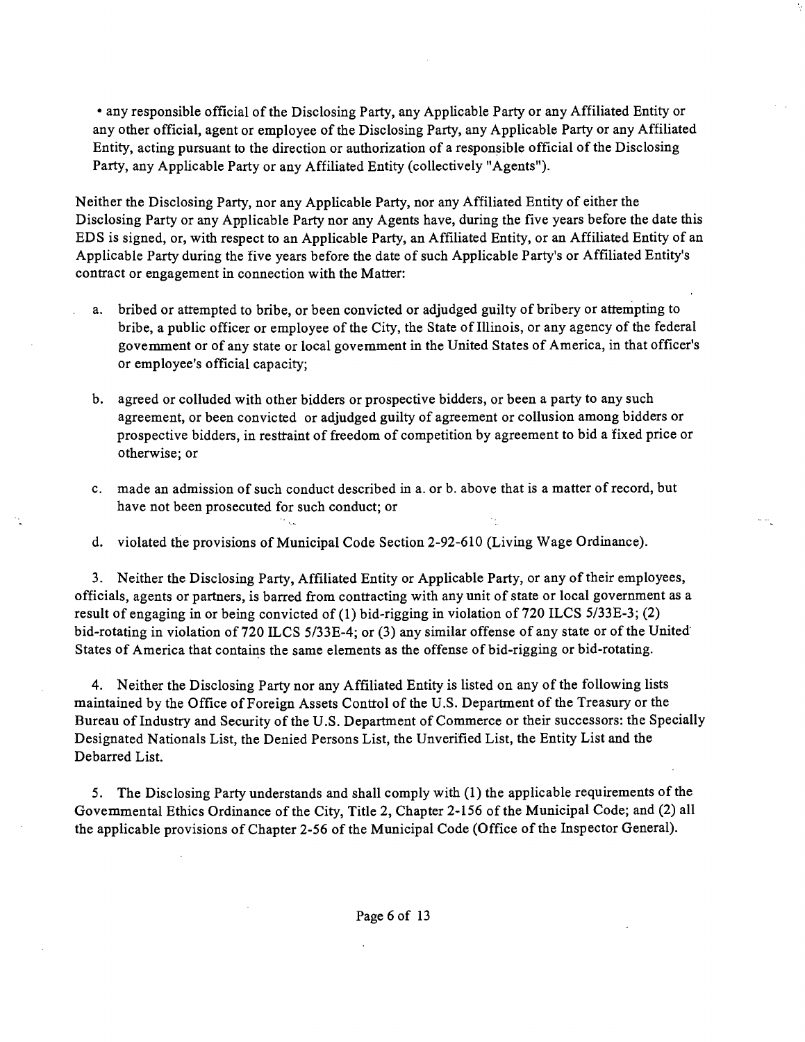• any responsible official of the Disclosing Party, any Applicable Party or any Affiliated Entity or any other official, agent or employee of the Disclosing Party, any Applicable Party or any Affiliated Entity, acting pursuant to the direction or authorization of a responsible official of the Disclosing Party, any Applicable Party or any Affiliated Entity (collectively "Agents").

Neither the Disclosing Party, nor any Applicable Party, nor any Affiliated Entity of either the Disclosing Party or any Applicable Party nor any Agents have, during the five years before the date this EDS is signed, or, with respect to an Applicable Party, an Affiliated Entity, or an Affiliated Entity of an Applicable Party during the five years before the date of such Applicable Party's or Affiliated Entity's contract or engagement in connection with the Matter:

a. bribed or attempted to bribe, or been convicted or adjudged guilty of bribery or attempting to bribe, a public officer or employee of the City, the State of Illinois, or any agency of the federal government or of any state or local government in the United States of America, in that officer's or employee's official capacity;

b. agreed or colluded with other bidders or prospective bidders, or been a party to any such agreement, or been convicted or adjudged guilty of agreement or collusion among bidders or prospective bidders, in restraint of freedom of competition by agreement to bid a fixed price or otherwise; or

c. made an admission of such conduct described in a. or b. above that is a matter of record, but have not been prosecuted for such conduct; or

d. violated the provisions of Municipal Code Section 2-92-610 (Living Wage Ordinance).

3. Neither the Disclosing Party, Affiliated Entity or Applicable Party, or any of their employees, officials, agents or partners, is barred from contracting with any unit of state or local government as a result of engaging in or being convicted of (1) bid-rigging in violation of 720 ILCS 5/33E-3; (2) bid-rotating in violation of 720 ILCS 5/33E-4; or (3) any similar offense of any state or of the United States of America that contains the same elements as the offense of bid-rigging or bid-rotating.

4. Neither the Disclosing Party nor any Affiliated Entity is listed on any of the following lists maintained by the Office of Foreign Assets Control of the U.S. Department of the Treasury or the Bureau of Industry and Security of the U.S. Department of Commerce or their successors: the Specially Designated Nationals List, the Denied Persons List, the Unverified List, the Entity List and the Debarred List.

5. The Disclosing Party understands and shall comply with (1) the applicable requirements of the Governmental Ethics Ordinance of the City, Title 2, Chapter 2-156 of the Municipal Code; and (2) all the applicable provisions of Chapter 2-56 of the Municipal Code (Office of the Inspector General).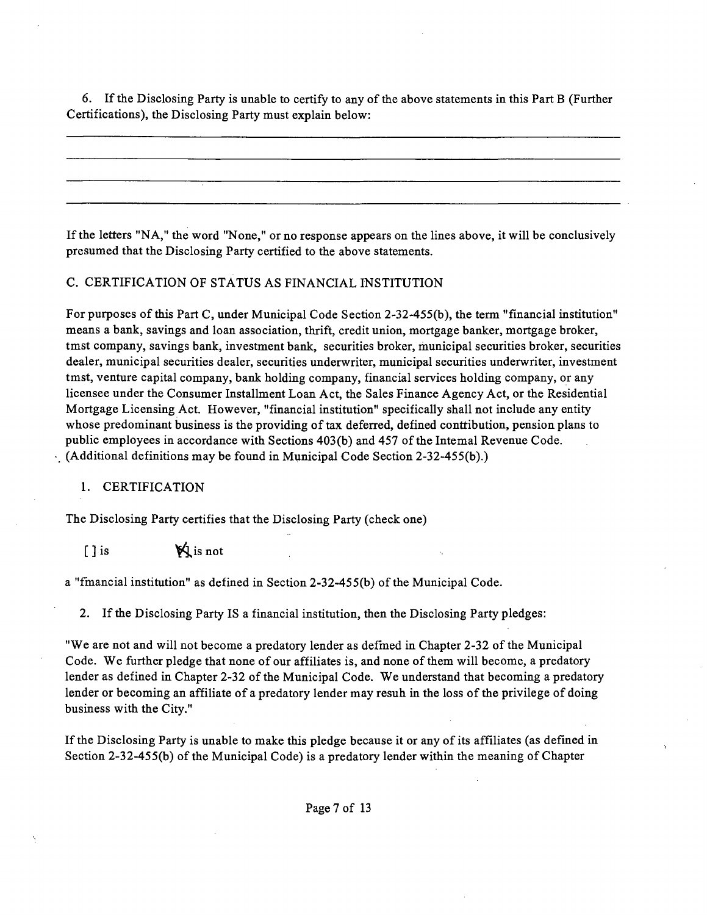6. If the Disclosing Party is unable to certify to any of the above statements in this Part B (Further Certifications), the Disclosing Party must explain below:

___

___

___

___

If the letters "NA," the word "None," or no response appears on the lines above, it will be conclusively presumed that the Disclosing Party certified to the above statements.

C. CERTIFICATION OF STATUS AS FINANCIAL INSTITUTION

For purposes of this Part C, under Municipal Code Section 2-32-455(b), the term "financial institution" means a bank, savings and loan association, thrift, credit union, mortgage banker, mortgage broker, tmst company, savings bank, investment bank, securities broker, municipal securities broker, securities dealer, municipal securities dealer, securities underwriter, municipal securities underwriter, investment tmst, venture capital company, bank holding company, financial services holding company, or any licensee under the Consumer Installment Loan Act, the Sales Finance Agency Act, or the Residential Mortgage Licensing Act. However, "financial institution" specifically shall not include any entity whose predominant business is the providing of tax deferred, defined contribution, pension plans to public employees in accordance with Sections 403(b) and 457 of the Intemal Revenue Code. (Additional definitions may be found in Municipal Code Section 2-32-455(b).)

1. CERTIFICATION

The Disclosing Party certifies that the Disclosing Party (check one)

[ ] is [X] is not

a "fmancial institution" as defined in Section 2-32-455(b) of the Municipal Code.

2. If the Disclosing Party IS a financial institution, then the Disclosing Party pledges:

"We are not and will not become a predatory lender as defmed in Chapter 2-32 of the Municipal Code. We further pledge that none of our affiliates is, and none of them will become, a predatory lender as defined in Chapter 2-32 of the Municipal Code. We understand that becoming a predatory lender or becoming an affiliate of a predatory lender may resuh in the loss of the privilege of doing business with the City."

If the Disclosing Party is unable to make this pledge because it or any of its affiliates (as defined in Section 2-32-455(b) of the Municipal Code) is a predatory lender within the meaning of Chapter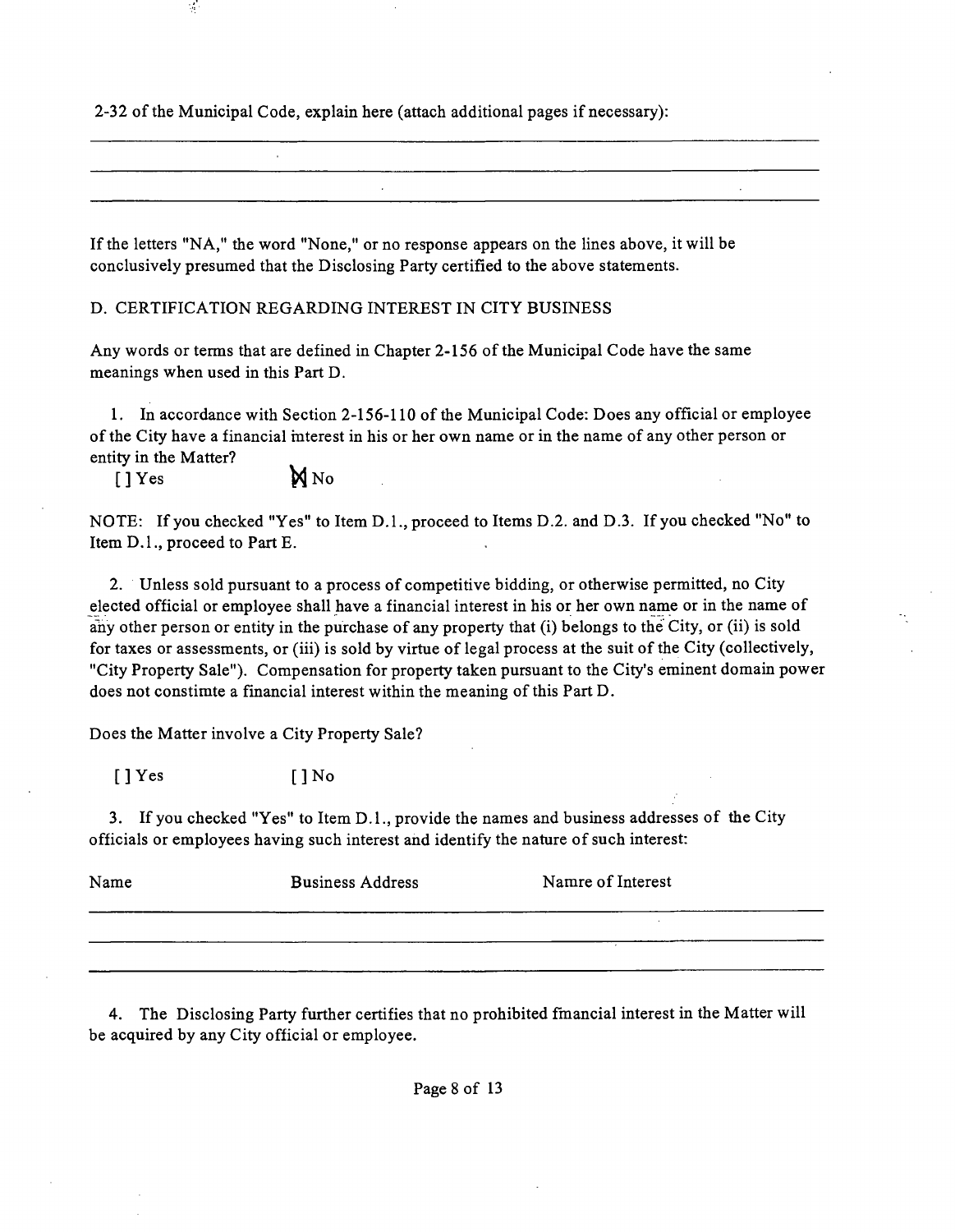2-32 of the Municipal Code, explain here (attach additional pages if necessary):

\_\_\_\_\_\_\_\_\_\_\_\_\_\_\_\_\_\_\_\_\_\_\_\_\_\_\_\_\_\_\_\_\_\_\_\_\_\_\_\_\_\_\_\_\_\_\_\_\_\_\_\_\_\_\_\_\_\_\_\_

\_\_\_\_\_\_\_\_\_\_\_\_\_\_\_\_\_\_\_\_\_\_\_\_\_\_\_\_\_\_\_\_\_\_\_\_\_\_\_\_\_\_\_\_\_\_\_\_\_\_\_\_\_\_\_\_\_\_\_\_

\_\_\_\_\_\_\_\_\_\_\_\_\_\_\_\_\_\_\_\_\_\_\_\_\_\_\_\_\_\_\_\_\_\_\_\_\_\_\_\_\_\_\_\_\_\_\_\_\_\_\_\_\_\_\_\_\_\_\_\_

If the letters "NA," the word "None," or no response appears on the lines above, it will be conclusively presumed that the Disclosing Party certified to the above statements.

D. CERTIFICATION REGARDING INTEREST IN CITY BUSINESS

Any words or terms that are defined in Chapter 2-156 of the Municipal Code have the same meanings when used in this Part D.

1. In accordance with Section 2-156-110 of the Municipal Code: Does any official or employee of the City have a financial interest in his or her own name or in the name of any other person or entity in the Matter?

[ ] Yes [X] No

NOTE: If you checked "Yes" to Item D.1., proceed to Items D.2. and D.3. If you checked "No" to Item D.1., proceed to Part E.

2. Unless sold pursuant to a process of competitive bidding, or otherwise permitted, no City elected official or employee shall have a financial interest in his or her own name or in the name of any other person or entity in the purchase of any property that (i) belongs to the City, or (ii) is sold for taxes or assessments, or (iii) is sold by virtue of legal process at the suit of the City (collectively, "City Property Sale"). Compensation for property taken pursuant to the City's eminent domain power does not constimte a financial interest within the meaning of this Part D.

Does the Matter involve a City Property Sale?

[ ] Yes [ ] No

3. If you checked "Yes" to Item D.1., provide the names and business addresses of the City officials or employees having such interest and identify the nature of such interest:

| Name | Business Address | Namre of Interest |
|---|---|---|
| | | |
| | | |
| | | |

4. The Disclosing Party further certifies that no prohibited fmancial interest in the Matter will be acquired by any City official or employee.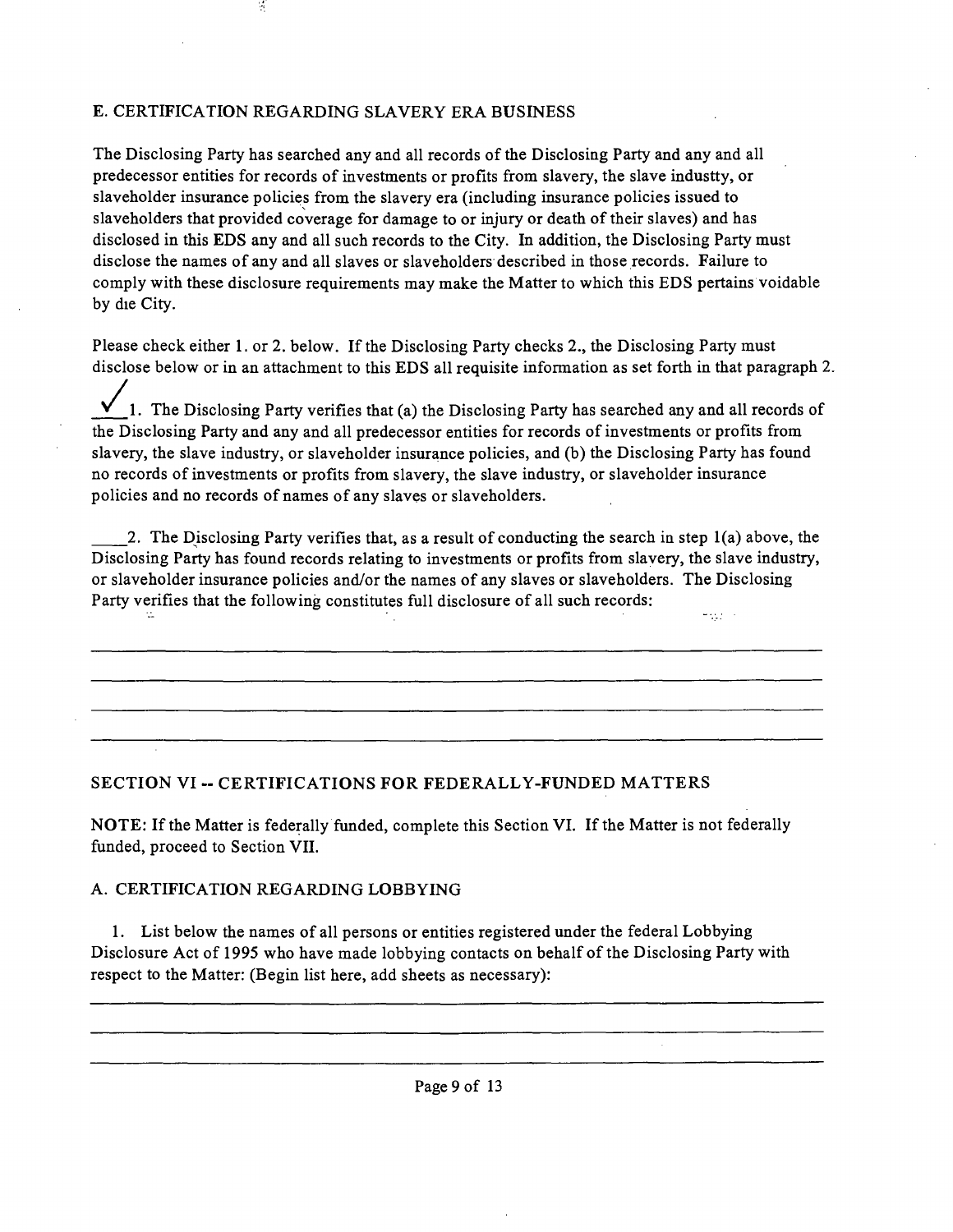E. CERTIFICATION REGARDING SLAVERY ERA BUSINESS

The Disclosing Party has searched any and all records of the Disclosing Party and any and all predecessor entities for records of investments or profits from slavery, the slave industty, or slaveholder insurance policies from the slavery era (including insurance policies issued to slaveholders that provided coverage for damage to or injury or death of their slaves) and has disclosed in this EDS any and all such records to the City. In addition, the Disclosing Party must disclose the names of any and all slaves or slaveholders described in those records. Failure to comply with these disclosure requirements may make the Matter to which this EDS pertains voidable by die City.

Please check either 1. or 2. below. If the Disclosing Party checks 2., the Disclosing Party must disclose below or in an attachment to this EDS all requisite information as set forth in that paragraph 2.

✓ 1. The Disclosing Party verifies that (a) the Disclosing Party has searched any and all records of the Disclosing Party and any and all predecessor entities for records of investments or profits from slavery, the slave industry, or slaveholder insurance policies, and (b) the Disclosing Party has found no records of investments or profits from slavery, the slave industry, or slaveholder insurance policies and no records of names of any slaves or slaveholders.

____ 2. The Disclosing Party verifies that, as a result of conducting the search in step 1(a) above, the Disclosing Party has found records relating to investments or profits from slavery, the slave industry, or slaveholder insurance policies and/or the names of any slaves or slaveholders. The Disclosing Party verifies that the following constitutes full disclosure of all such records:

___________________________________________________________________________

___________________________________________________________________________

___________________________________________________________________________

___________________________________________________________________________

## SECTION VI -- CERTIFICATIONS FOR FEDERALLY-FUNDED MATTERS

NOTE: If the Matter is federally funded, complete this Section VI. If the Matter is not federally funded, proceed to Section VII.

A. CERTIFICATION REGARDING LOBBYING

1. List below the names of all persons or entities registered under the federal Lobbying Disclosure Act of 1995 who have made lobbying contacts on behalf of the Disclosing Party with respect to the Matter: (Begin list here, add sheets as necessary):

___________________________________________________________________________

___________________________________________________________________________

___________________________________________________________________________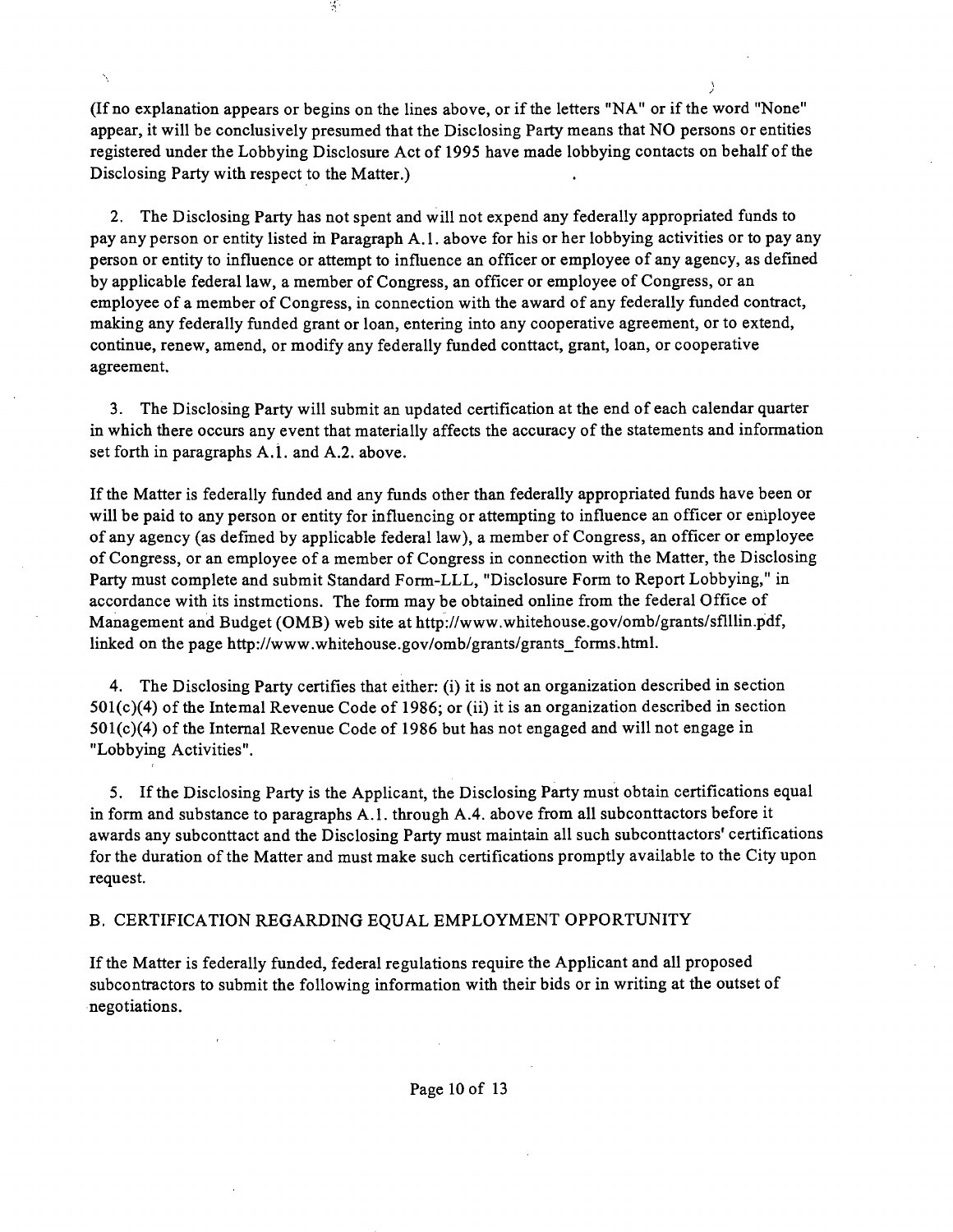(If no explanation appears or begins on the lines above, or if the letters "NA" or if the word "None" appear, it will be conclusively presumed that the Disclosing Party means that NO persons or entities registered under the Lobbying Disclosure Act of 1995 have made lobbying contacts on behalf of the Disclosing Party with respect to the Matter.)

2. The Disclosing Party has not spent and will not expend any federally appropriated funds to pay any person or entity listed in Paragraph A.1. above for his or her lobbying activities or to pay any person or entity to influence or attempt to influence an officer or employee of any agency, as defined by applicable federal law, a member of Congress, an officer or employee of Congress, or an employee of a member of Congress, in connection with the award of any federally funded contract, making any federally funded grant or loan, entering into any cooperative agreement, or to extend, continue, renew, amend, or modify any federally funded conttact, grant, loan, or cooperative agreement.

3. The Disclosing Party will submit an updated certification at the end of each calendar quarter in which there occurs any event that materially affects the accuracy of the statements and information set forth in paragraphs A.1. and A.2. above.

If the Matter is federally funded and any funds other than federally appropriated funds have been or will be paid to any person or entity for influencing or attempting to influence an officer or employee of any agency (as defined by applicable federal law), a member of Congress, an officer or employee of Congress, or an employee of a member of Congress in connection with the Matter, the Disclosing Party must complete and submit Standard Form-LLL, "Disclosure Form to Report Lobbying," in accordance with its instmctions. The form may be obtained online from the federal Office of Management and Budget (OMB) web site at http://www.whitehouse.gov/omb/grants/sflllin.pdf, linked on the page http://www.whitehouse.gov/omb/grants/grants_forms.html.

4. The Disclosing Party certifies that either: (i) it is not an organization described in section 501(c)(4) of the Intemal Revenue Code of 1986; or (ii) it is an organization described in section 501(c)(4) of the Internal Revenue Code of 1986 but has not engaged and will not engage in "Lobbying Activities".

5. If the Disclosing Party is the Applicant, the Disclosing Party must obtain certifications equal in form and substance to paragraphs A.1. through A.4. above from all subconttactors before it awards any subconttact and the Disclosing Party must maintain all such subconttactors' certifications for the duration of the Matter and must make such certifications promptly available to the City upon request.

B. CERTIFICATION REGARDING EQUAL EMPLOYMENT OPPORTUNITY

If the Matter is federally funded, federal regulations require the Applicant and all proposed subcontractors to submit the following information with their bids or in writing at the outset of negotiations.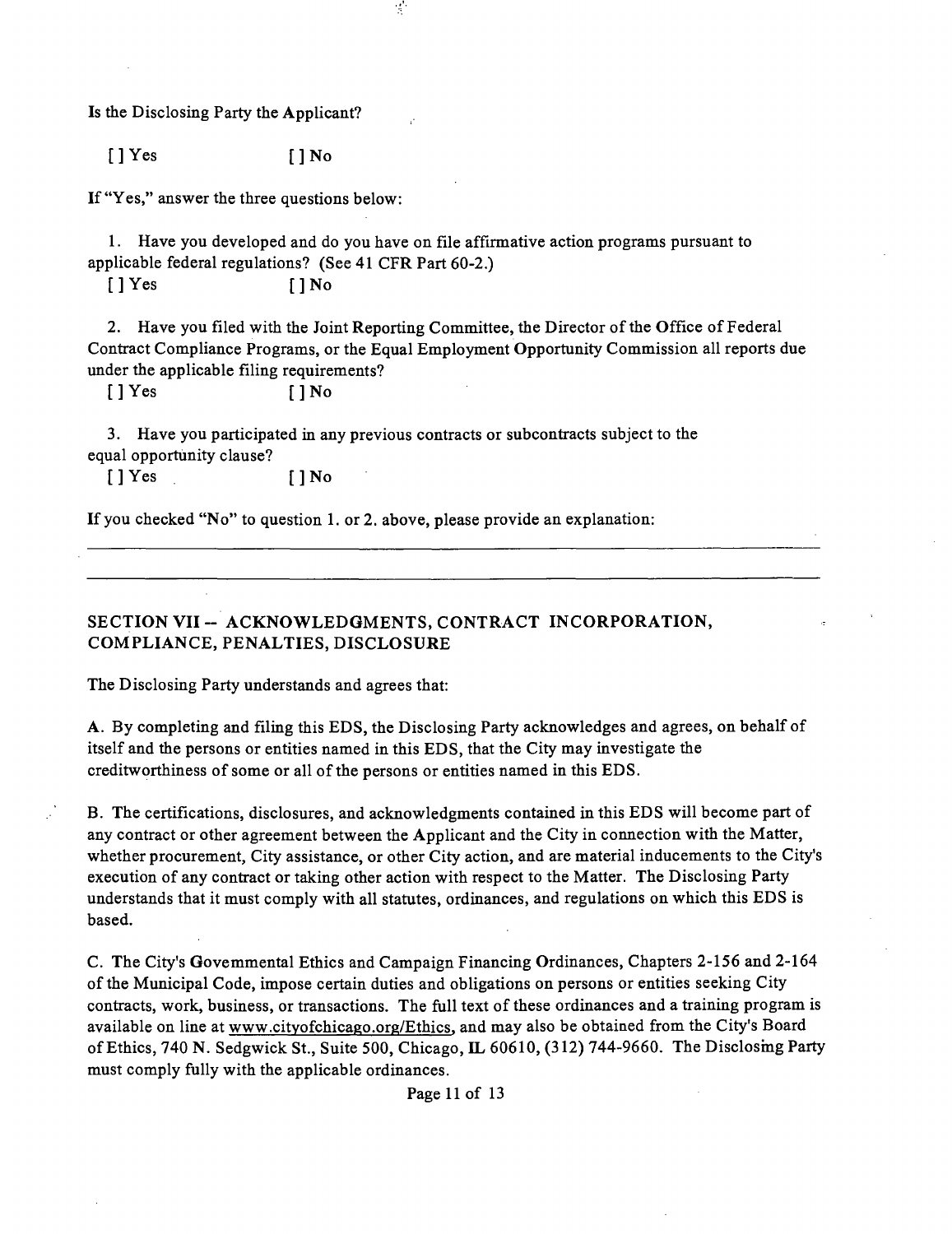Is the Disclosing Party the Applicant?

[ ] Yes [ ] No

If "Yes," answer the three questions below:

1. Have you developed and do you have on file affirmative action programs pursuant to applicable federal regulations? (See 41 CFR Part 60-2.)

[ ] Yes [ ] No

2. Have you filed with the Joint Reporting Committee, the Director of the Office of Federal Contract Compliance Programs, or the Equal Employment Opportunity Commission all reports due under the applicable filing requirements?

[ ] Yes [ ] No

3. Have you participated in any previous contracts or subcontracts subject to the equal opportunity clause?

[ ] Yes [ ] No

If you checked "No" to question 1. or 2. above, please provide an explanation:

______________________________________________________________________________

______________________________________________________________________________

## SECTION VII -- ACKNOWLEDGMENTS, CONTRACT INCORPORATION, COMPLIANCE, PENALTIES, DISCLOSURE

The Disclosing Party understands and agrees that:

A. By completing and filing this EDS, the Disclosing Party acknowledges and agrees, on behalf of itself and the persons or entities named in this EDS, that the City may investigate the creditworthiness of some or all of the persons or entities named in this EDS.

B. The certifications, disclosures, and acknowledgments contained in this EDS will become part of any contract or other agreement between the Applicant and the City in connection with the Matter, whether procurement, City assistance, or other City action, and are material inducements to the City's execution of any contract or taking other action with respect to the Matter. The Disclosing Party understands that it must comply with all statutes, ordinances, and regulations on which this EDS is based.

C. The City's Governmental Ethics and Campaign Financing Ordinances, Chapters 2-156 and 2-164 of the Municipal Code, impose certain duties and obligations on persons or entities seeking City contracts, work, business, or transactions. The full text of these ordinances and a training program is available on line at www.cityofchicago.org/Ethics, and may also be obtained from the City's Board of Ethics, 740 N. Sedgwick St., Suite 500, Chicago, IL 60610, (312) 744-9660. The Disclosing Party must comply fully with the applicable ordinances.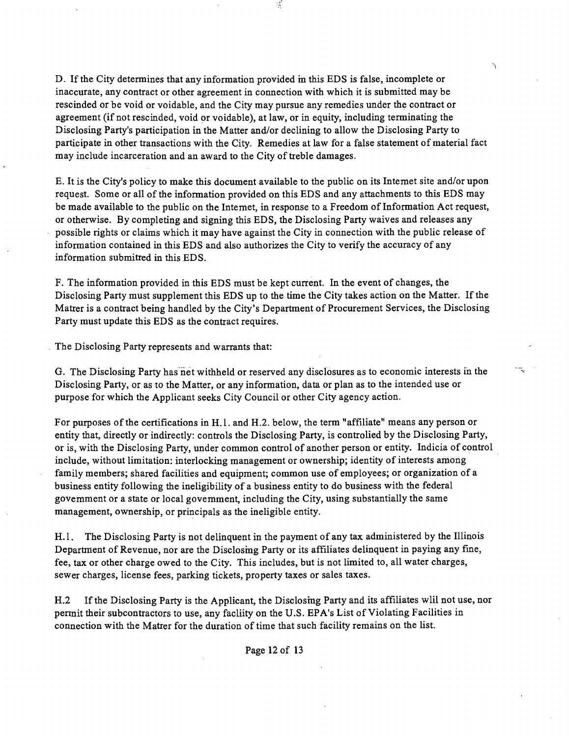D. If the City determines that any information provided in this EDS is false, incomplete or inaccurate, any contract or other agreement in connection with which it is submitted may be rescinded or be void or voidable, and the City may pursue any remedies under the contract or agreement (if not rescinded, void or voidable), at law, or in equity, including terminating the Disclosing Party's participation in the Matter and/or declining to allow the Disclosing Party to participate in other transactions with the City. Remedies at law for a false statement of material fact may include incarceration and an award to the City of treble damages.

E. It is the City's policy to make this document available to the public on its Internet site and/or upon request. Some or all of the information provided on this EDS and any attachments to this EDS may be made available to the public on the Internet, in response to a Freedom of Information Act request, or otherwise. By completing and signing this EDS, the Disclosing Party waives and releases any possible rights or claims which it may have against the City in connection with the public release of information contained in this EDS and also authorizes the City to verify the accuracy of any information submitted in this EDS.

F. The information provided in this EDS must be kept current. In the event of changes, the Disclosing Party must supplement this EDS up to the time the City takes action on the Matter. If the Matter is a contract being handled by the City's Department of Procurement Services, the Disclosing Party must update this EDS as the contract requires.

The Disclosing Party represents and warrants that:

G. The Disclosing Party has not withheld or reserved any disclosures as to economic interests in the Disclosing Party, or as to the Matter, or any information, data or plan as to the intended use or purpose for which the Applicant seeks City Council or other City agency action.

For purposes of the certifications in H.1. and H.2. below, the term "affiliate" means any person or entity that, directly or indirectly: controls the Disclosing Party, is controlled by the Disclosing Party, or is, with the Disclosing Party, under common control of another person or entity. Indicia of control include, without limitation: interlocking management or ownership; identity of interests among family members; shared facilities and equipment; common use of employees; or organization of a business entity following the ineligibility of a business entity to do business with the federal government or a state or local government, including the City, using substantially the same management, ownership, or principals as the ineligible entity.

H.1. The Disclosing Party is not delinquent in the payment of any tax administered by the Illinois Department of Revenue, nor are the Disclosing Party or its affiliates delinquent in paying any fine, fee, tax or other charge owed to the City. This includes, but is not limited to, all water charges, sewer charges, license fees, parking tickets, property taxes or sales taxes.

H.2 If the Disclosing Party is the Applicant, the Disclosing Party and its affiliates will not use, nor permit their subcontractors to use, any facility on the U.S. EPA's List of Violating Facilities in connection with the Matter for the duration of time that such facility remains on the list.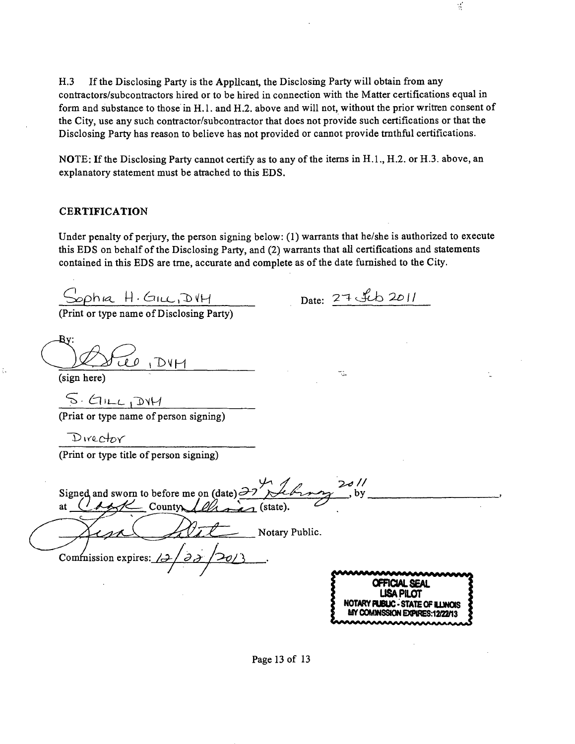H.3 If the Disclosing Party is the Applicant, the Disclosing Party will obtain from any contractors/subcontractors hired or to be hired in connection with the Matter certifications equal in form and substance to those in H.1. and H.2. above and will not, without the prior written consent of the City, use any such contractor/subcontractor that does not provide such certifications or that the Disclosing Party has reason to believe has not provided or cannot provide trnthful certifications.

NOTE: If the Disclosing Party cannot certify as to any of the items in H.1., H.2. or H.3. above, an explanatory statement must be atrached to this EDS.

## CERTIFICATION

Under penalty of perjury, the person signing below: (1) warrants that he/she is authorized to execute this EDS on behalf of the Disclosing Party, and (2) warrants that all certifications and statements contained in this EDS are trne, accurate and complete as of the date furnished to the City.

Sophia H. Gill, DVM
(Print or type name of Disclosing Party)

Date: 27 Feb 2011

By: _______, DVM
(sign here)

S. Gill, DVM
(Priat or type name of person signing)

Director
(Print or type title of person signing)

Signed and sworn to before me on (date) 27 February 2011, by _______________,
at Cook County, Illinois (state).

_______________ Notary Public.

Commission expires: 12/22/2013.

OFFICIAL SEAL
LISA PILOT
NOTARY PUBLIC - STATE OF ILLINOIS
MY COMMISSION EXPIRES:12/22/13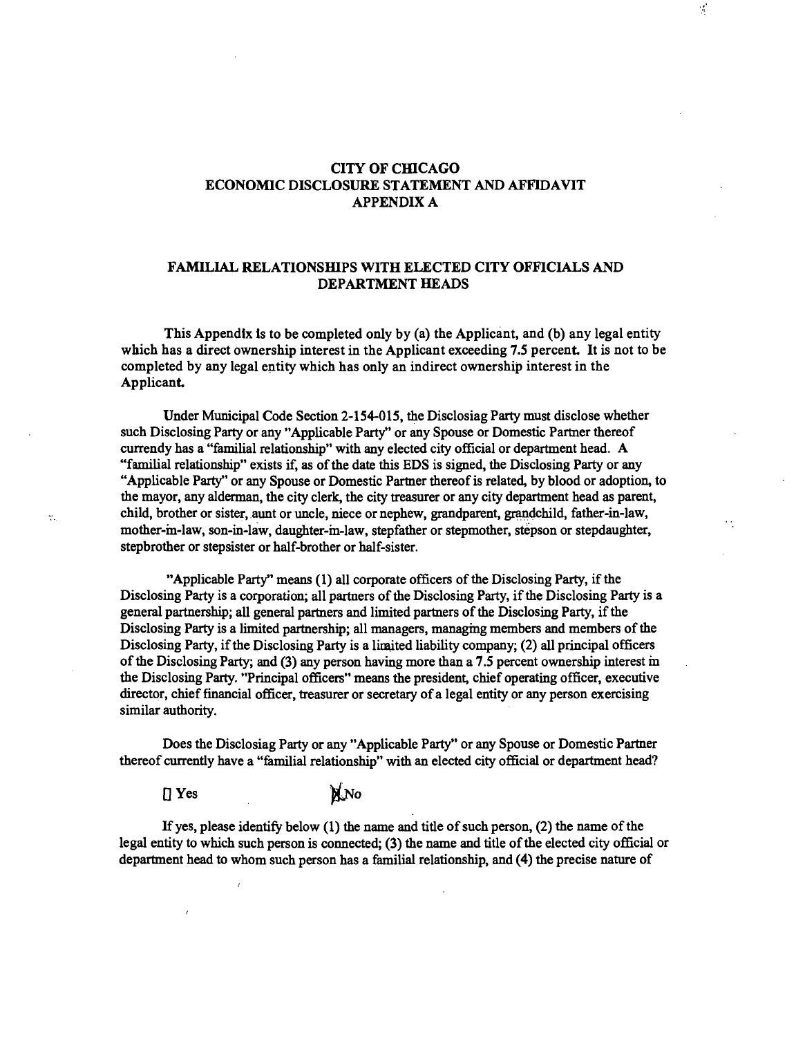# CITY OF CHICAGO
# ECONOMIC DISCLOSURE STATEMENT AND AFFIDAVIT
# APPENDIX A

## FAMILIAL RELATIONSHIPS WITH ELECTED CITY OFFICIALS AND DEPARTMENT HEADS

**This Appendix is to be completed only by (a) the Applicant, and (b) any legal entity which has a direct ownership interest in the Applicant exceeding 7.5 percent. It is not to be completed by any legal entity which has only an indirect ownership interest in the Applicant.**

Under Municipal Code Section 2-154-015, the Disclosiag Party must disclose whether such Disclosing Party or any "Applicable Party" or any Spouse or Domestic Partner thereof currendy has a "familial relationship" with any elected city official or department head. A "familial relationship" exists if, as of the date this EDS is signed, the Disclosing Party or any "Applicable Party" or any Spouse or Domestic Partner thereof is related, by blood or adoption, to the mayor, any alderman, the city clerk, the city treasurer or any city department head as parent, child, brother or sister, aunt or uncle, niece or nephew, grandparent, grandchild, father-in-law, mother-in-law, son-in-law, daughter-in-law, stepfather or stepmother, stepson or stepdaughter, stepbrother or stepsister or half-brother or half-sister.

"Applicable Party" means (1) all corporate officers of the Disclosing Party, if the Disclosing Party is a corporation; all partners of the Disclosing Party, if the Disclosing Party is a general partnership; all general partners and limited partners of the Disclosing Party, if the Disclosing Party is a limited partnership; all managers, managing members and members of the Disclosing Party, if the Disclosing Party is a limited liability company; (2) all principal officers of the Disclosing Party; and (3) any person having more than a 7.5 percent ownership interest in the Disclosing Party. "Principal officers" means the president, chief operating officer, executive director, chief financial officer, treasurer or secretary of a legal entity or any person exercising similar authority.

Does the Disclosiag Party or any "Applicable Party" or any Spouse or Domestic Partner thereof currently have a "familial relationship" with an elected city official or department head?

[ ] Yes [X] No

If yes, please identify below (1) the name and title of such person, (2) the name of the legal entity to which such person is connected; (3) the name and title of the elected city official or department head to whom such person has a familial relationship, and (4) the precise nature of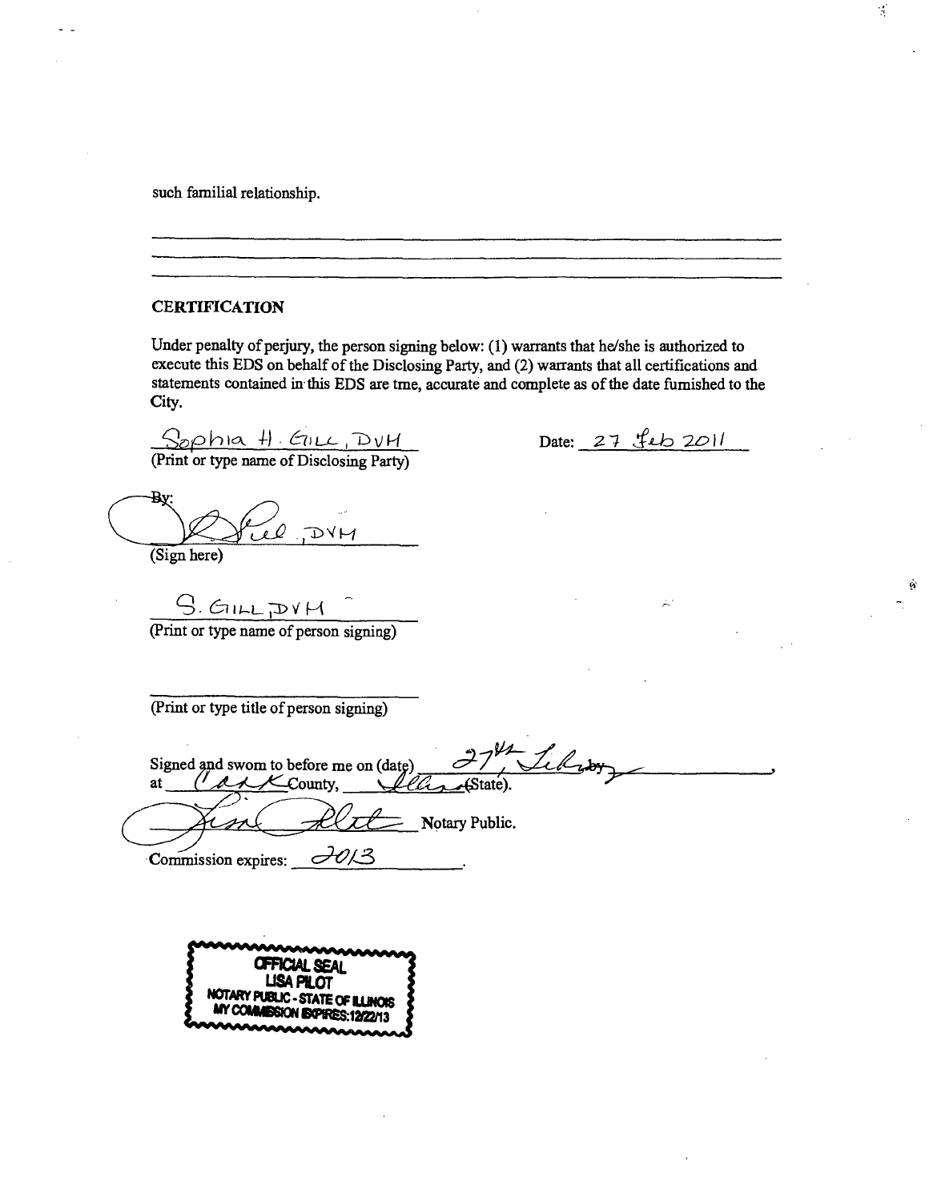such familial relationship.

---

---

---

### CERTIFICATION

Under penalty of perjury, the person signing below: (1) warrants that he/she is authorized to execute this EDS on behalf of the Disclosing Party, and (2) warrants that all certifications and statements contained in this EDS are true, accurate and complete as of the date furnished to the City.

Sophia H. Gill, DVM
(Print or type name of Disclosing Party)

Date: 27 Feb 2011

By: [signature], DVM
(Sign here)

S. GILL DVM
(Print or type name of person signing)

(Print or type title of person signing)

Signed and sworn to before me on (date) 27th Feb by ________,
at Cook County, Illinois (State).

[signature] Notary Public.

Commission expires: 2013.

OFFICIAL SEAL
LISA PILOT
NOTARY PUBLIC - STATE OF ILLINOIS
MY COMMISSION EXPIRES:12/22/13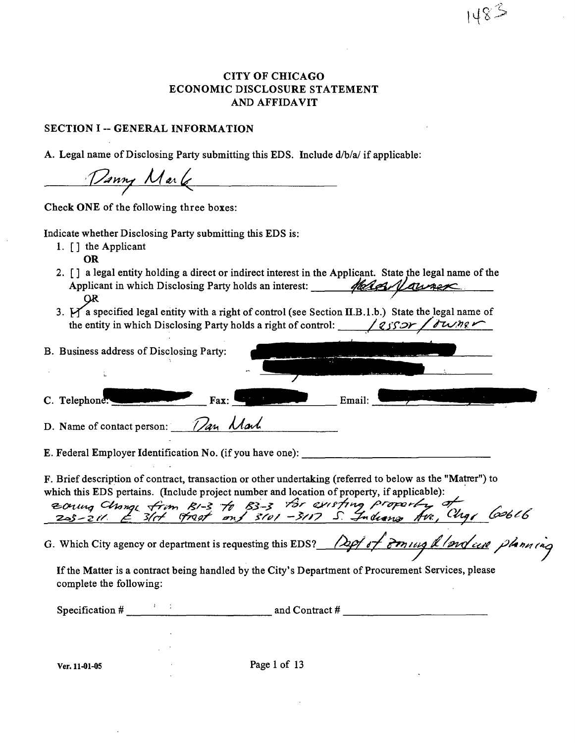1483

# CITY OF CHICAGO
# ECONOMIC DISCLOSURE STATEMENT
# AND AFFIDAVIT

## SECTION I -- GENERAL INFORMATION

A. Legal name of Disclosing Party submitting this EDS. Include d/b/a/ if applicable:

Danny Mark

Check **ONE** of the following three boxes:

Indicate whether Disclosing Party submitting this EDS is:

1. [ ] the Applicant
   **OR**
2. [ ] a legal entity holding a direct or indirect interest in the Applicant. State the legal name of the Applicant in which Disclosing Party holds an interest: Helen Vawser
   **OR**
3. [✓] a specified legal entity with a right of control (see Section II.B.1.b.) State the legal name of the entity in which Disclosing Party holds a right of control: lessor / owner

B. Business address of Disclosing Party: [REDACTED]

C. Telephone: [REDACTED] Fax: [REDACTED] Email: [REDACTED]

D. Name of contact person: Dan Mark

E. Federal Employer Identification No. (if you have one): ____________________

F. Brief description of contract, transaction or other undertaking (referred to below as the "Matter") to which this EDS pertains. (Include project number and location of property, if applicable):

zoning change from B1-3 to B3-3 for existing property at 205-211 E 31st Street and 3101-3117 S. Indiana Ave, Chgo 60616

G. Which City agency or department is requesting this EDS? Dept of Zoning & land use planning

If the Matter is a contract being handled by the City's Department of Procurement Services, please complete the following:

Specification # ____________________ and Contract # ____________________

Ver. 11-01-05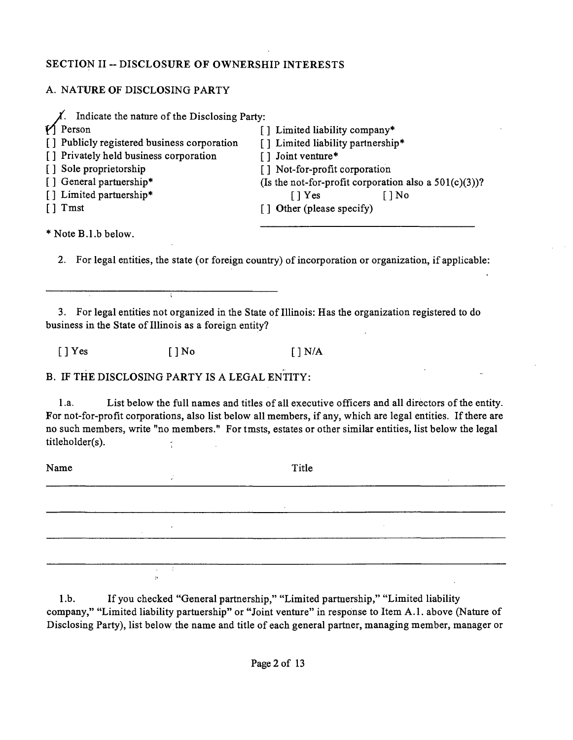## SECTION II -- DISCLOSURE OF OWNERSHIP INTERESTS

### A. NATURE OF DISCLOSING PARTY

1. Indicate the nature of the Disclosing Party:

[X] Person
[ ] Publicly registered business corporation
[ ] Privately held business corporation
[ ] Sole proprietorship
[ ] General partnership*
[ ] Limited partnership*
[ ] Tmst
[ ] Limited liability company*
[ ] Limited liability partnership*
[ ] Joint venture*
[ ] Not-for-profit corporation
(Is the not-for-profit corporation also a 501(c)(3))?
[ ] Yes [ ] No
[ ] Other (please specify)

______________________________

* Note B.1.b below.

2. For legal entities, the state (or foreign country) of incorporation or organization, if applicable:

______________________________

3. For legal entities not organized in the State of Illinois: Has the organization registered to do business in the State of Illinois as a foreign entity?

[ ] Yes [ ] No [ ] N/A

### B. IF THE DISCLOSING PARTY IS A LEGAL ENTITY:

1.a. List below the full names and titles of all executive officers and all directors of the entity. For not-for-profit corporations, also list below all members, if any, which are legal entities. If there are no such members, write "no members." For tmsts, estates or other similar entities, list below the legal titleholder(s).

| Name | Title |
|---|---|
| | |
| | |
| | |
| | |

1.b. If you checked "General partnership," "Limited partnership," "Limited liability company," "Limited liability partnership" or "Joint venture" in response to Item A.1. above (Nature of Disclosing Party), list below the name and title of each general partner, managing member, manager or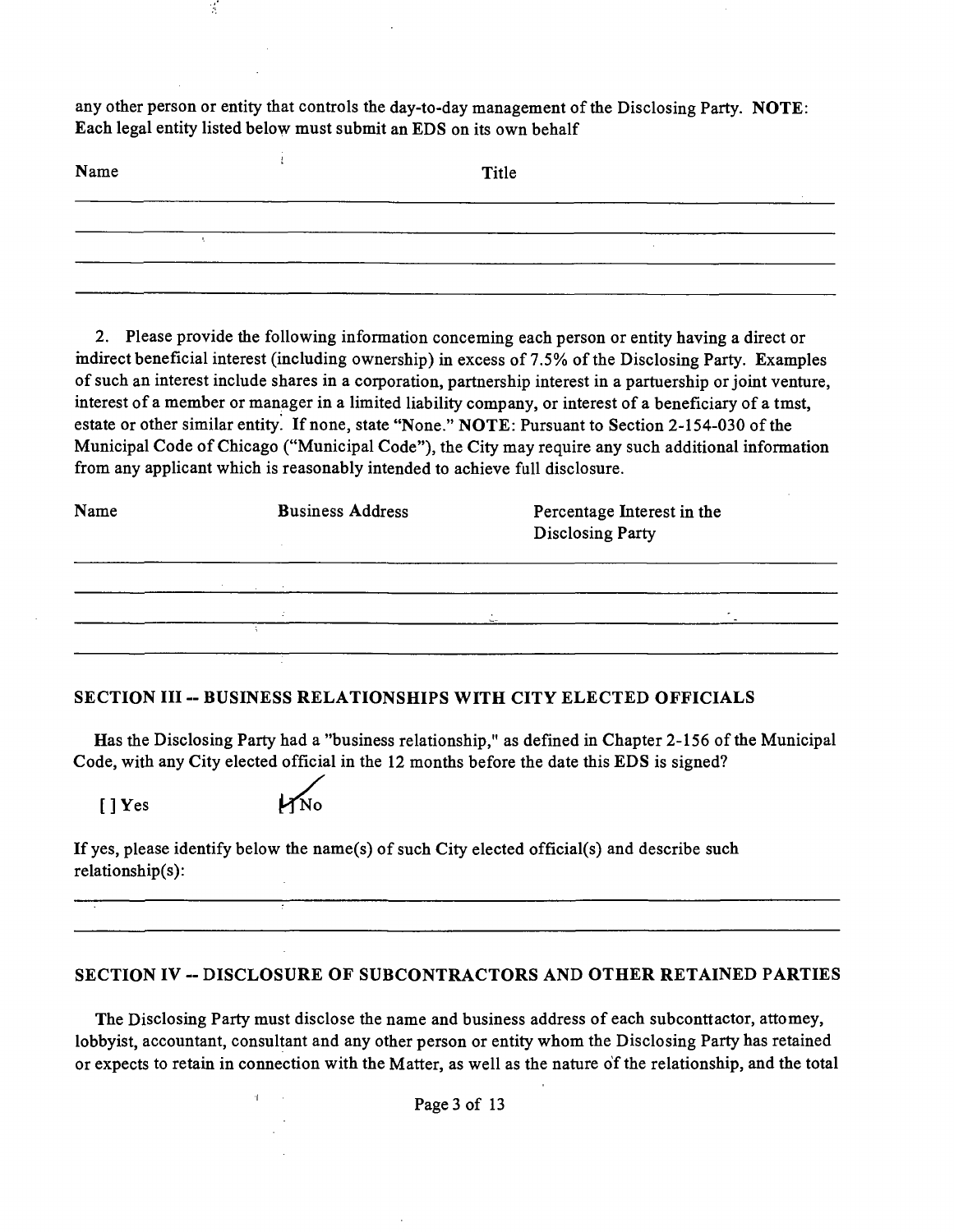any other person or entity that controls the day-to-day management of the Disclosing Party. **NOTE**: Each legal entity listed below must submit an EDS on its own behalf

| Name | Title |
|---|---|
| | |
| | |
| | |
| | |

2. Please provide the following information concerning each person or entity having a direct or indirect beneficial interest (including ownership) in excess of 7.5% of the Disclosing Party. Examples of such an interest include shares in a corporation, partnership interest in a partuership or joint venture, interest of a member or manager in a limited liability company, or interest of a beneficiary of a tmst, estate or other similar entity. If none, state "None." **NOTE**: Pursuant to Section 2-154-030 of the Municipal Code of Chicago ("Municipal Code"), the City may require any such additional information from any applicant which is reasonably intended to achieve full disclosure.

| Name | Business Address | Percentage Interest in the Disclosing Party |
|---|---|---|
| | | |
| | | |
| | | |
| | | |

## SECTION III -- BUSINESS RELATIONSHIPS WITH CITY ELECTED OFFICIALS

Has the Disclosing Party had a "business relationship," as defined in Chapter 2-156 of the Municipal Code, with any City elected official in the 12 months before the date this EDS is signed?

[ ] Yes [✓] No

If yes, please identify below the name(s) of such City elected official(s) and describe such relationship(s):

## SECTION IV -- DISCLOSURE OF SUBCONTRACTORS AND OTHER RETAINED PARTIES

The Disclosing Party must disclose the name and business address of each subconttactor, attomey, lobbyist, accountant, consultant and any other person or entity whom the Disclosing Party has retained or expects to retain in connection with the Matter, as well as the nature of the relationship, and the total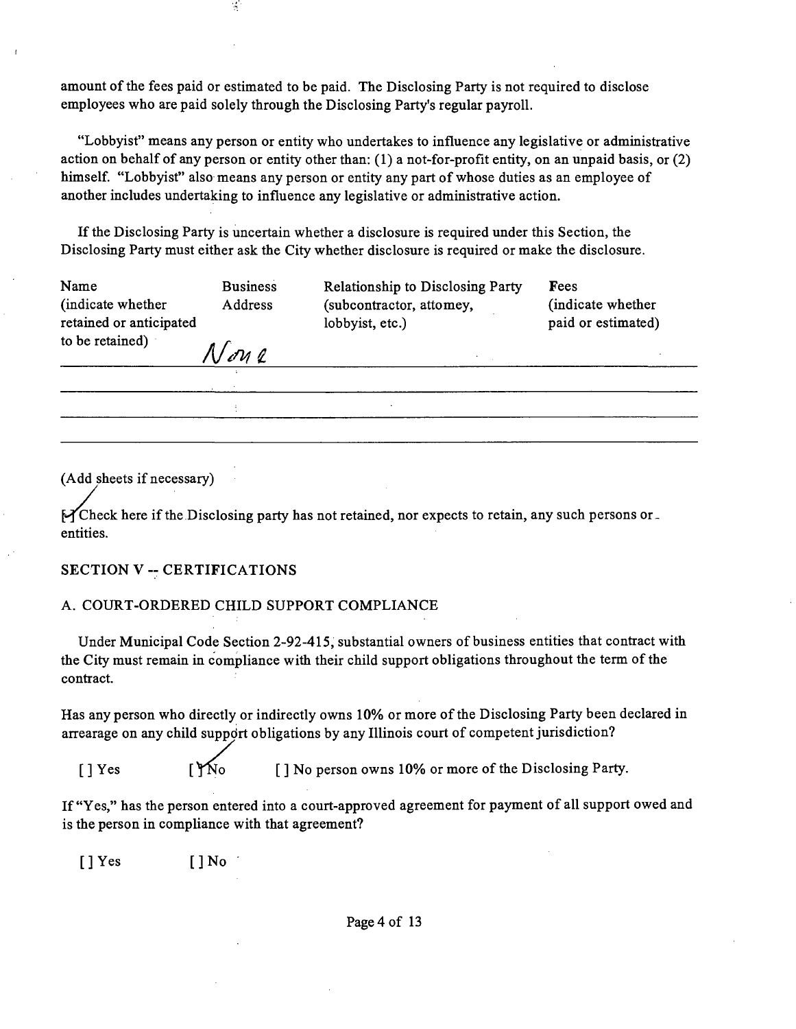amount of the fees paid or estimated to be paid. The Disclosing Party is not required to disclose employees who are paid solely through the Disclosing Party's regular payroll.

"Lobbyist" means any person or entity who undertakes to influence any legislative or administrative action on behalf of any person or entity other than: (1) a not-for-profit entity, on an unpaid basis, or (2) himself. "Lobbyist" also means any person or entity any part of whose duties as an employee of another includes undertaking to influence any legislative or administrative action.

If the Disclosing Party is uncertain whether a disclosure is required under this Section, the Disclosing Party must either ask the City whether disclosure is required or make the disclosure.

| Name (indicate whether retained or anticipated to be retained) | Business Address | Relationship to Disclosing Party (subcontractor, attorney, lobbyist, etc.) | Fees (indicate whether paid or estimated) |
|---|---|---|---|
| | None | | |
| | | | |
| | | | |
| | | | |

(Add sheets if necessary)

[✓] Check here if the Disclosing party has not retained, nor expects to retain, any such persons or entities.

## SECTION V -- CERTIFICATIONS

### A. COURT-ORDERED CHILD SUPPORT COMPLIANCE

Under Municipal Code Section 2-92-415, substantial owners of business entities that contract with the City must remain in compliance with their child support obligations throughout the term of the contract.

Has any person who directly or indirectly owns 10% or more of the Disclosing Party been declared in arrearage on any child support obligations by any Illinois court of competent jurisdiction?

[ ] Yes [✓] No [ ] No person owns 10% or more of the Disclosing Party.

If "Yes," has the person entered into a court-approved agreement for payment of all support owed and is the person in compliance with that agreement?

[ ] Yes [ ] No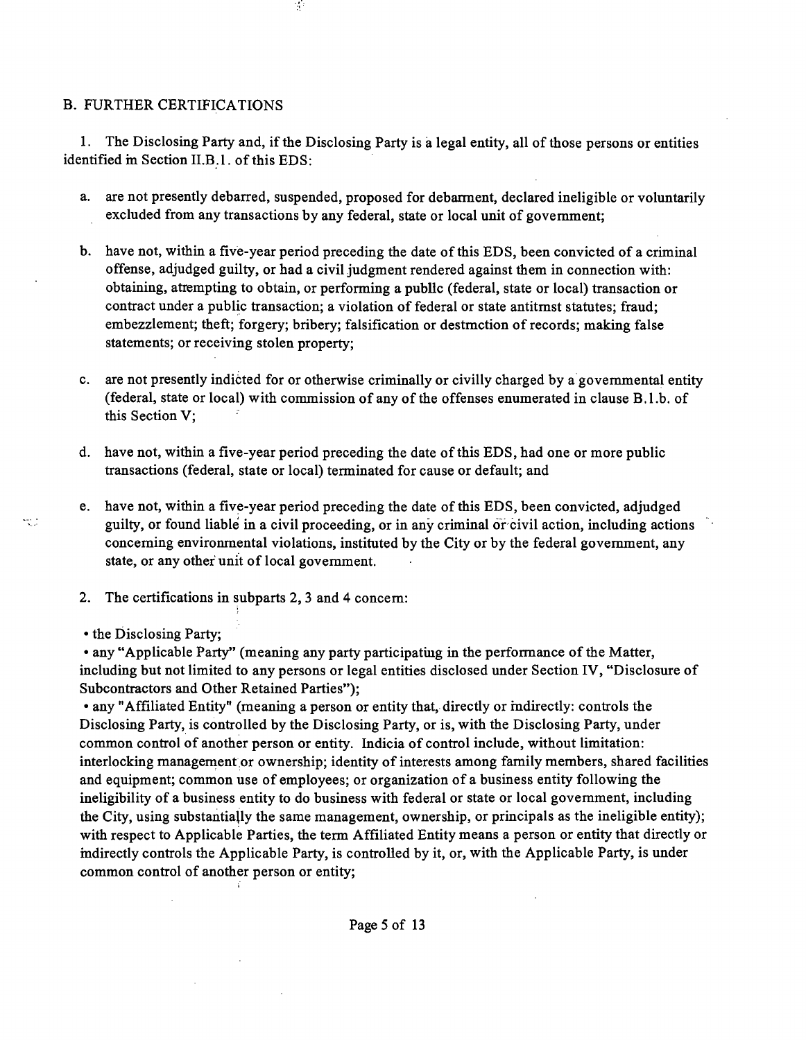## B. FURTHER CERTIFICATIONS

1. The Disclosing Party and, if the Disclosing Party is a legal entity, all of those persons or entities identified in Section II.B.1. of this EDS:

   a. are not presently debarred, suspended, proposed for debarment, declared ineligible or voluntarily excluded from any transactions by any federal, state or local unit of government;

   b. have not, within a five-year period preceding the date of this EDS, been convicted of a criminal offense, adjudged guilty, or had a civil judgment rendered against them in connection with: obtaining, atrempting to obtain, or performing a publlc (federal, state or local) transaction or contract under a public transaction; a violation of federal or state antitmst statutes; fraud; embezzlement; theft; forgery; bribery; falsification or destmction of records; making false statements; or receiving stolen property;

   c. are not presently indicted for or otherwise criminally or civilly charged by a governmental entity (federal, state or local) with commission of any of the offenses enumerated in clause B.1.b. of this Section V;

   d. have not, within a five-year period preceding the date of this EDS, had one or more public transactions (federal, state or local) terminated for cause or default; and

   e. have not, within a five-year period preceding the date of this EDS, been convicted, adjudged guilty, or found liable in a civil proceeding, or in any criminal or civil action, including actions conceming environmental violations, instituted by the City or by the federal government, any state, or any other unit of local government.

2. The certifications in subparts 2, 3 and 4 concem:

- the Disclosing Party;
- any "Applicable Party" (meaning any party participating in the performance of the Matter, including but not limited to any persons or legal entities disclosed under Section IV, "Disclosure of Subcontractors and Other Retained Parties");
- any "Affiliated Entity" (meaning a person or entity that, directly or indirectly: controls the Disclosing Party, is controlled by the Disclosing Party, or is, with the Disclosing Party, under common control of another person or entity. Indicia of control include, without limitation: interlocking management or ownership; identity of interests among family members, shared facilities and equipment; common use of employees; or organization of a business entity following the ineligibility of a business entity to do business with federal or state or local government, including the City, using substantially the same management, ownership, or principals as the ineligible entity); with respect to Applicable Parties, the term Affiliated Entity means a person or entity that directly or indirectly controls the Applicable Party, is controlled by it, or, with the Applicable Party, is under common control of another person or entity;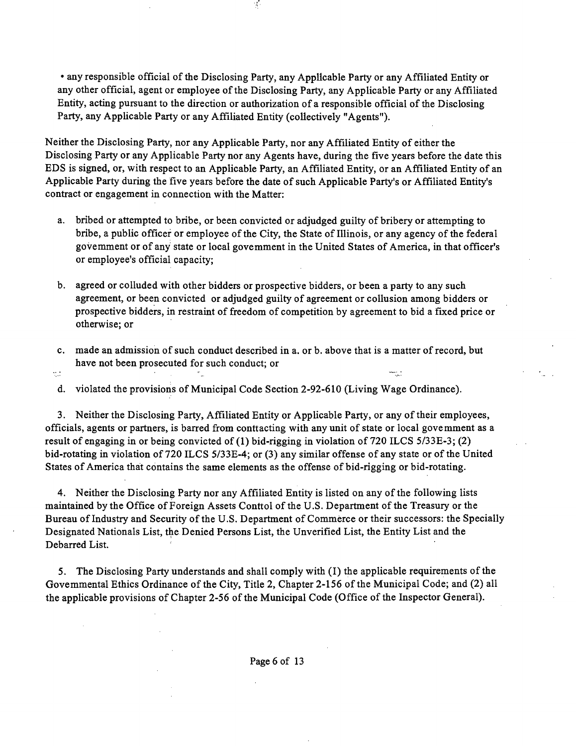- any responsible official of the Disclosing Party, any Applicable Party or any Affiliated Entity or any other official, agent or employee of the Disclosing Party, any Applicable Party or any Affiliated Entity, acting pursuant to the direction or authorization of a responsible official of the Disclosing Party, any Applicable Party or any Affiliated Entity (collectively "Agents").

Neither the Disclosing Party, nor any Applicable Party, nor any Affiliated Entity of either the Disclosing Party or any Applicable Party nor any Agents have, during the five years before the date this EDS is signed, or, with respect to an Applicable Party, an Affiliated Entity, or an Affiliated Entity of an Applicable Party during the five years before the date of such Applicable Party's or Affiliated Entity's contract or engagement in connection with the Matter:

a. bribed or attempted to bribe, or been convicted or adjudged guilty of bribery or attempting to bribe, a public officer or employee of the City, the State of Illinois, or any agency of the federal government or of any state or local govemment in the United States of America, in that officer's or employee's official capacity;

b. agreed or colluded with other bidders or prospective bidders, or been a party to any such agreement, or been convicted or adjudged guilty of agreement or collusion among bidders or prospective bidders, in restraint of freedom of competition by agreement to bid a fixed price or otherwise; or

c. made an admission of such conduct described in a. or b. above that is a matter of record, but have not been prosecuted for such conduct; or

d. violated the provisions of Municipal Code Section 2-92-610 (Living Wage Ordinance).

3. Neither the Disclosing Party, Affiliated Entity or Applicable Party, or any of their employees, officials, agents or partners, is barred from conttacting with any unit of state or local govemment as a result of engaging in or being convicted of (1) bid-rigging in violation of 720 ILCS 5/33E-3; (2) bid-rotating in violation of 720 ILCS 5/33E-4; or (3) any similar offense of any state or of the United States of America that contains the same elements as the offense of bid-rigging or bid-rotating.

4. Neither the Disclosing Party nor any Affiliated Entity is listed on any of the following lists maintained by the Office of Foreign Assets Conttol of the U.S. Department of the Treasury or the Bureau of Industry and Security of the U.S. Department of Commerce or their successors: the Specially Designated Nationals List, the Denied Persons List, the Unverified List, the Entity List and the Debarred List.

5. The Disclosing Party understands and shall comply with (1) the applicable requirements of the Govemmental Ethics Ordinance of the City, Title 2, Chapter 2-156 of the Municipal Code; and (2) all the applicable provisions of Chapter 2-56 of the Municipal Code (Office of the Inspector General).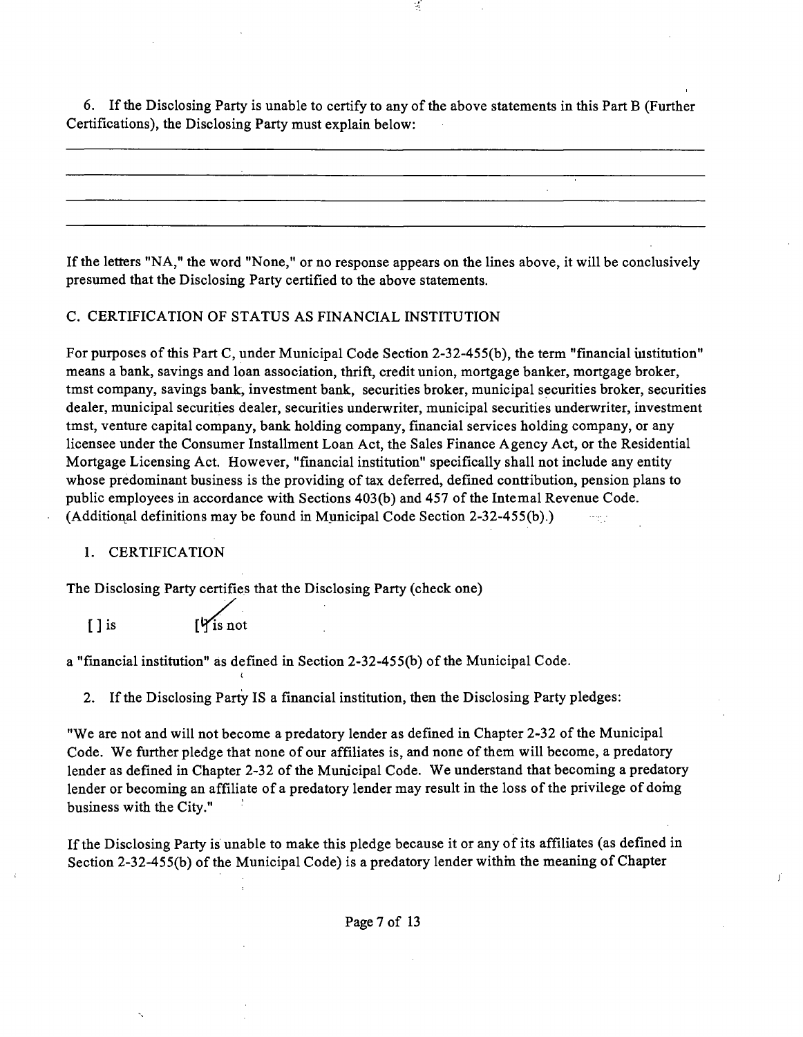6. If the Disclosing Party is unable to certify to any of the above statements in this Part B (Further Certifications), the Disclosing Party must explain below:

_______________________________________________________________________________

_______________________________________________________________________________

_______________________________________________________________________________

_______________________________________________________________________________

If the letters "NA," the word "None," or no response appears on the lines above, it will be conclusively presumed that the Disclosing Party certified to the above statements.

C. CERTIFICATION OF STATUS AS FINANCIAL INSTITUTION

For purposes of this Part C, under Municipal Code Section 2-32-455(b), the term "financial iustitution" means a bank, savings and loan association, thrift, credit union, mortgage banker, mortgage broker, tmst company, savings bank, investment bank, securities broker, municipal securities broker, securities dealer, municipal securities dealer, securities underwriter, municipal securities underwriter, investment tmst, venture capital company, bank holding company, financial services holding company, or any licensee under the Consumer Installment Loan Act, the Sales Finance Agency Act, or the Residential Mortgage Licensing Act. However, "financial institution" specifically shall not include any entity whose predominant business is the providing of tax deferred, defined contribution, pension plans to public employees in accordance with Sections 403(b) and 457 of the Intemal Revenue Code. (Additional definitions may be found in Municipal Code Section 2-32-455(b).)

1. CERTIFICATION

The Disclosing Party certifies that the Disclosing Party (check one)

[ ] is [✓] is not

a "financial institution" as defined in Section 2-32-455(b) of the Municipal Code.

2. If the Disclosing Party IS a financial institution, then the Disclosing Party pledges:

"We are not and will not become a predatory lender as defined in Chapter 2-32 of the Municipal Code. We further pledge that none of our affiliates is, and none of them will become, a predatory lender as defined in Chapter 2-32 of the Municipal Code. We understand that becoming a predatory lender or becoming an affiliate of a predatory lender may result in the loss of the privilege of doing business with the City."

If the Disclosing Party is unable to make this pledge because it or any of its affiliates (as defined in Section 2-32-455(b) of the Municipal Code) is a predatory lender within the meaning of Chapter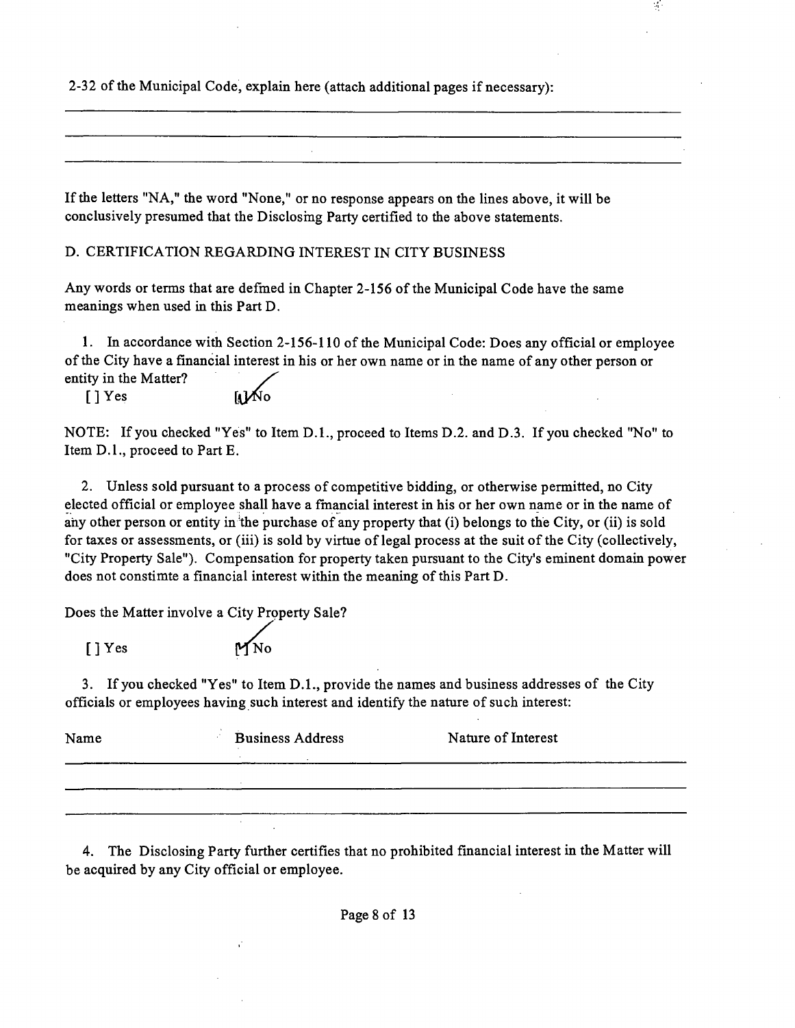2-32 of the Municipal Code, explain here (attach additional pages if necessary):

---

---

---

If the letters "NA," the word "None," or no response appears on the lines above, it will be conclusively presumed that the Disclosing Party certified to the above statements.

D. CERTIFICATION REGARDING INTEREST IN CITY BUSINESS

Any words or terms that are defined in Chapter 2-156 of the Municipal Code have the same meanings when used in this Part D.

1. In accordance with Section 2-156-110 of the Municipal Code: Does any official or employee of the City have a financial interest in his or her own name or in the name of any other person or entity in the Matter?

[ ] Yes [✓] No

NOTE: If you checked "Yes" to Item D.1., proceed to Items D.2. and D.3. If you checked "No" to Item D.1., proceed to Part E.

2. Unless sold pursuant to a process of competitive bidding, or otherwise permitted, no City elected official or employee shall have a financial interest in his or her own name or in the name of any other person or entity in the purchase of any property that (i) belongs to the City, or (ii) is sold for taxes or assessments, or (iii) is sold by virtue of legal process at the suit of the City (collectively, "City Property Sale"). Compensation for property taken pursuant to the City's eminent domain power does not constimte a financial interest within the meaning of this Part D.

Does the Matter involve a City Property Sale?

[ ] Yes [✓] No

3. If you checked "Yes" to Item D.1., provide the names and business addresses of the City officials or employees having such interest and identify the nature of such interest:

| Name | Business Address | Nature of Interest |
|---|---|---|
| | | |
| | | |
| | | |

4. The Disclosing Party further certifies that no prohibited financial interest in the Matter will be acquired by any City official or employee.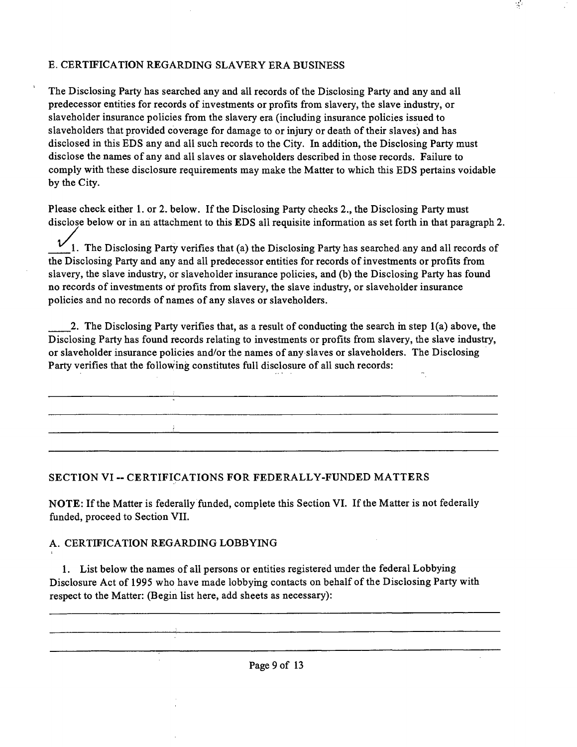### E. CERTIFICATION REGARDING SLAVERY ERA BUSINESS

The Disclosing Party has searched any and all records of the Disclosing Party and any and all predecessor entities for records of investments or profits from slavery, the slave industry, or slaveholder insurance policies from the slavery era (including insurance policies issued to slaveholders that provided coverage for damage to or injury or death of their slaves) and has disclosed in this EDS any and all such records to the City. In addition, the Disclosing Party must disclose the names of any and all slaves or slaveholders described in those records. Failure to comply with these disclosure requirements may make the Matter to which this EDS pertains voidable by the City.

Please check either 1. or 2. below. If the Disclosing Party checks 2., the Disclosing Party must disclose below or in an attachment to this EDS all requisite information as set forth in that paragraph 2.

__✓__ 1. The Disclosing Party verifies that (a) the Disclosing Party has searched any and all records of the Disclosing Party and any and all predecessor entities for records of investments or profits from slavery, the slave industry, or slaveholder insurance policies, and (b) the Disclosing Party has found no records of investments or profits from slavery, the slave industry, or slaveholder insurance policies and no records of names of any slaves or slaveholders.

____ 2. The Disclosing Party verifies that, as a result of conducting the search in step 1(a) above, the Disclosing Party has found records relating to investments or profits from slavery, the slave industry, or slaveholder insurance policies and/or the names of any slaves or slaveholders. The Disclosing Party verifies that the following constitutes full disclosure of all such records:

______________________________________________________________________

______________________________________________________________________

______________________________________________________________________

______________________________________________________________________

## SECTION VI -- CERTIFICATIONS FOR FEDERALLY-FUNDED MATTERS

**NOTE:** If the Matter is federally funded, complete this Section VI. If the Matter is not federally funded, proceed to Section VII.

### A. CERTIFICATION REGARDING LOBBYING

1. List below the names of all persons or entities registered under the federal Lobbying Disclosure Act of 1995 who have made lobbying contacts on behalf of the Disclosing Party with respect to the Matter: (Begin list here, add sheets as necessary):

______________________________________________________________________

______________________________________________________________________

______________________________________________________________________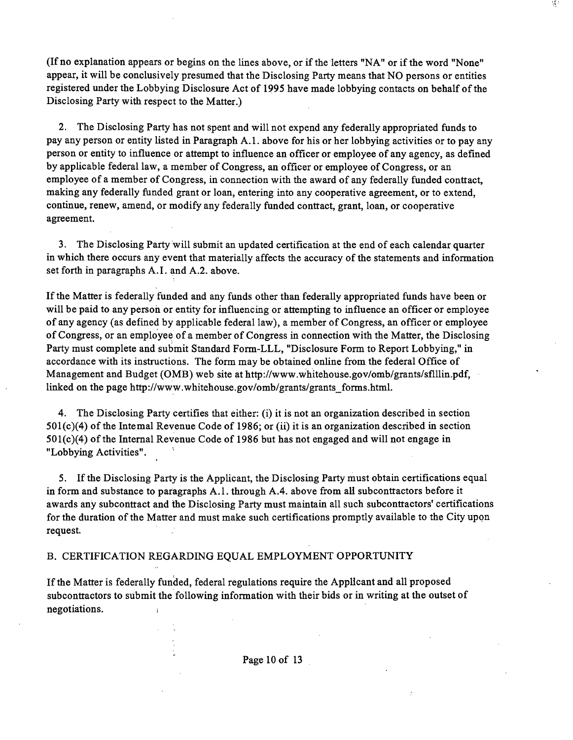(If no explanation appears or begins on the lines above, or if the letters "NA" or if the word "None" appear, it will be conclusively presumed that the Disclosing Party means that NO persons or entities registered under the Lobbying Disclosure Act of 1995 have made lobbying contacts on behalf of the Disclosing Party with respect to the Matter.)

2. The Disclosing Party has not spent and will not expend any federally appropriated funds to pay any person or entity listed in Paragraph A.1. above for his or her lobbying activities or to pay any person or entity to influence or attempt to influence an officer or employee of any agency, as defined by applicable federal law, a member of Congress, an officer or employee of Congress, or an employee of a member of Congress, in connection with the award of any federally funded contract, making any federally funded grant or loan, entering into any cooperative agreement, or to extend, continue, renew, amend, or modify any federally funded contract, grant, loan, or cooperative agreement.

3. The Disclosing Party will submit an updated certification at the end of each calendar quarter in which there occurs any event that materially affects the accuracy of the statements and information set forth in paragraphs A.1. and A.2. above.

If the Matter is federally funded and any funds other than federally appropriated funds have been or will be paid to any person or entity for influencing or attempting to influence an officer or employee of any agency (as defined by applicable federal law), a member of Congress, an officer or employee of Congress, or an employee of a member of Congress in connection with the Matter, the Disclosing Party must complete and submit Standard Form-LLL, "Disclosure Form to Report Lobbying," in accordance with its instructions. The form may be obtained online from the federal Office of Management and Budget (OMB) web site at http://www.whitehouse.gov/omb/grants/sflllin.pdf, linked on the page http://www.whitehouse.gov/omb/grants/grants_forms.html.

4. The Disclosing Party certifies that either: (i) it is not an organization described in section 501(c)(4) of the Internal Revenue Code of 1986; or (ii) it is an organization described in section 501(c)(4) of the Internal Revenue Code of 1986 but has not engaged and will not engage in "Lobbying Activities".

5. If the Disclosing Party is the Applicant, the Disclosing Party must obtain certifications equal in form and substance to paragraphs A.1. through A.4. above from all subcontractors before it awards any subcontract and the Disclosing Party must maintain all such subcontractors' certifications for the duration of the Matter and must make such certifications promptly available to the City upon request.

B. CERTIFICATION REGARDING EQUAL EMPLOYMENT OPPORTUNITY

If the Matter is federally funded, federal regulations require the Applicant and all proposed subcontractors to submit the following information with their bids or in writing at the outset of negotiations.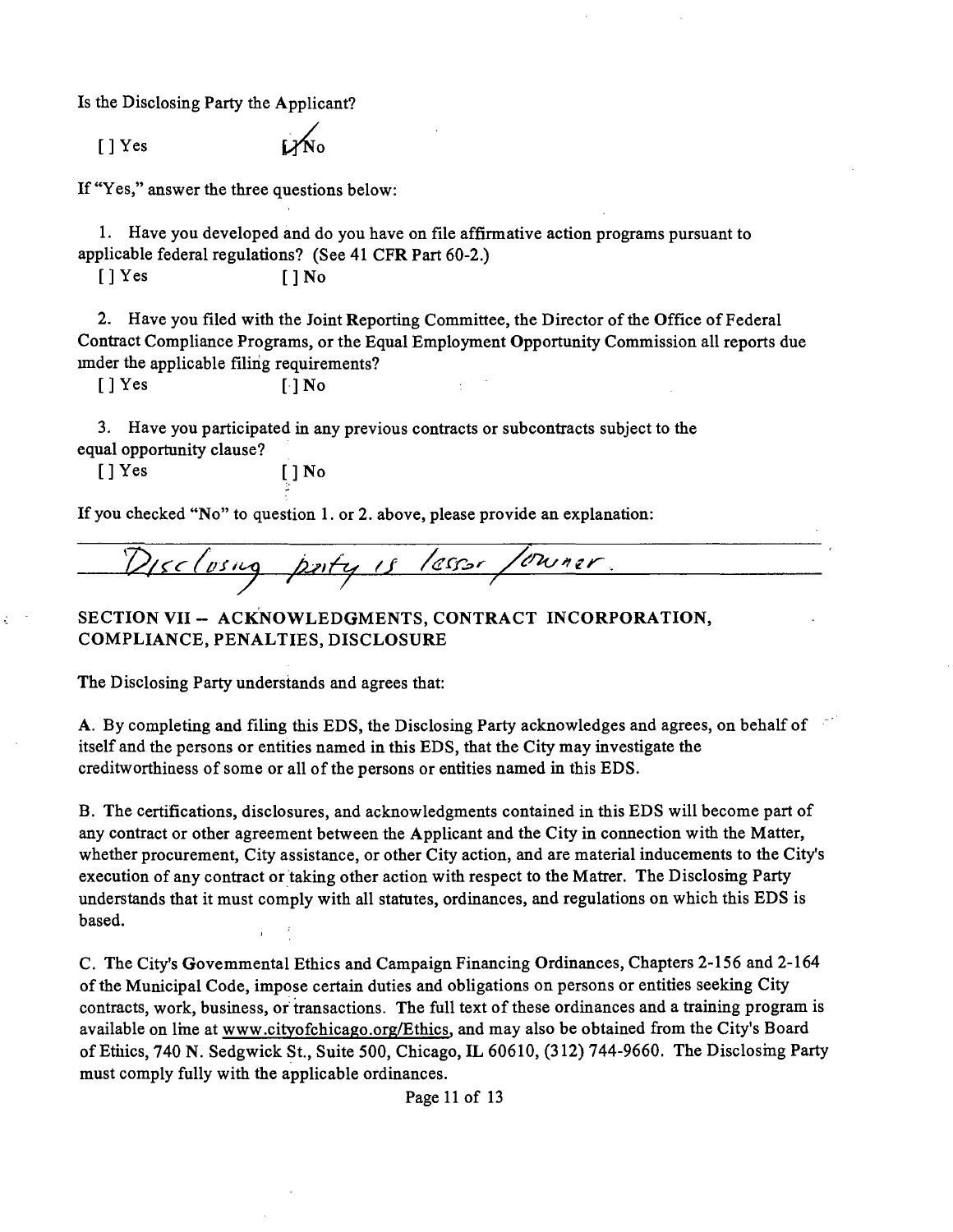Is the Disclosing Party the Applicant?

[ ] Yes [X] No

If "Yes," answer the three questions below:

1. Have you developed and do you have on file affirmative action programs pursuant to applicable federal regulations? (See 41 CFR Part 60-2.)

[ ] Yes [ ] No

2. Have you filed with the Joint Reporting Committee, the Director of the Office of Federal Contract Compliance Programs, or the Equal Employment Opportunity Commission all reports due under the applicable filing requirements?

[ ] Yes [ ] No

3. Have you participated in any previous contracts or subcontracts subject to the equal opportunity clause?

[ ] Yes [ ] No

If you checked "No" to question 1. or 2. above, please provide an explanation:

Disclosing party is lessor/owner.

## SECTION VII – ACKNOWLEDGMENTS, CONTRACT INCORPORATION, COMPLIANCE, PENALTIES, DISCLOSURE

The Disclosing Party understands and agrees that:

A. By completing and filing this EDS, the Disclosing Party acknowledges and agrees, on behalf of itself and the persons or entities named in this EDS, that the City may investigate the creditworthiness of some or all of the persons or entities named in this EDS.

B. The certifications, disclosures, and acknowledgments contained in this EDS will become part of any contract or other agreement between the Applicant and the City in connection with the Matter, whether procurement, City assistance, or other City action, and are material inducements to the City's execution of any contract or taking other action with respect to the Matter. The Disclosing Party understands that it must comply with all statutes, ordinances, and regulations on which this EDS is based.

C. The City's Governmental Ethics and Campaign Financing Ordinances, Chapters 2-156 and 2-164 of the Municipal Code, impose certain duties and obligations on persons or entities seeking City contracts, work, business, or transactions. The full text of these ordinances and a training program is available on line at www.cityofchicago.org/Ethics, and may also be obtained from the City's Board of Ethics, 740 N. Sedgwick St., Suite 500, Chicago, IL 60610, (312) 744-9660. The Disclosing Party must comply fully with the applicable ordinances.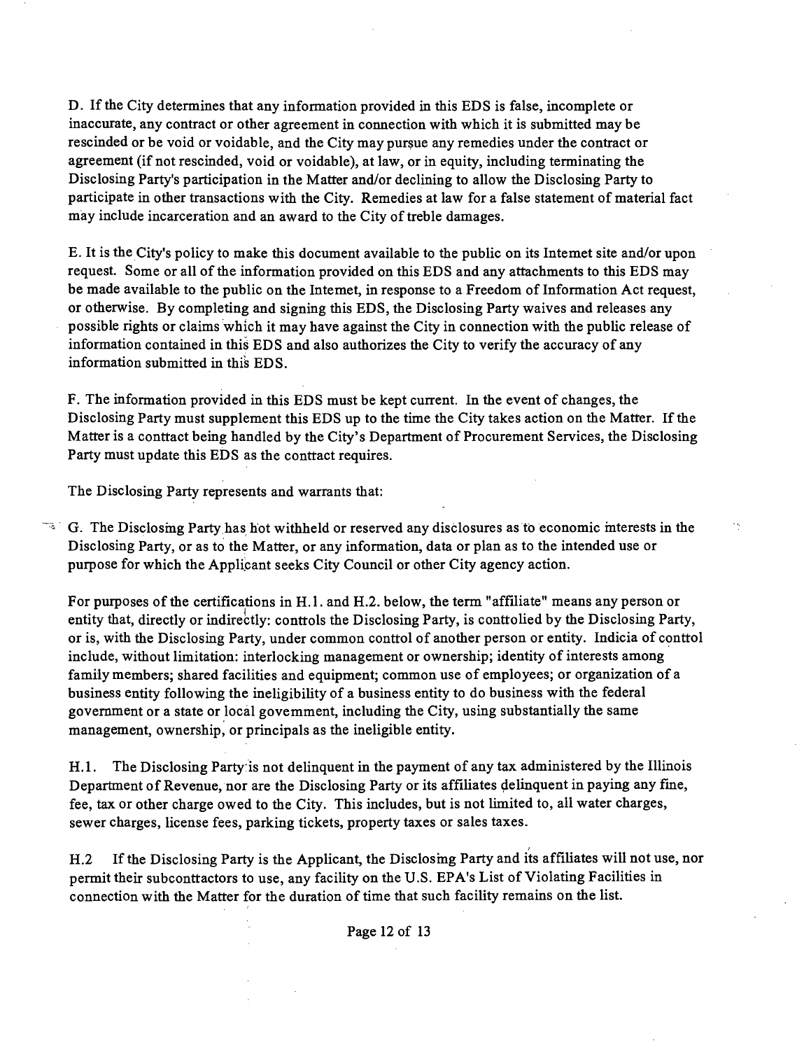D. If the City determines that any information provided in this EDS is false, incomplete or inaccurate, any contract or other agreement in connection with which it is submitted may be rescinded or be void or voidable, and the City may pursue any remedies under the contract or agreement (if not rescinded, void or voidable), at law, or in equity, including terminating the Disclosing Party's participation in the Matter and/or declining to allow the Disclosing Party to participate in other transactions with the City. Remedies at law for a false statement of material fact may include incarceration and an award to the City of treble damages.

E. It is the City's policy to make this document available to the public on its Intemet site and/or upon request. Some or all of the information provided on this EDS and any attachments to this EDS may be made available to the public on the Intemet, in response to a Freedom of Information Act request, or otherwise. By completing and signing this EDS, the Disclosing Party waives and releases any possible rights or claims which it may have against the City in connection with the public release of information contained in this EDS and also authorizes the City to verify the accuracy of any information submitted in this EDS.

F. The information provided in this EDS must be kept current. In the event of changes, the Disclosing Party must supplement this EDS up to the time the City takes action on the Matter. If the Matter is a contract being handled by the City's Department of Procurement Services, the Disclosing Party must update this EDS as the contract requires.

The Disclosing Party represents and warrants that:

G. The Disclosing Party has not withheld or reserved any disclosures as to economic interests in the Disclosing Party, or as to the Matter, or any information, data or plan as to the intended use or purpose for which the Applicant seeks City Council or other City agency action.

For purposes of the certifications in H.1. and H.2. below, the term "affiliate" means any person or entity that, directly or indirectly: controls the Disclosing Party, is controlled by the Disclosing Party, or is, with the Disclosing Party, under common control of another person or entity. Indicia of control include, without limitation: interlocking management or ownership; identity of interests among family members; shared facilities and equipment; common use of employees; or organization of a business entity following the ineligibility of a business entity to do business with the federal government or a state or local govemment, including the City, using substantially the same management, ownership, or principals as the ineligible entity.

H.1. The Disclosing Party is not delinquent in the payment of any tax administered by the Illinois Department of Revenue, nor are the Disclosing Party or its affiliates delinquent in paying any fine, fee, tax or other charge owed to the City. This includes, but is not limited to, all water charges, sewer charges, license fees, parking tickets, property taxes or sales taxes.

H.2 If the Disclosing Party is the Applicant, the Disclosing Party and its affiliates will not use, nor permit their subcontractors to use, any facility on the U.S. EPA's List of Violating Facilities in connection with the Matter for the duration of time that such facility remains on the list.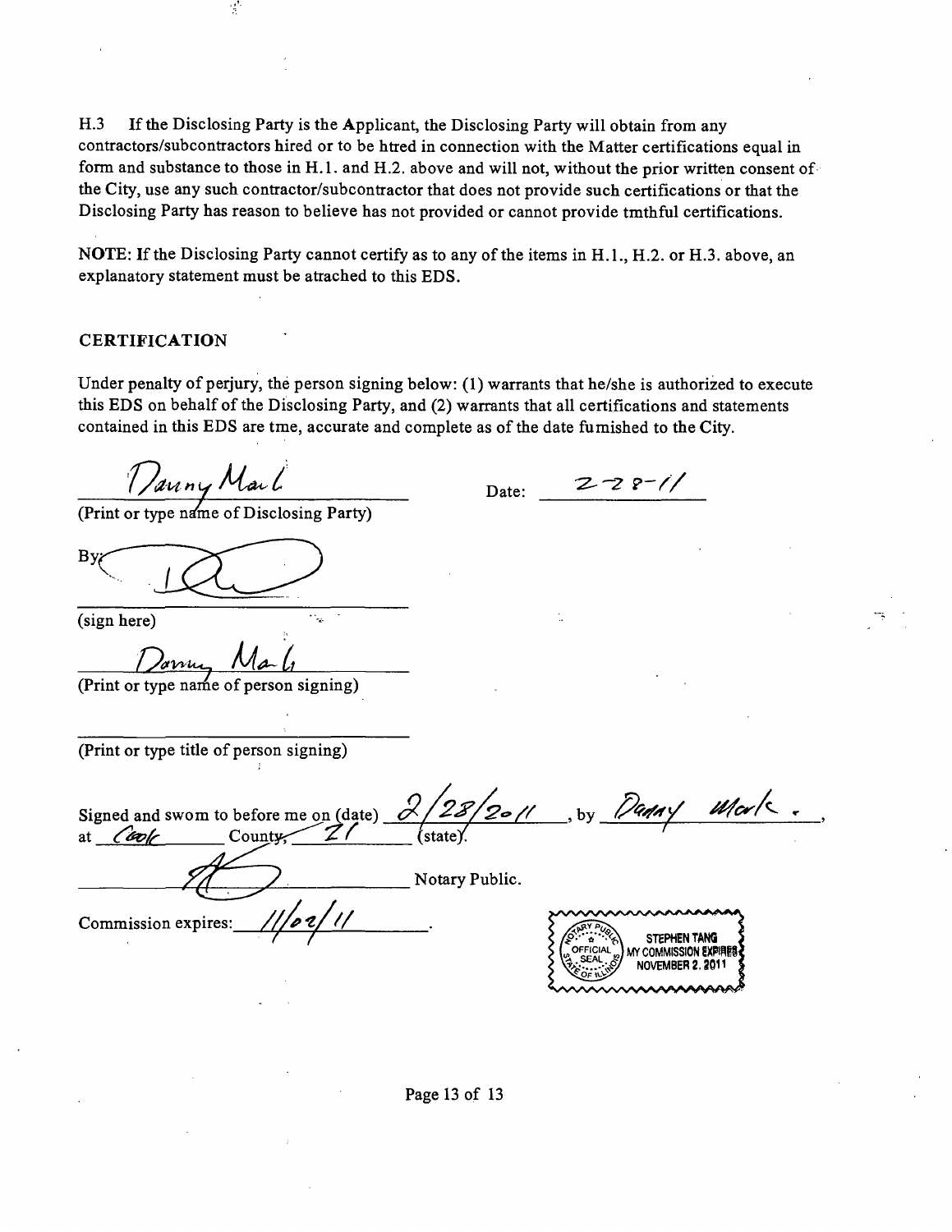H.3 If the Disclosing Party is the Applicant, the Disclosing Party will obtain from any contractors/subcontractors hired or to be htred in connection with the Matter certifications equal in form and substance to those in H.1. and H.2. above and will not, without the prior written consent of the City, use any such contractor/subcontractor that does not provide such certifications or that the Disclosing Party has reason to believe has not provided or cannot provide tmthful certifications.

NOTE: If the Disclosing Party cannot certify as to any of the items in H.1., H.2. or H.3. above, an explanatory statement must be atrached to this EDS.

## CERTIFICATION

Under penalty of perjury, the person signing below: (1) warrants that he/she is authorized to execute this EDS on behalf of the Disclosing Party, and (2) warrants that all certifications and statements contained in this EDS are tme, accurate and complete as of the date fumished to the City.

Danny Mak
(Print or type name of Disclosing Party)

Date: 2-28-11

By: [signature]
(sign here)

Danny Mak
(Print or type name of person signing)

(Print or type title of person signing)

Signed and swom to before me on (date) 2/28/2011, by Danny Mark, at Cook County, IL (state).

[signature] Notary Public.

Commission expires: 11/02/11.

OFFICIAL SEAL
STEPHEN TANG
NOTARY PUBLIC, STATE OF ILLINOIS
MY COMMISSION EXPIRES NOVEMBER 2, 2011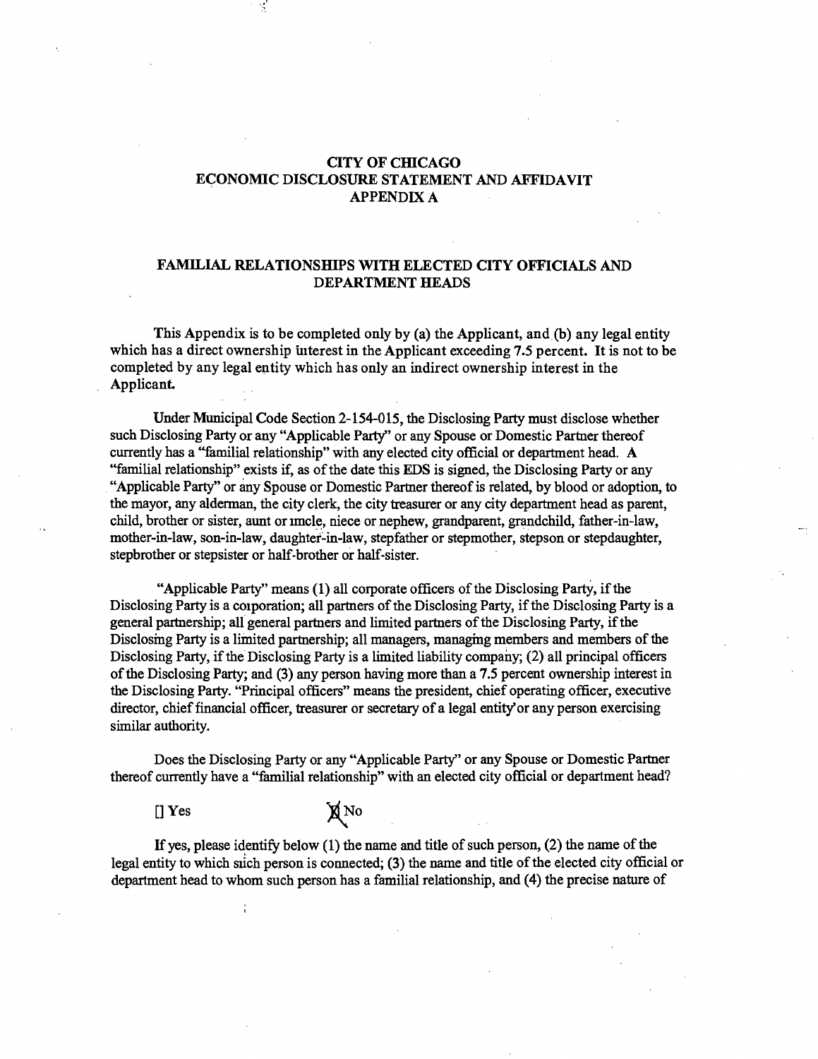# CITY OF CHICAGO
# ECONOMIC DISCLOSURE STATEMENT AND AFFIDAVIT
# APPENDIX A

## FAMILIAL RELATIONSHIPS WITH ELECTED CITY OFFICIALS AND DEPARTMENT HEADS

This Appendix is to be completed only by (a) the Applicant, and (b) any legal entity which has a direct ownership interest in the Applicant exceeding 7.5 percent. **It is not to be completed by any legal entity which has only an indirect ownership interest in the Applicant.**

Under Municipal Code Section 2-154-015, the Disclosing Party must disclose whether such Disclosing Party or any "Applicable Party" or any Spouse or Domestic Partner thereof currently has a "familial relationship" with any elected city official or department head. A "familial relationship" exists if, as of the date this EDS is signed, the Disclosing Party or any "Applicable Party" or any Spouse or Domestic Partner thereof is related, by blood or adoption, to the mayor, any alderman, the city clerk, the city treasurer or any city department head as parent, child, brother or sister, aunt or uncle, niece or nephew, grandparent, grandchild, father-in-law, mother-in-law, son-in-law, daughter-in-law, stepfather or stepmother, stepson or stepdaughter, stepbrother or stepsister or half-brother or half-sister.

"Applicable Party" means (1) all corporate officers of the Disclosing Party, if the Disclosing Party is a corporation; all partners of the Disclosing Party, if the Disclosing Party is a general partnership; all general partners and limited partners of the Disclosing Party, if the Disclosing Party is a limited partnership; all managers, managing members and members of the Disclosing Party, if the Disclosing Party is a limited liability company; (2) all principal officers of the Disclosing Party; and (3) any person having more than a 7.5 percent ownership interest in the Disclosing Party. "Principal officers" means the president, chief operating officer, executive director, chief financial officer, treasurer or secretary of a legal entity or any person exercising similar authority.

Does the Disclosing Party or any "Applicable Party" or any Spouse or Domestic Partner thereof currently have a "familial relationship" with an elected city official or department head?

[] Yes [X] No

If yes, please identify below (1) the name and title of such person, (2) the name of the legal entity to which such person is connected; (3) the name and title of the elected city official or department head to whom such person has a familial relationship, and (4) the precise nature of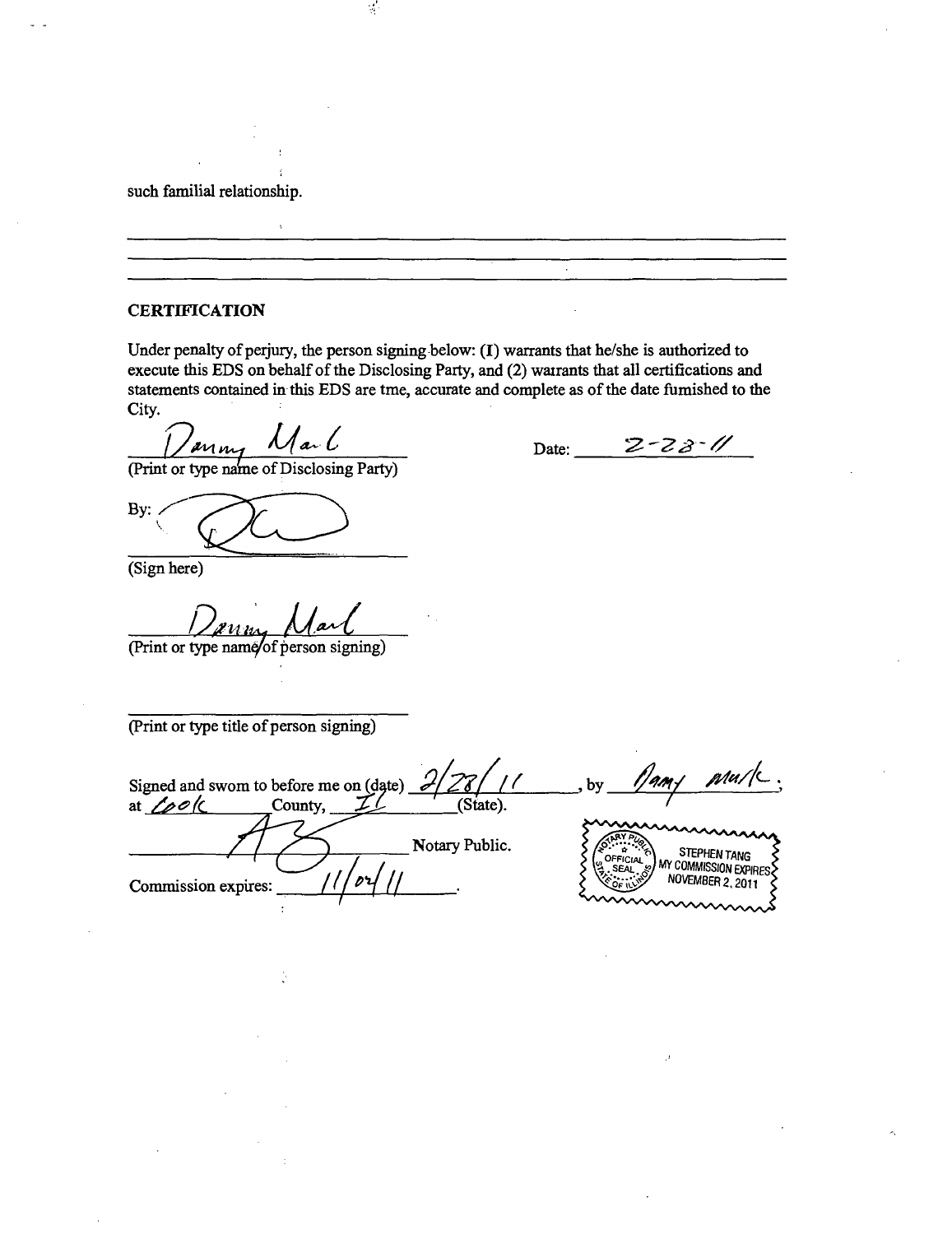such familial relationship.

___

___

___

## CERTIFICATION

Under penalty of perjury, the person signing below: (1) warrants that he/she is authorized to execute this EDS on behalf of the Disclosing Party, and (2) warrants that all certifications and statements contained in this EDS are true, accurate and complete as of the date furnished to the City.

Danny Marl
(Print or type name of Disclosing Party)

Date: 2-28-11

By: [signature]
(Sign here)

Danny Marl
(Print or type name of person signing)

___
(Print or type title of person signing)

Signed and sworn to before me on (date) 2/28/11, by Danny Mark;
at Cook County, IL (State).

[signature] Notary Public.

Commission expires: 11/02/11.

OFFICIAL SEAL
NOTARY PUBLIC STATE OF ILLINOIS
STEPHEN TANG
MY COMMISSION EXPIRES NOVEMBER 2, 2011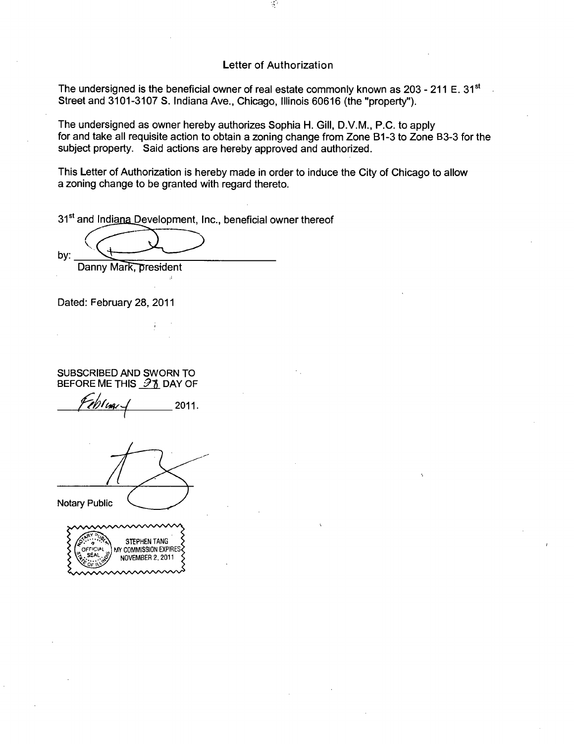# Letter of Authorization

The undersigned is the beneficial owner of real estate commonly known as 203 - 211 E. 31st Street and 3101-3107 S. Indiana Ave., Chicago, Illinois 60616 (the "property").

The undersigned as owner hereby authorizes Sophia H. Gill, D.V.M., P.C. to apply for and take all requisite action to obtain a zoning change from Zone B1-3 to Zone B3-3 for the subject property. Said actions are hereby approved and authorized.

This Letter of Authorization is hereby made in order to induce the City of Chicago to allow a zoning change to be granted with regard thereto.

31st and Indiana Development, Inc., beneficial owner thereof

by: ______________________________
Danny Mark, president

Dated: February 28, 2011

SUBSCRIBED AND SWORN TO BEFORE ME THIS 28 DAY OF February 2011.

______________________________
Notary Public

OFFICIAL SEAL
STEPHEN TANG
NOTARY PUBLIC STATE OF ILLINOIS
MY COMMISSION EXPIRES NOVEMBER 2, 2011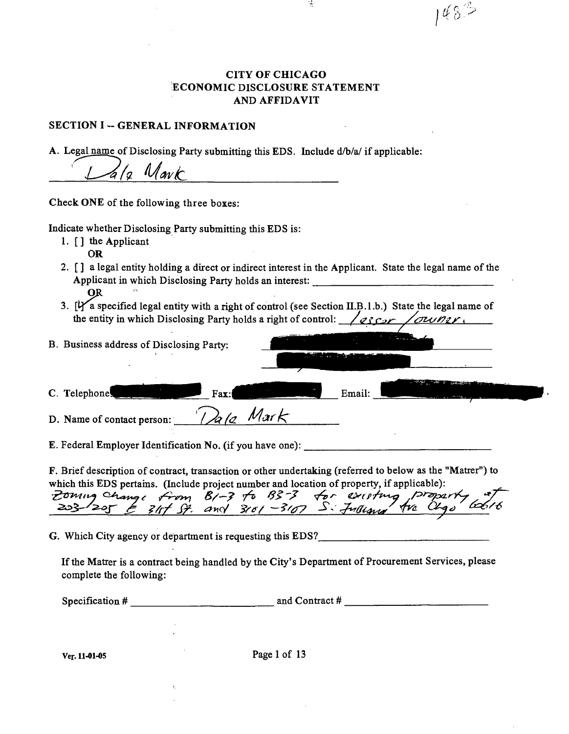1483

# CITY OF CHICAGO ECONOMIC DISCLOSURE STATEMENT AND AFFIDAVIT

## SECTION I -- GENERAL INFORMATION

A. Legal name of Disclosing Party submitting this EDS. Include d/b/a/ if applicable:

Dala Mark

Check **ONE** of the following three boxes:

Indicate whether Disclosing Party submitting this EDS is:

1. [ ] the Applicant

   **OR**

2. [ ] a legal entity holding a direct or indirect interest in the Applicant. State the legal name of the Applicant in which Disclosing Party holds an interest: \_\_\_\_\_\_\_\_\_\_

   **OR**

3. [✓] a specified legal entity with a right of control (see Section II.B.1.b.) State the legal name of the entity in which Disclosing Party holds a right of control: lessor / owner.

B. Business address of Disclosing Party: [REDACTED]

C. Telephone: [REDACTED] Fax: [REDACTED] Email: [REDACTED]

D. Name of contact person: Dala Mark

E. Federal Employer Identification No. (if you have one): \_\_\_\_\_\_\_\_\_\_

F. Brief description of contract, transaction or other undertaking (referred to below as the "Matter") to which this EDS pertains. (Include project number and location of property, if applicable):

Zoning change from B1-3 to B3-3 for existing property at 203-205 E 31st St. and 3101-3107 S. Indiana Ave Chgo 60616

G. Which City agency or department is requesting this EDS? \_\_\_\_\_\_\_\_\_\_

If the Matter is a contract being handled by the City's Department of Procurement Services, please complete the following:

Specification # \_\_\_\_\_\_\_\_\_\_ and Contract # \_\_\_\_\_\_\_\_\_\_

Ver. 11-01-05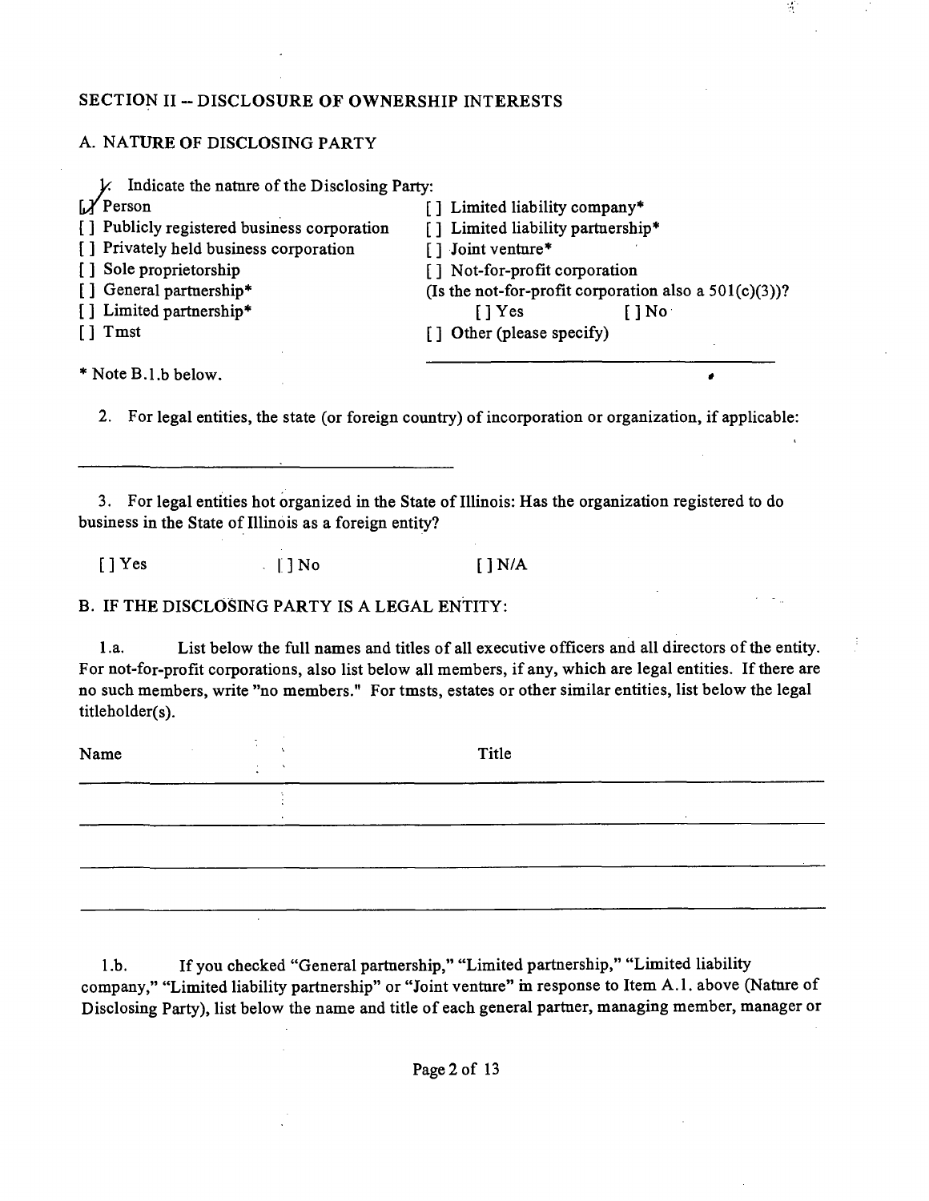## SECTION II -- DISCLOSURE OF OWNERSHIP INTERESTS

### A. NATURE OF DISCLOSING PARTY

1. Indicate the nature of the Disclosing Party:

[X] Person
[ ] Publicly registered business corporation
[ ] Privately held business corporation
[ ] Sole proprietorship
[ ] General partnership*
[ ] Limited partnership*
[ ] Tmst
[ ] Limited liability company*
[ ] Limited liability partnership*
[ ] Joint venture*
[ ] Not-for-profit corporation
(Is the not-for-profit corporation also a 501(c)(3))?
[ ] Yes [ ] No
[ ] Other (please specify)

________________________________

* Note B.1.b below.

2. For legal entities, the state (or foreign country) of incorporation or organization, if applicable:

________________________________

3. For legal entities hot organized in the State of Illinois: Has the organization registered to do business in the State of Illinois as a foreign entity?

[ ] Yes [ ] No [ ] N/A

### B. IF THE DISCLOSING PARTY IS A LEGAL ENTITY:

1.a. List below the full names and titles of all executive officers and all directors of the entity. For not-for-profit corporations, also list below all members, if any, which are legal entities. If there are no such members, write "no members." For tmsts, estates or other similar entities, list below the legal titleholder(s).

| Name | Title |
|---|---|
| | |
| | |
| | |

1.b. If you checked "General partnership," "Limited partnership," "Limited liability company," "Limited liability partnership" or "Joint venture" in response to Item A.1. above (Nature of Disclosing Party), list below the name and title of each general partner, managing member, manager or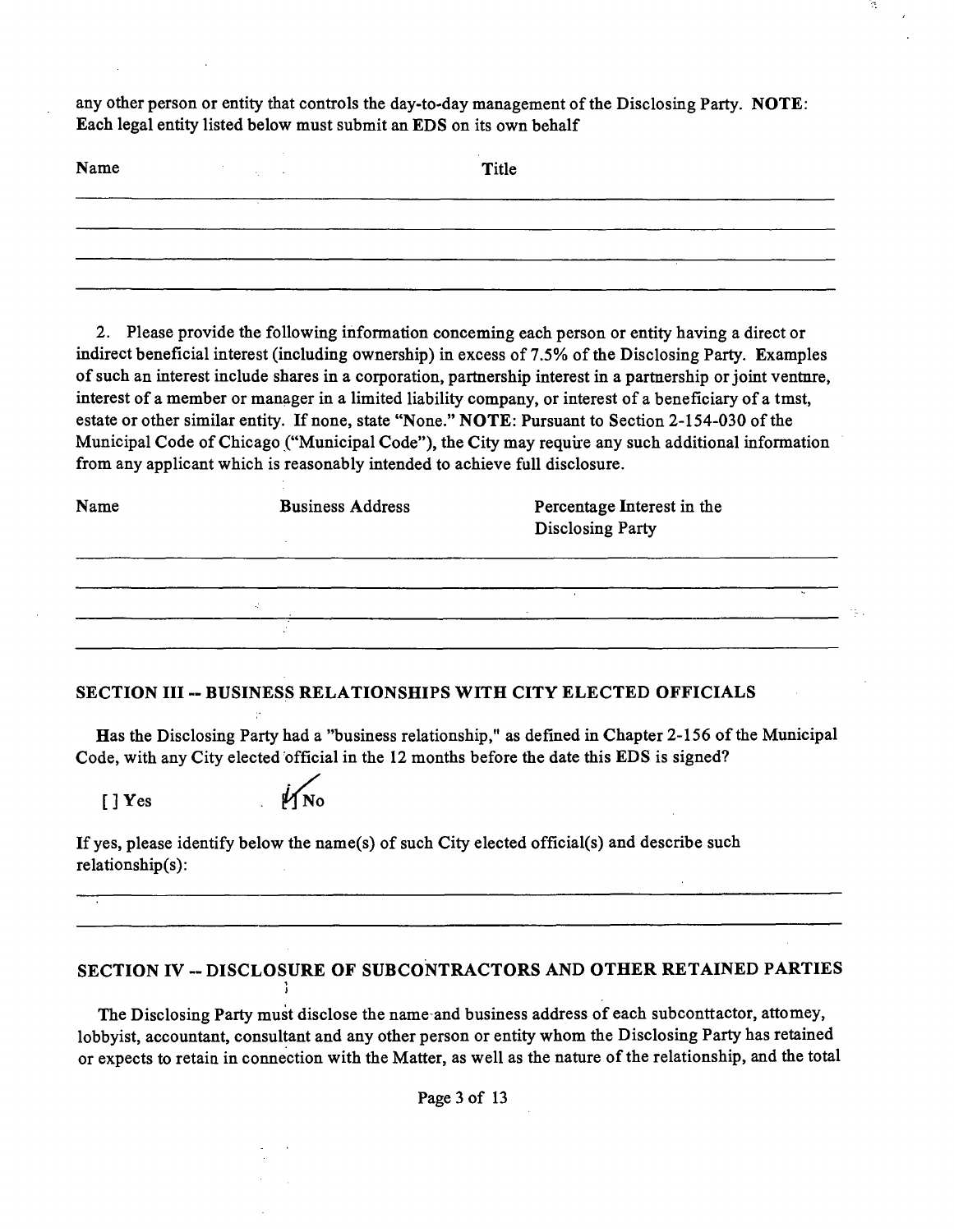any other person or entity that controls the day-to-day management of the Disclosing Party. **NOTE**: Each legal entity listed below must submit an EDS on its own behalf

| Name | Title |
| --- | --- |
| | |
| | |
| | |
| | |

2. Please provide the following information conceming each person or entity having a direct or indirect beneficial interest (including ownership) in excess of 7.5% of the Disclosing Party. Examples of such an interest include shares in a corporation, partnership interest in a partnership or joint ventnre, interest of a member or manager in a limited liability company, or interest of a beneficiary of a tmst, estate or other similar entity. If none, state "None." **NOTE**: Pursuant to Section 2-154-030 of the Municipal Code of Chicago ("Municipal Code"), the City may require any such additional information from any applicant which is reasonably intended to achieve full disclosure.

| Name | Business Address | Percentage Interest in the Disclosing Party |
| --- | --- | --- |
| | | |
| | | |
| | | |
| | | |

## SECTION III -- BUSINESS RELATIONSHIPS WITH CITY ELECTED OFFICIALS

Has the Disclosing Party had a "business relationship," as defined in Chapter 2-156 of the Municipal Code, with any City elected official in the 12 months before the date this EDS is signed?

[ ] Yes [✓] No

If yes, please identify below the name(s) of such City elected official(s) and describe such relationship(s):

## SECTION IV -- DISCLOSURE OF SUBCONTRACTORS AND OTHER RETAINED PARTIES

The Disclosing Party must disclose the name and business address of each subconttactor, attomey, lobbyist, accountant, consultant and any other person or entity whom the Disclosing Party has retained or expects to retain in connection with the Matter, as well as the nature of the relationship, and the total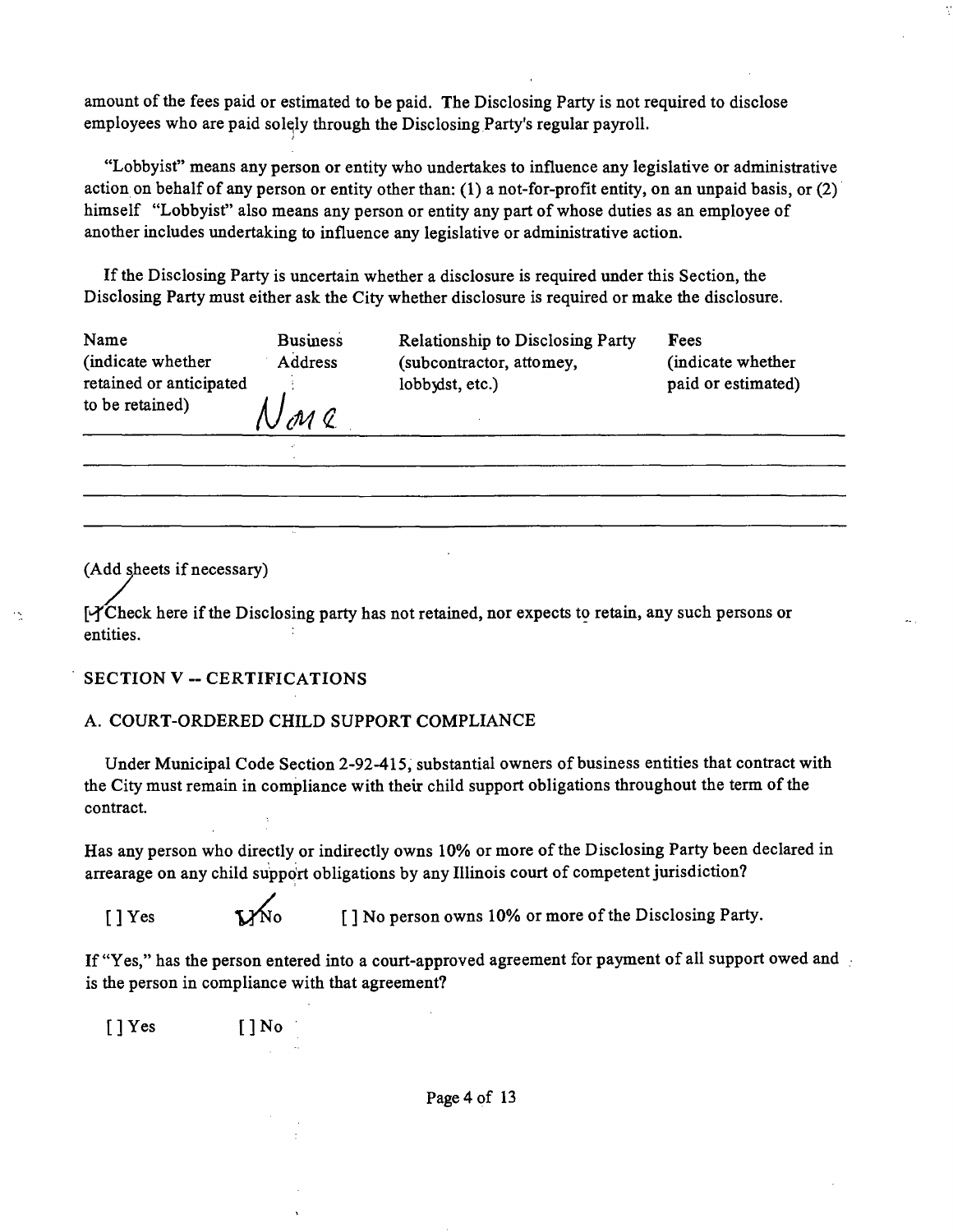amount of the fees paid or estimated to be paid. The Disclosing Party is not required to disclose employees who are paid solely through the Disclosing Party's regular payroll.

"Lobbyist" means any person or entity who undertakes to influence any legislative or administrative action on behalf of any person or entity other than: (1) a not-for-profit entity, on an unpaid basis, or (2) himself "Lobbyist" also means any person or entity any part of whose duties as an employee of another includes undertaking to influence any legislative or administrative action.

If the Disclosing Party is uncertain whether a disclosure is required under this Section, the Disclosing Party must either ask the City whether disclosure is required or make the disclosure.

| Name (indicate whether retained or anticipated to be retained) | Business Address | Relationship to Disclosing Party (subcontractor, attorney, lobbyist, etc.) | Fees (indicate whether paid or estimated) |
|---|---|---|---|
| | None | | |
| | | | |
| | | | |
| | | | |

(Add sheets if necessary)

[✓] Check here if the Disclosing party has not retained, nor expects to retain, any such persons or entities.

## SECTION V -- CERTIFICATIONS

### A. COURT-ORDERED CHILD SUPPORT COMPLIANCE

Under Municipal Code Section 2-92-415, substantial owners of business entities that contract with the City must remain in compliance with their child support obligations throughout the term of the contract.

Has any person who directly or indirectly owns 10% or more of the Disclosing Party been declared in arrearage on any child support obligations by any Illinois court of competent jurisdiction?

[ ] Yes [✓] No [ ] No person owns 10% or more of the Disclosing Party.

If "Yes," has the person entered into a court-approved agreement for payment of all support owed and is the person in compliance with that agreement?

[ ] Yes [ ] No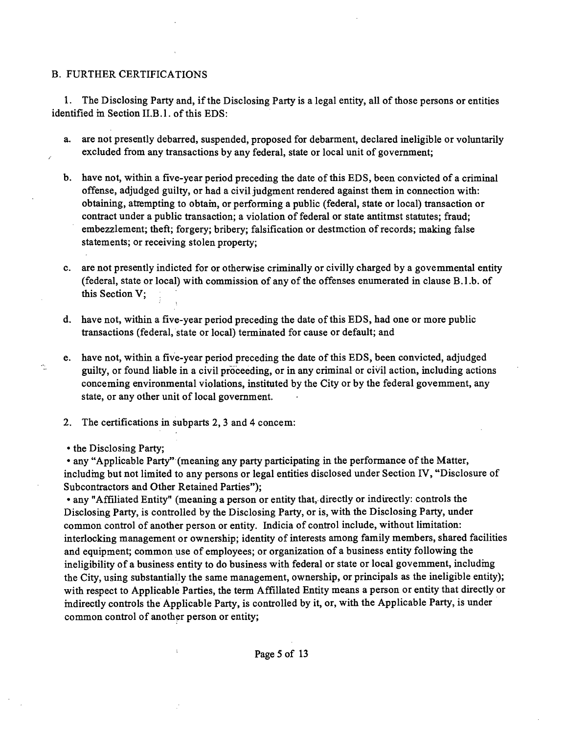## B. FURTHER CERTIFICATIONS

1. The Disclosing Party and, if the Disclosing Party is a legal entity, all of those persons or entities identified in Section II.B.1. of this EDS:

   a. are not presently debarred, suspended, proposed for debarment, declared ineligible or voluntarily excluded from any transactions by any federal, state or local unit of government;

   b. have not, within a five-year period preceding the date of this EDS, been convicted of a criminal offense, adjudged guilty, or had a civil judgment rendered against them in connection with: obtaining, attempting to obtain, or performing a public (federal, state or local) transaction or contract under a public transaction; a violation of federal or state antitmst statutes; fraud; embezzlement; theft; forgery; bribery; falsification or destmction of records; making false statements; or receiving stolen property;

   c. are not presently indicted for or otherwise criminally or civilly charged by a govemmental entity (federal, state or local) with commission of any of the offenses enumerated in clause B.1.b. of this Section V;

   d. have not, within a five-year period preceding the date of this EDS, had one or more public transactions (federal, state or local) terminated for cause or default; and

   e. have not, within a five-year period preceding the date of this EDS, been convicted, adjudged guilty, or found liable in a civil proceeding, or in any criminal or civil action, including actions conceming environmental violations, instituted by the City or by the federal govemment, any state, or any other unit of local government.

2. The certifications in subparts 2, 3 and 4 concem:

- the Disclosing Party;
- any "Applicable Party" (meaning any party participating in the performance of the Matter, including but not limited to any persons or legal entities disclosed under Section IV, "Disclosure of Subcontractors and Other Retained Parties");
- any "Affiliated Entity" (meaning a person or entity that, directly or indirectly: controls the Disclosing Party, is controlled by the Disclosing Party, or is, with the Disclosing Party, under common control of another person or entity. Indicia of control include, without limitation: interlocking management or ownership; identity of interests among family members, shared facilities and equipment; common use of employees; or organization of a business entity following the ineligibility of a business entity to do business with federal or state or local govemment, including the City, using substantially the same management, ownership, or principals as the ineligible entity); with respect to Applicable Parties, the term Affillated Entity means a person or entity that directly or indirectly controls the Applicable Party, is controlled by it, or, with the Applicable Party, is under common control of another person or entity;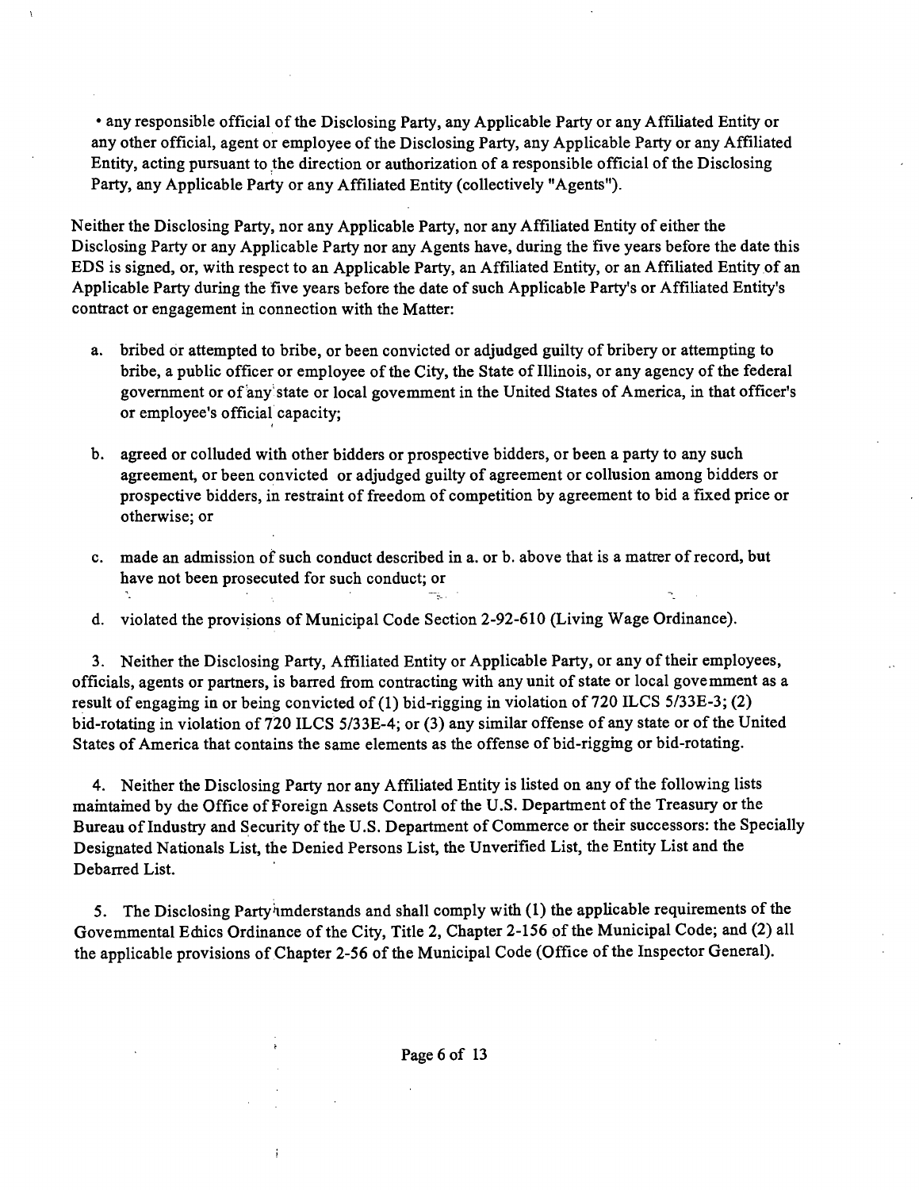- any responsible official of the Disclosing Party, any Applicable Party or any Affiliated Entity or any other official, agent or employee of the Disclosing Party, any Applicable Party or any Affiliated Entity, acting pursuant to the direction or authorization of a responsible official of the Disclosing Party, any Applicable Party or any Affiliated Entity (collectively "Agents").

Neither the Disclosing Party, nor any Applicable Party, nor any Affiliated Entity of either the Disclosing Party or any Applicable Party nor any Agents have, during the five years before the date this EDS is signed, or, with respect to an Applicable Party, an Affiliated Entity, or an Affiliated Entity of an Applicable Party during the five years before the date of such Applicable Party's or Affiliated Entity's contract or engagement in connection with the Matter:

a. bribed or attempted to bribe, or been convicted or adjudged guilty of bribery or attempting to bribe, a public officer or employee of the City, the State of Illinois, or any agency of the federal government or of any state or local government in the United States of America, in that officer's or employee's official capacity;

b. agreed or colluded with other bidders or prospective bidders, or been a party to any such agreement, or been convicted or adjudged guilty of agreement or collusion among bidders or prospective bidders, in restraint of freedom of competition by agreement to bid a fixed price or otherwise; or

c. made an admission of such conduct described in a. or b. above that is a matrer of record, but have not been prosecuted for such conduct; or

d. violated the provisions of Municipal Code Section 2-92-610 (Living Wage Ordinance).

3. Neither the Disclosing Party, Affiliated Entity or Applicable Party, or any of their employees, officials, agents or partners, is barred from contracting with any unit of state or local government as a result of engaging in or being convicted of (1) bid-rigging in violation of 720 ILCS 5/33E-3; (2) bid-rotating in violation of 720 ILCS 5/33E-4; or (3) any similar offense of any state or of the United States of America that contains the same elements as the offense of bid-rigging or bid-rotating.

4. Neither the Disclosing Party nor any Affiliated Entity is listed on any of the following lists maintained by the Office of Foreign Assets Control of the U.S. Department of the Treasury or the Bureau of Industry and Security of the U.S. Department of Commerce or their successors: the Specially Designated Nationals List, the Denied Persons List, the Unverified List, the Entity List and the Debarred List.

5. The Disclosing Party understands and shall comply with (1) the applicable requirements of the Governmental Ethics Ordinance of the City, Title 2, Chapter 2-156 of the Municipal Code; and (2) all the applicable provisions of Chapter 2-56 of the Municipal Code (Office of the Inspector General).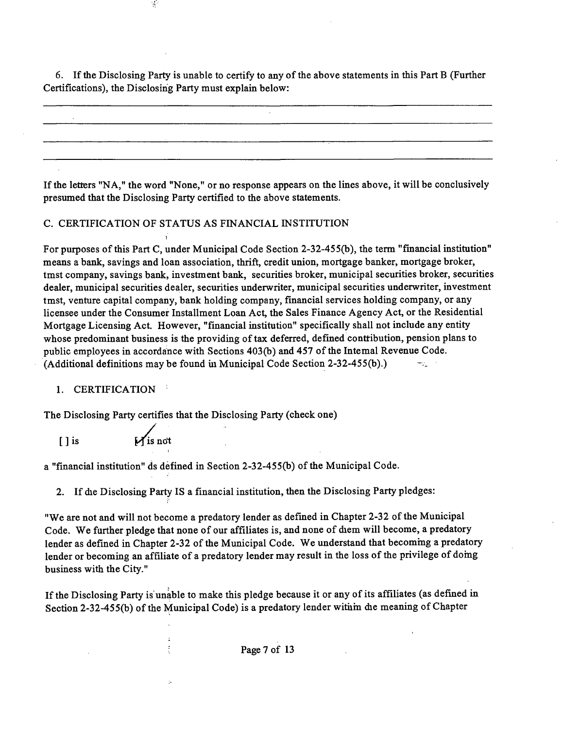6. If the Disclosing Party is unable to certify to any of the above statements in this Part B (Further Certifications), the Disclosing Party must explain below:

\_\_\_\_\_\_\_\_\_\_\_\_\_\_\_\_\_\_\_\_\_\_\_\_\_\_\_\_\_\_\_\_\_\_\_\_\_\_\_\_\_\_\_\_\_\_\_\_\_\_\_\_\_\_\_\_\_\_\_\_\_\_\_\_

\_\_\_\_\_\_\_\_\_\_\_\_\_\_\_\_\_\_\_\_\_\_\_\_\_\_\_\_\_\_\_\_\_\_\_\_\_\_\_\_\_\_\_\_\_\_\_\_\_\_\_\_\_\_\_\_\_\_\_\_\_\_\_\_

\_\_\_\_\_\_\_\_\_\_\_\_\_\_\_\_\_\_\_\_\_\_\_\_\_\_\_\_\_\_\_\_\_\_\_\_\_\_\_\_\_\_\_\_\_\_\_\_\_\_\_\_\_\_\_\_\_\_\_\_\_\_\_\_

\_\_\_\_\_\_\_\_\_\_\_\_\_\_\_\_\_\_\_\_\_\_\_\_\_\_\_\_\_\_\_\_\_\_\_\_\_\_\_\_\_\_\_\_\_\_\_\_\_\_\_\_\_\_\_\_\_\_\_\_\_\_\_\_

If the letters "NA," the word "None," or no response appears on the lines above, it will be conclusively presumed that the Disclosing Party certified to the above statements.

C. CERTIFICATION OF STATUS AS FINANCIAL INSTITUTION

For purposes of this Part C, under Municipal Code Section 2-32-455(b), the term "financial institution" means a bank, savings and loan association, thrift, credit union, mortgage banker, mortgage broker, tmst company, savings bank, investment bank, securities broker, municipal securities broker, securities dealer, municipal securities dealer, securities underwriter, municipal securities underwriter, investment tmst, venture capital company, bank holding company, financial services holding company, or any licensee under the Consumer Installment Loan Act, the Sales Finance Agency Act, or the Residential Mortgage Licensing Act. However, "financial institution" specifically shall not include any entity whose predominant business is the providing of tax deferred, defined contribution, pension plans to public employees in accordance with Sections 403(b) and 457 of the Intemal Revenue Code. (Additional definitions may be found in Municipal Code Section 2-32-455(b).)

1. CERTIFICATION

The Disclosing Party certifies that the Disclosing Party (check one)

[ ] is [X] is not

a "financial institution" as defined in Section 2-32-455(b) of the Municipal Code.

2. If the Disclosing Party IS a financial institution, then the Disclosing Party pledges:

"We are not and will not become a predatory lender as defined in Chapter 2-32 of the Municipal Code. We further pledge that none of our affiliates is, and none of them will become, a predatory lender as defined in Chapter 2-32 of the Municipal Code. We understand that becoming a predatory lender or becoming an affiliate of a predatory lender may result in the loss of the privilege of doing business with the City."

If the Disclosing Party is unable to make this pledge because it or any of its affiliates (as defined in Section 2-32-455(b) of the Municipal Code) is a predatory lender within the meaning of Chapter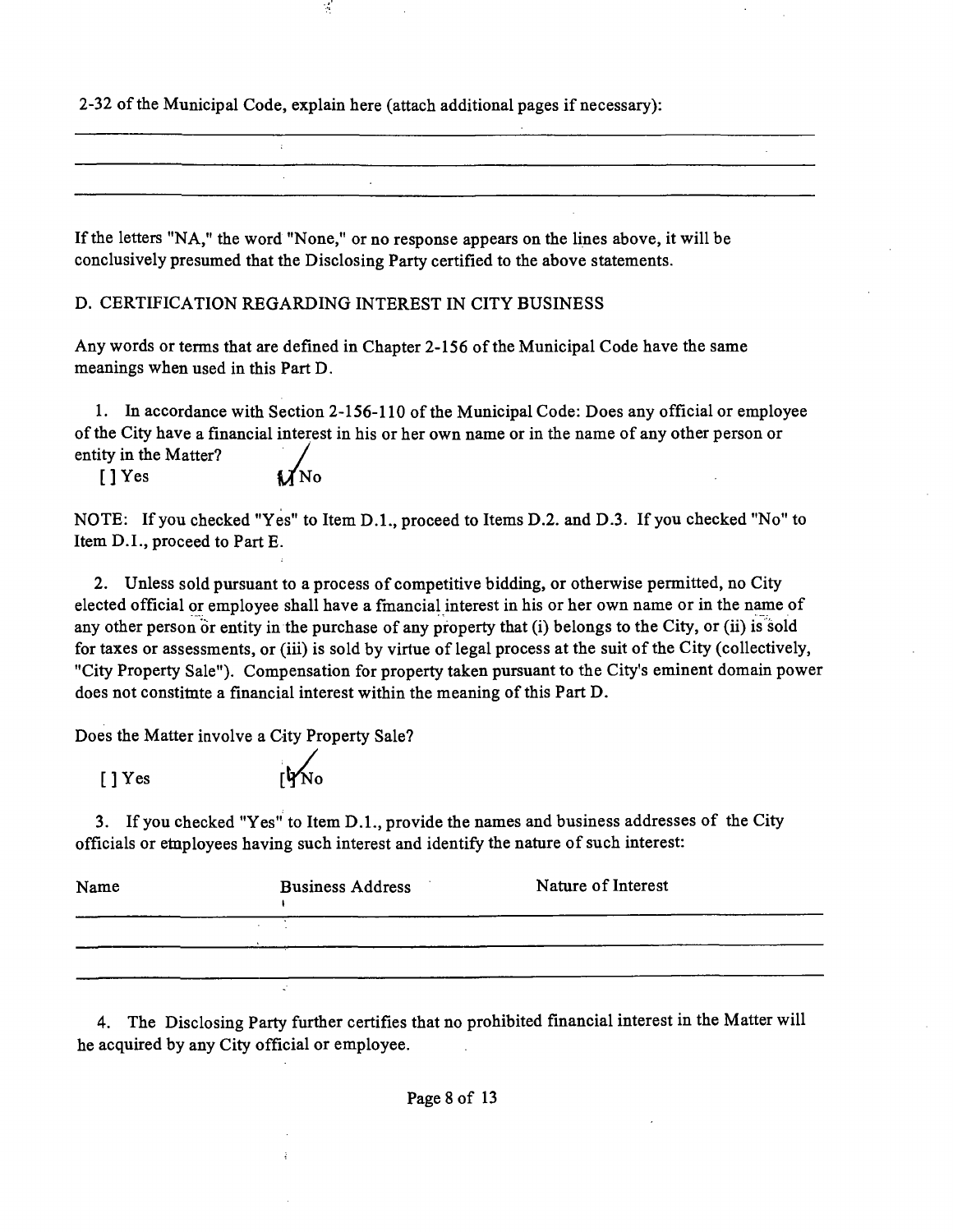2-32 of the Municipal Code, explain here (attach additional pages if necessary):

If the letters "NA," the word "None," or no response appears on the lines above, it will be conclusively presumed that the Disclosing Party certified to the above statements.

D. CERTIFICATION REGARDING INTEREST IN CITY BUSINESS

Any words or terms that are defined in Chapter 2-156 of the Municipal Code have the same meanings when used in this Part D.

1. In accordance with Section 2-156-110 of the Municipal Code: Does any official or employee of the City have a financial interest in his or her own name or in the name of any other person or entity in the Matter?

[ ] Yes [X] No

NOTE: If you checked "Yes" to Item D.1., proceed to Items D.2. and D.3. If you checked "No" to Item D.1., proceed to Part E.

2. Unless sold pursuant to a process of competitive bidding, or otherwise permitted, no City elected official or employee shall have a financial interest in his or her own name or in the name of any other person or entity in the purchase of any property that (i) belongs to the City, or (ii) is sold for taxes or assessments, or (iii) is sold by virtue of legal process at the suit of the City (collectively, "City Property Sale"). Compensation for property taken pursuant to the City's eminent domain power does not constitute a financial interest within the meaning of this Part D.

Does the Matter involve a City Property Sale?

[ ] Yes [X] No

3. If you checked "Yes" to Item D.1., provide the names and business addresses of the City officials or employees having such interest and identify the nature of such interest:

| Name | Business Address | Nature of Interest |
|---|---|---|
| | | |
| | | |
| | | |

4. The Disclosing Party further certifies that no prohibited financial interest in the Matter will be acquired by any City official or employee.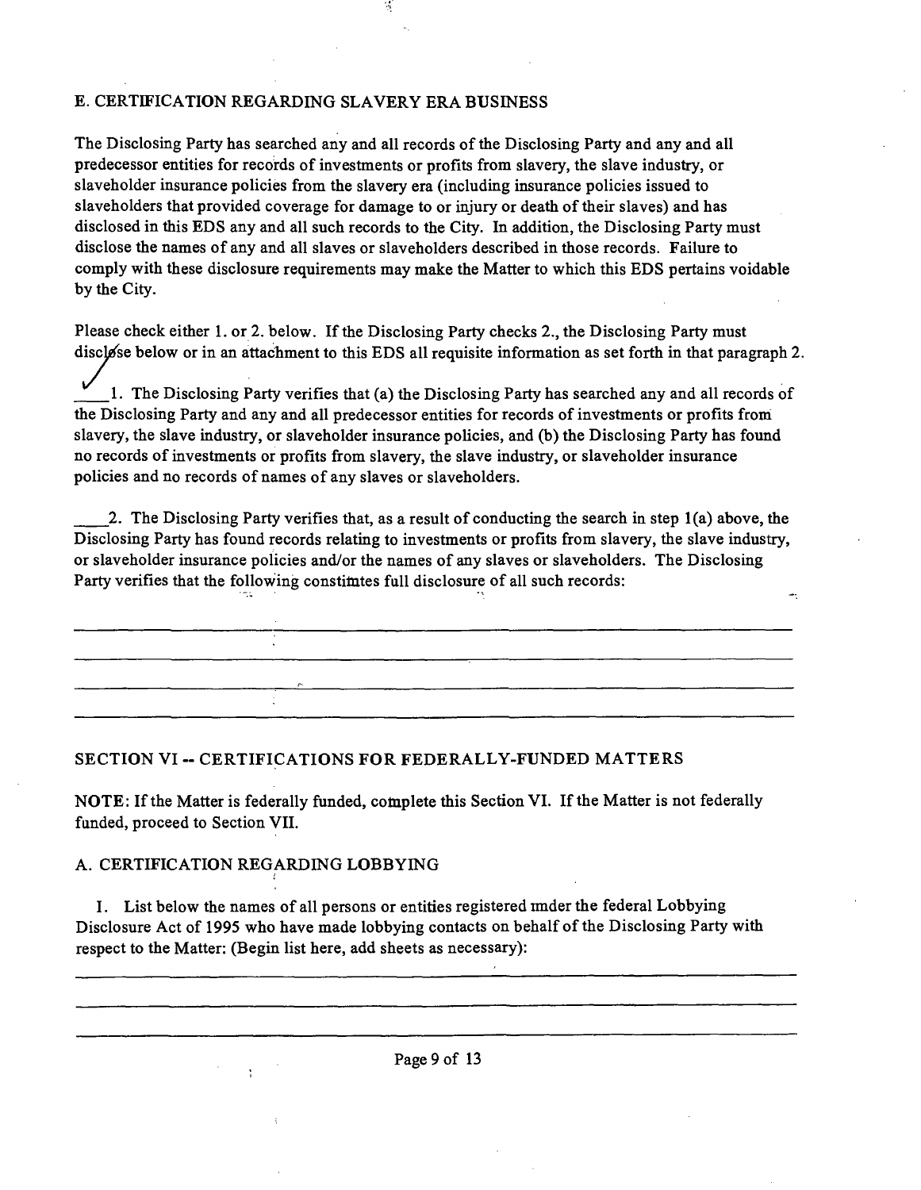E. CERTIFICATION REGARDING SLAVERY ERA BUSINESS

The Disclosing Party has searched any and all records of the Disclosing Party and any and all predecessor entities for records of investments or profits from slavery, the slave industry, or slaveholder insurance policies from the slavery era (including insurance policies issued to slaveholders that provided coverage for damage to or injury or death of their slaves) and has disclosed in this EDS any and all such records to the City. In addition, the Disclosing Party must disclose the names of any and all slaves or slaveholders described in those records. Failure to comply with these disclosure requirements may make the Matter to which this EDS pertains voidable by the City.

Please check either 1. or 2. below. If the Disclosing Party checks 2., the Disclosing Party must disclose below or in an attachment to this EDS all requisite information as set forth in that paragraph 2.

✓ 1. The Disclosing Party verifies that (a) the Disclosing Party has searched any and all records of the Disclosing Party and any and all predecessor entities for records of investments or profits from slavery, the slave industry, or slaveholder insurance policies, and (b) the Disclosing Party has found no records of investments or profits from slavery, the slave industry, or slaveholder insurance policies and no records of names of any slaves or slaveholders.

____2. The Disclosing Party verifies that, as a result of conducting the search in step 1(a) above, the Disclosing Party has found records relating to investments or profits from slavery, the slave industry, or slaveholder insurance policies and/or the names of any slaves or slaveholders. The Disclosing Party verifies that the following constitutes full disclosure of all such records:

______________________________________________________________________________

______________________________________________________________________________

______________________________________________________________________________

______________________________________________________________________________

SECTION VI -- CERTIFICATIONS FOR FEDERALLY-FUNDED MATTERS

NOTE: If the Matter is federally funded, complete this Section VI. If the Matter is not federally funded, proceed to Section VII.

A. CERTIFICATION REGARDING LOBBYING

1. List below the names of all persons or entities registered under the federal Lobbying Disclosure Act of 1995 who have made lobbying contacts on behalf of the Disclosing Party with respect to the Matter: (Begin list here, add sheets as necessary):

______________________________________________________________________________

______________________________________________________________________________

______________________________________________________________________________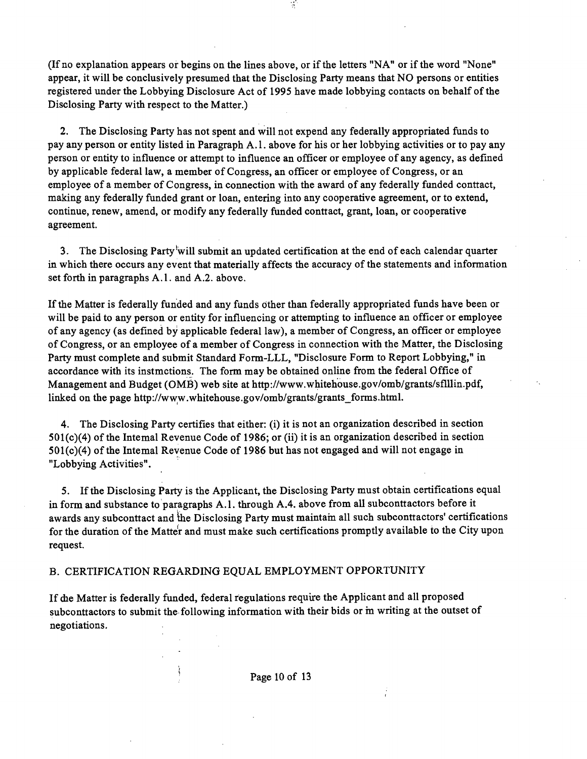(If no explanation appears or begins on the lines above, or if the letters "NA" or if the word "None" appear, it will be conclusively presumed that the Disclosing Party means that NO persons or entities registered under the Lobbying Disclosure Act of 1995 have made lobbying contacts on behalf of the Disclosing Party with respect to the Matter.)

2. The Disclosing Party has not spent and will not expend any federally appropriated funds to pay any person or entity listed in Paragraph A.1. above for his or her lobbying activities or to pay any person or entity to influence or attempt to influence an officer or employee of any agency, as defined by applicable federal law, a member of Congress, an officer or employee of Congress, or an employee of a member of Congress, in connection with the award of any federally funded contract, making any federally funded grant or loan, entering into any cooperative agreement, or to extend, continue, renew, amend, or modify any federally funded contract, grant, loan, or cooperative agreement.

3. The Disclosing Party will submit an updated certification at the end of each calendar quarter in which there occurs any event that materially affects the accuracy of the statements and information set forth in paragraphs A.1. and A.2. above.

If the Matter is federally funded and any funds other than federally appropriated funds have been or will be paid to any person or entity for influencing or attempting to influence an officer or employee of any agency (as defined by applicable federal law), a member of Congress, an officer or employee of Congress, or an employee of a member of Congress in connection with the Matter, the Disclosing Party must complete and submit Standard Form-LLL, "Disclosure Form to Report Lobbying," in accordance with its instructions. The form may be obtained online from the federal Office of Management and Budget (OMB) web site at http://www.whitehouse.gov/omb/grants/sflllin.pdf, linked on the page http://www.whitehouse.gov/omb/grants/grants_forms.html.

4. The Disclosing Party certifies that either: (i) it is not an organization described in section 501(c)(4) of the Internal Revenue Code of 1986; or (ii) it is an organization described in section 501(c)(4) of the Internal Revenue Code of 1986 but has not engaged and will not engage in "Lobbying Activities".

5. If the Disclosing Party is the Applicant, the Disclosing Party must obtain certifications equal in form and substance to paragraphs A.1. through A.4. above from all subcontractors before it awards any subcontract and the Disclosing Party must maintain all such subcontractors' certifications for the duration of the Matter and must make such certifications promptly available to the City upon request.

## B. CERTIFICATION REGARDING EQUAL EMPLOYMENT OPPORTUNITY

If the Matter is federally funded, federal regulations require the Applicant and all proposed subcontractors to submit the following information with their bids or in writing at the outset of negotiations.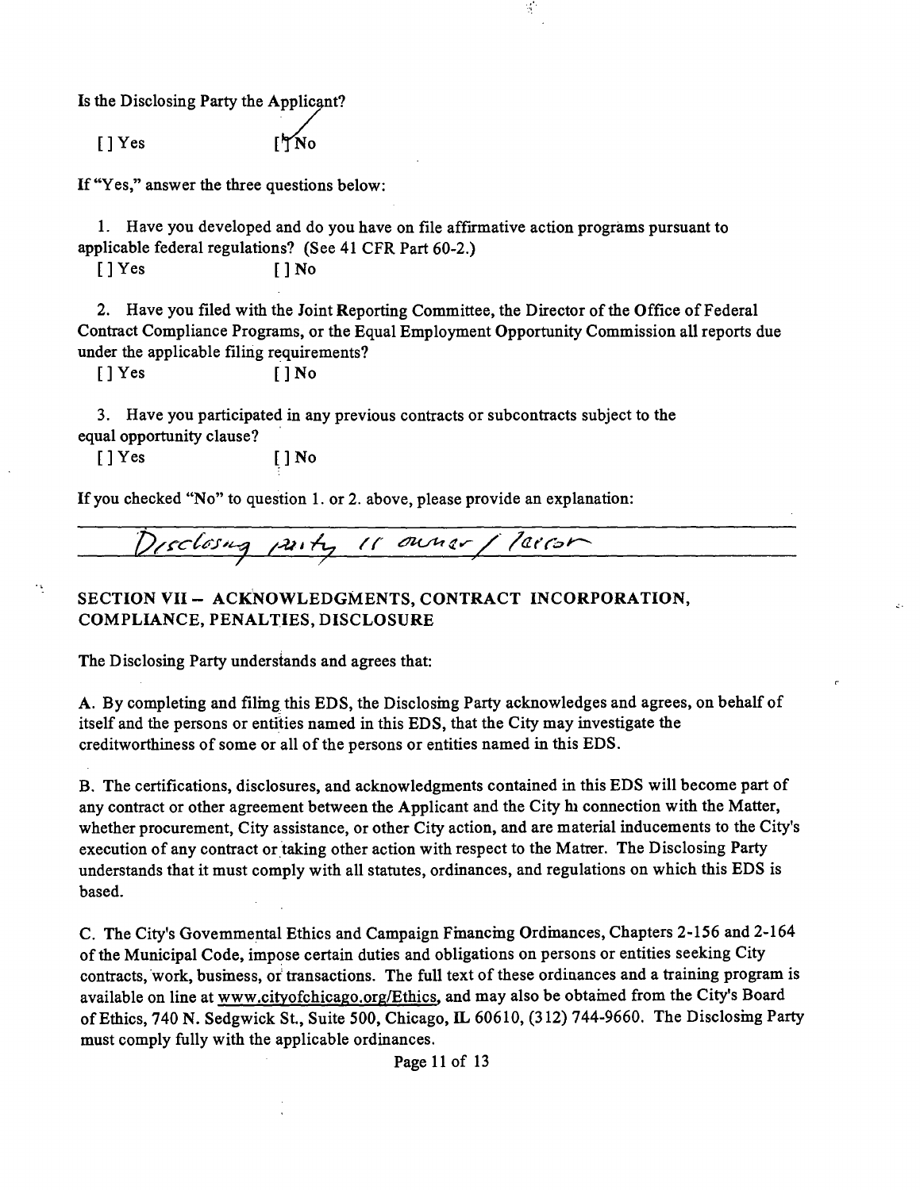Is the Disclosing Party the Applicant?

[ ] Yes [✓] No

If "Yes," answer the three questions below:

1. Have you developed and do you have on file affirmative action programs pursuant to applicable federal regulations? (See 41 CFR Part 60-2.)

[ ] Yes [ ] No

2. Have you filed with the Joint Reporting Committee, the Director of the Office of Federal Contract Compliance Programs, or the Equal Employment Opportunity Commission all reports due under the applicable filing requirements?

[ ] Yes [ ] No

3. Have you participated in any previous contracts or subcontracts subject to the equal opportunity clause?

[ ] Yes [ ] No

If you checked "No" to question 1. or 2. above, please provide an explanation:

Disclosing party is owner / lessor

## SECTION VII -- ACKNOWLEDGMENTS, CONTRACT INCORPORATION, COMPLIANCE, PENALTIES, DISCLOSURE

The Disclosing Party understands and agrees that:

A. By completing and filing this EDS, the Disclosing Party acknowledges and agrees, on behalf of itself and the persons or entities named in this EDS, that the City may investigate the creditworthiness of some or all of the persons or entities named in this EDS.

B. The certifications, disclosures, and acknowledgments contained in this EDS will become part of any contract or other agreement between the Applicant and the City in connection with the Matter, whether procurement, City assistance, or other City action, and are material inducements to the City's execution of any contract or taking other action with respect to the Matter. The Disclosing Party understands that it must comply with all statutes, ordinances, and regulations on which this EDS is based.

C. The City's Governmental Ethics and Campaign Financing Ordinances, Chapters 2-156 and 2-164 of the Municipal Code, impose certain duties and obligations on persons or entities seeking City contracts, work, business, or transactions. The full text of these ordinances and a training program is available on line at www.cityofchicago.org/Ethics, and may also be obtained from the City's Board of Ethics, 740 N. Sedgwick St., Suite 500, Chicago, IL 60610, (312) 744-9660. The Disclosing Party must comply fully with the applicable ordinances.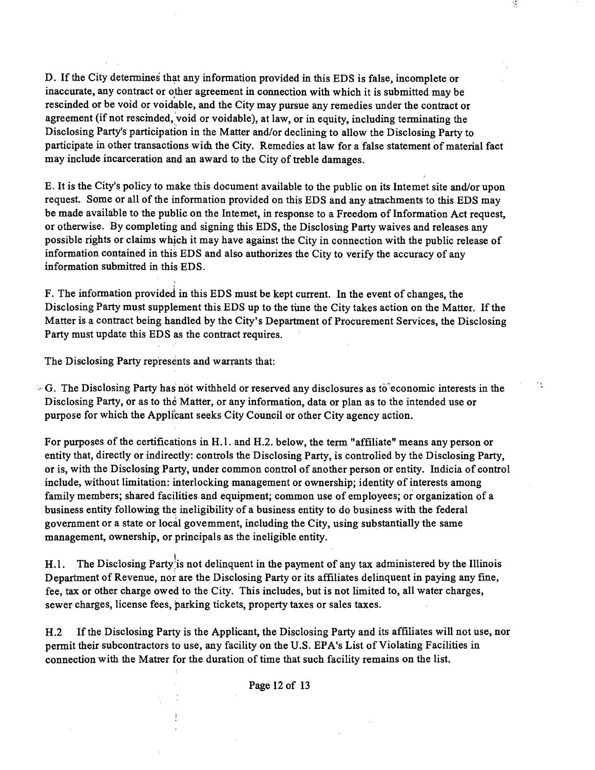D. If the City determines that any information provided in this EDS is false, incomplete or inaccurate, any contract or other agreement in connection with which it is submitted may be rescinded or be void or voidable, and the City may pursue any remedies under the contract or agreement (if not rescinded, void or voidable), at law, or in equity, including terminating the Disclosing Party's participation in the Matter and/or declining to allow the Disclosing Party to participate in other transactions with the City. Remedies at law for a false statement of material fact may include incarceration and an award to the City of treble damages.

E. It is the City's policy to make this document available to the public on its Internet site and/or upon request. Some or all of the information provided on this EDS and any attachments to this EDS may be made available to the public on the Internet, in response to a Freedom of Information Act request, or otherwise. By completing and signing this EDS, the Disclosing Party waives and releases any possible rights or claims which it may have against the City in connection with the public release of information contained in this EDS and also authorizes the City to verify the accuracy of any information submitted in this EDS.

F. The information provided in this EDS must be kept current. In the event of changes, the Disclosing Party must supplement this EDS up to the time the City takes action on the Matter. If the Matter is a contract being handled by the City's Department of Procurement Services, the Disclosing Party must update this EDS as the contract requires.

The Disclosing Party represents and warrants that:

G. The Disclosing Party has not withheld or reserved any disclosures as to economic interests in the Disclosing Party, or as to the Matter, or any information, data or plan as to the intended use or purpose for which the Applicant seeks City Council or other City agency action.

For purposes of the certifications in H.1. and H.2. below, the term "affiliate" means any person or entity that, directly or indirectly: controls the Disclosing Party, is controlled by the Disclosing Party, or is, with the Disclosing Party, under common control of another person or entity. Indicia of control include, without limitation: interlocking management or ownership; identity of interests among family members; shared facilities and equipment; common use of employees; or organization of a business entity following the ineligibility of a business entity to do business with the federal government or a state or local government, including the City, using substantially the same management, ownership, or principals as the ineligible entity.

H.1. The Disclosing Party is not delinquent in the payment of any tax administered by the Illinois Department of Revenue, nor are the Disclosing Party or its affiliates delinquent in paying any fine, fee, tax or other charge owed to the City. This includes, but is not limited to, all water charges, sewer charges, license fees, parking tickets, property taxes or sales taxes.

H.2 If the Disclosing Party is the Applicant, the Disclosing Party and its affiliates will not use, nor permit their subcontractors to use, any facility on the U.S. EPA's List of Violating Facilities in connection with the Matter for the duration of time that such facility remains on the list.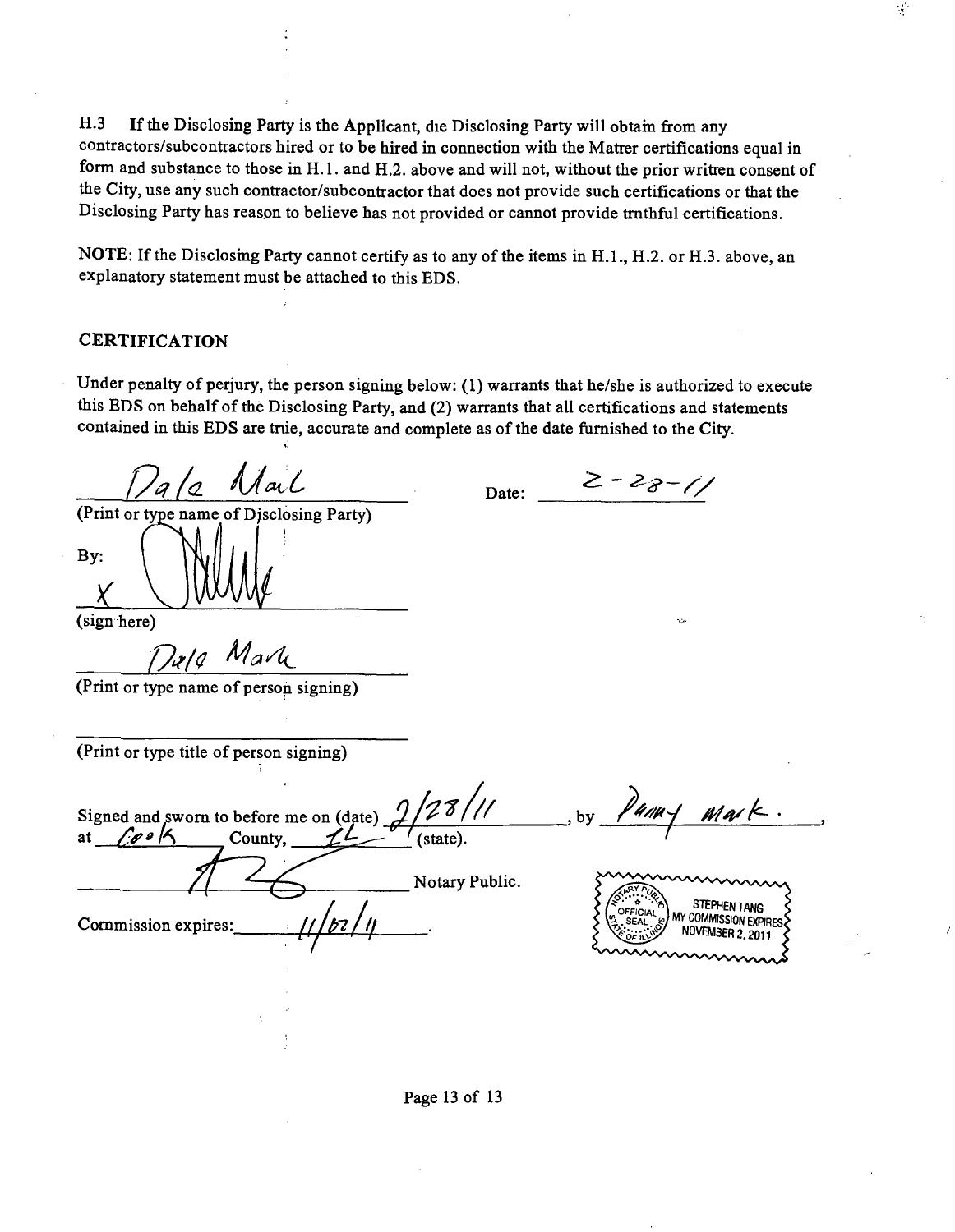H.3 If the Disclosing Party is the Appllcant, die Disclosing Party will obtain from any contractors/subcontractors hired or to be hired in connection with the Matrer certifications equal in form and substance to those in H.1. and H.2. above and will not, without the prior writren consent of the City, use any such contractor/subcontractor that does not provide such certifications or that the Disclosing Party has reason to believe has not provided or cannot provide trnthful certifications.

**NOTE**: If the Disclosimg Party cannot certify as to any of the items in H.1., H.2. or H.3. above, an explanatory statement must be attached to this EDS.

## CERTIFICATION

Under penalty of perjury, the person signing below: (1) warrants that he/she is authorized to execute this EDS on behalf of the Disclosing Party, and (2) warrants that all certifications and statements contained in this EDS are trie, accurate and complete as of the date furnished to the City.

Dala Mal
(Print or type name of Disclosing Party)

Date: 2-28-11

By: X [signature]
(sign here)

Dala Mark
(Print or type name of person signing)

______________________
(Print or type title of person signing)

Signed and sworn to before me on (date) 2/28/11, by Panny Mark.,
at Cook County, IL (state).

[signature] Notary Public.

Commission expires: 11/02/11.

OFFICIAL SEAL
STEPHEN TANG
NOTARY PUBLIC, STATE OF ILLINOIS
MY COMMISSION EXPIRES NOVEMBER 2, 2011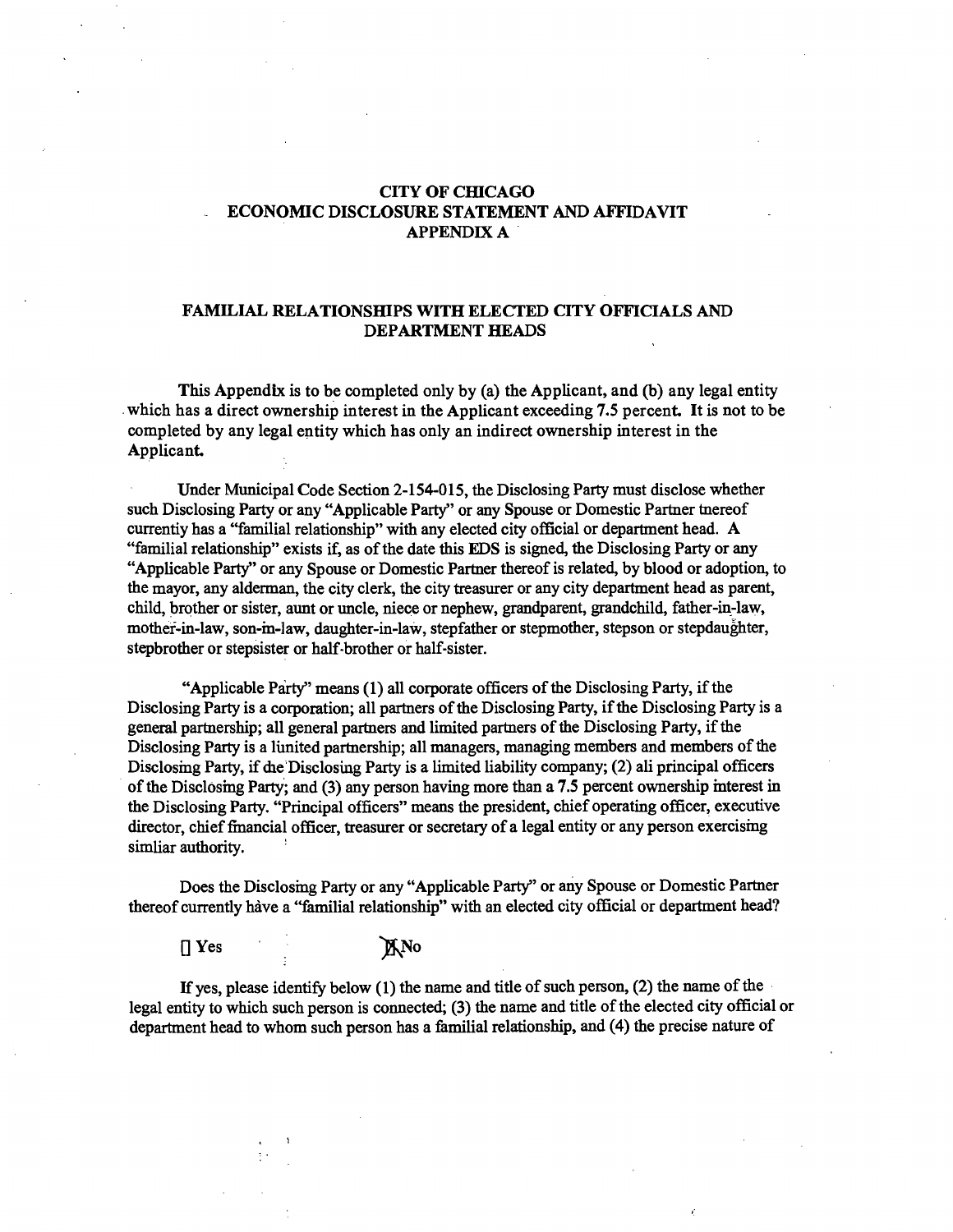# CITY OF CHICAGO
# ECONOMIC DISCLOSURE STATEMENT AND AFFIDAVIT
# APPENDIX A

## FAMILIAL RELATIONSHIPS WITH ELECTED CITY OFFICIALS AND DEPARTMENT HEADS

**This Appendix is to be completed only by (a) the Applicant, and (b) any legal entity which has a direct ownership interest in the Applicant exceeding 7.5 percent. It is not to be completed by any legal entity which has only an indirect ownership interest in the Applicant.**

Under Municipal Code Section 2-154-015, the Disclosing Party must disclose whether such Disclosing Party or any "Applicable Party" or any Spouse or Domestic Partner thereof currently has a "familial relationship" with any elected city official or department head. A "familial relationship" exists if, as of the date this EDS is signed, the Disclosing Party or any "Applicable Party" or any Spouse or Domestic Partner thereof is related, by blood or adoption, to the mayor, any alderman, the city clerk, the city treasurer or any city department head as parent, child, brother or sister, aunt or uncle, niece or nephew, grandparent, grandchild, father-in-law, mother-in-law, son-in-law, daughter-in-law, stepfather or stepmother, stepson or stepdaughter, stepbrother or stepsister or half-brother or half-sister.

"Applicable Party" means (1) all corporate officers of the Disclosing Party, if the Disclosing Party is a corporation; all partners of the Disclosing Party, if the Disclosing Party is a general partnership; all general partners and limited partners of the Disclosing Party, if the Disclosing Party is a limited partnership; all managers, managing members and members of the Disclosing Party, if the Disclosing Party is a limited liability company; (2) all principal officers of the Disclosing Party; and (3) any person having more than a 7.5 percent ownership interest in the Disclosing Party. "Principal officers" means the president, chief operating officer, executive director, chief financial officer, treasurer or secretary of a legal entity or any person exercising simliar authority.

Does the Disclosing Party or any "Applicable Party" or any Spouse or Domestic Partner thereof currently have a "familial relationship" with an elected city official or department head?

[ ] Yes [X] No

If yes, please identify below (1) the name and title of such person, (2) the name of the legal entity to which such person is connected; (3) the name and title of the elected city official or department head to whom such person has a familial relationship, and (4) the precise nature of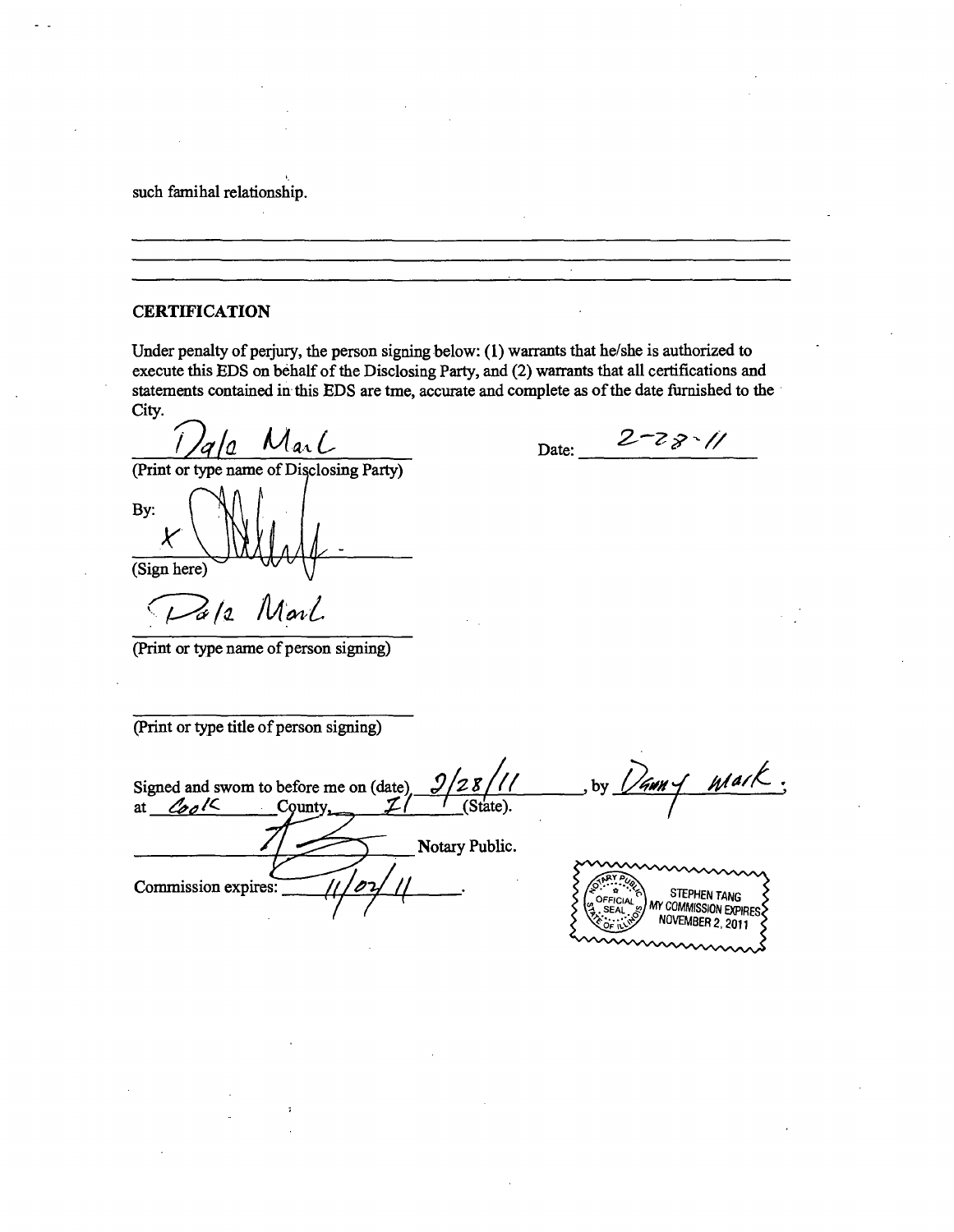such famihal relationship.

___

___

___

## CERTIFICATION

Under penalty of perjury, the person signing below: (1) warrants that he/she is authorized to execute this EDS on behalf of the Disclosing Party, and (2) warrants that all certifications and statements contained in this EDS are tme, accurate and complete as of the date furnished to the City.

Dala Marl
(Print or type name of Disclosing Party)

Date: 2-28-11

By: X
(Sign here)

Dala Marl
(Print or type name of person signing)

___
(Print or type title of person signing)

Signed and swom to before me on (date) 2/28/11, by Danny Mark; at Cook County, Il (State).

___ Notary Public.

Commission expires: 11/02/11.

OFFICIAL SEAL
STEPHEN TANG
NOTARY PUBLIC STATE OF ILLINOIS
MY COMMISSION EXPIRES NOVEMBER 2, 2011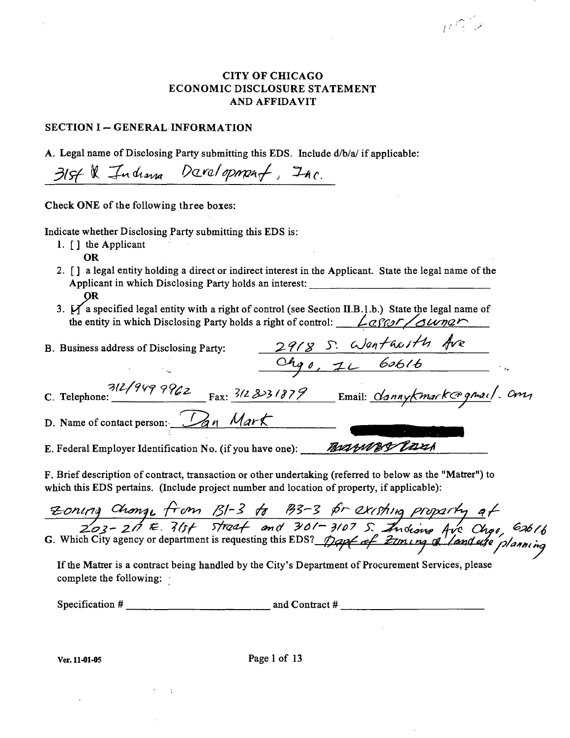# CITY OF CHICAGO
# ECONOMIC DISCLOSURE STATEMENT
# AND AFFIDAVIT

## SECTION I – GENERAL INFORMATION

A. Legal name of Disclosing Party submitting this EDS. Include d/b/a/ if applicable:

31st & Indiana Development, Inc.

Check ONE of the following three boxes:

Indicate whether Disclosing Party submitting this EDS is:

1. [ ] the Applicant

   OR

2. [ ] a legal entity holding a direct or indirect interest in the Applicant. State the legal name of the Applicant in which Disclosing Party holds an interest: ____________________

   OR

3. [✓] a specified legal entity with a right of control (see Section II.B.1.b.) State the legal name of the entity in which Disclosing Party holds a right of control: Lessor/owner

B. Business address of Disclosing Party: 2918 S. Wentworth Ave
Chgo, IL 60616

C. Telephone: 312/949 9962 Fax: 312 803 1879 Email: dannykmark@gmail.com

D. Name of contact person: Dan Mark

E. Federal Employer Identification No. (if you have one): [redacted]

F. Brief description of contract, transaction or other undertaking (referred to below as the "Matter") to which this EDS pertains. (Include project number and location of property, if applicable):

Zoning change from B1-3 to B3-3 for existing property at 203-217 E. 31st Street and 3101-3107 S. Indiana Ave Chgo, 60616

G. Which City agency or department is requesting this EDS? Dept of Zoning & land use planning

If the Matter is a contract being handled by the City's Department of Procurement Services, please complete the following:

Specification # ____________________ and Contract # ____________________

Ver. 11-01-05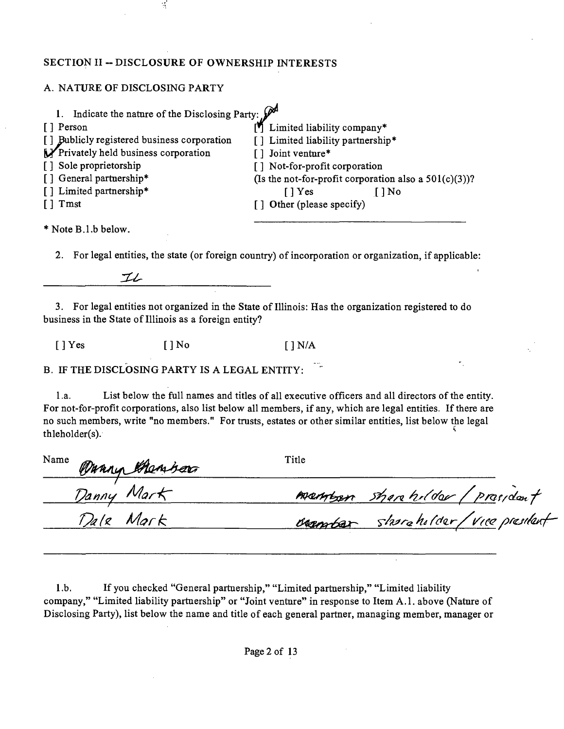## SECTION II -- DISCLOSURE OF OWNERSHIP INTERESTS

### A. NATURE OF DISCLOSING PARTY

1. Indicate the nature of the Disclosing Party:

[ ] Person
[ ] Publicly registered business corporation
[✓] Privately held business corporation
[ ] Sole proprietorship
[ ] General partnership*
[ ] Limited partnership*
[ ] Trust
[✓] Limited liability company*
[ ] Limited liability partnership*
[ ] Joint venture*
[ ] Not-for-profit corporation
(Is the not-for-profit corporation also a 501(c)(3))?
[ ] Yes [ ] No
[ ] Other (please specify)

\* Note B.1.b below.

2. For legal entities, the state (or foreign country) of incorporation or organization, if applicable:

IL

3. For legal entities not organized in the State of Illinois: Has the organization registered to do business in the State of Illinois as a foreign entity?

[ ] Yes [ ] No [ ] N/A

### B. IF THE DISCLOSING PARTY IS A LEGAL ENTITY:

1.a. List below the full names and titles of all executive officers and all directors of the entity. For not-for-profit corporations, also list below all members, if any, which are legal entities. If there are no such members, write "no members." For trusts, estates or other similar entities, list below the legal titleholder(s).

| Name | Title |
|---|---|
| ~~Danny Members~~ | |
| Danny Mark | member shareholder / president |
| Dale Mark | member shareholder / vice president |

1.b. If you checked "General partnership," "Limited partnership," "Limited liability company," "Limited liability partnership" or "Joint venture" in response to Item A.1. above (Nature of Disclosing Party), list below the name and title of each general partner, managing member, manager or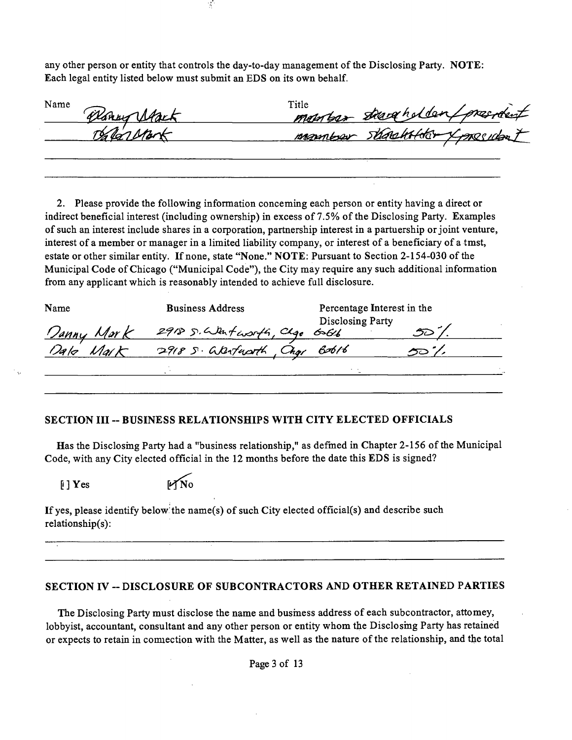any other person or entity that controls the day-to-day management of the Disclosing Party. **NOTE**: Each legal entity listed below must submit an EDS on its own behalf.

| Name | Title |
|---|---|
| Danny Mark | member shareholder/president |
| Dale Mark | member shareholder/president |

2. Please provide the following information concerning each person or entity having a direct or indirect beneficial interest (including ownership) in excess of 7.5% of the Disclosing Party. Examples of such an interest include shares in a corporation, partnership interest in a partuership or joint venture, interest of a member or manager in a limited liability company, or interest of a beneficiary of a tmst, estate or other similar entity. If none, state "None." **NOTE**: Pursuant to Section 2-154-030 of the Municipal Code of Chicago ("Municipal Code"), the City may require any such additional information from any applicant which is reasonably intended to achieve full disclosure.

| Name | Business Address | Percentage Interest in the Disclosing Party |
|---|---|---|
| Danny Mark | 2918 S. Wentworth, Chgo 60616 | 50% |
| Dale Mark | 2918 S. Wentworth, Chgo 60616 | 50% |

## SECTION III -- BUSINESS RELATIONSHIPS WITH CITY ELECTED OFFICIALS

Has the Disclosing Party had a "business relationship," as defmed in Chapter 2-156 of the Municipal Code, with any City elected official in the 12 months before the date this EDS is signed?

[ ] Yes [X] No

If yes, please identify below the name(s) of such City elected official(s) and describe such relationship(s):

## SECTION IV -- DISCLOSURE OF SUBCONTRACTORS AND OTHER RETAINED PARTIES

The Disclosing Party must disclose the name and business address of each subcontractor, attomey, lobbyist, accountant, consultant and any other person or entity whom the Disclosing Party has retained or expects to retain in comection with the Matter, as well as the nature of the relationship, and the total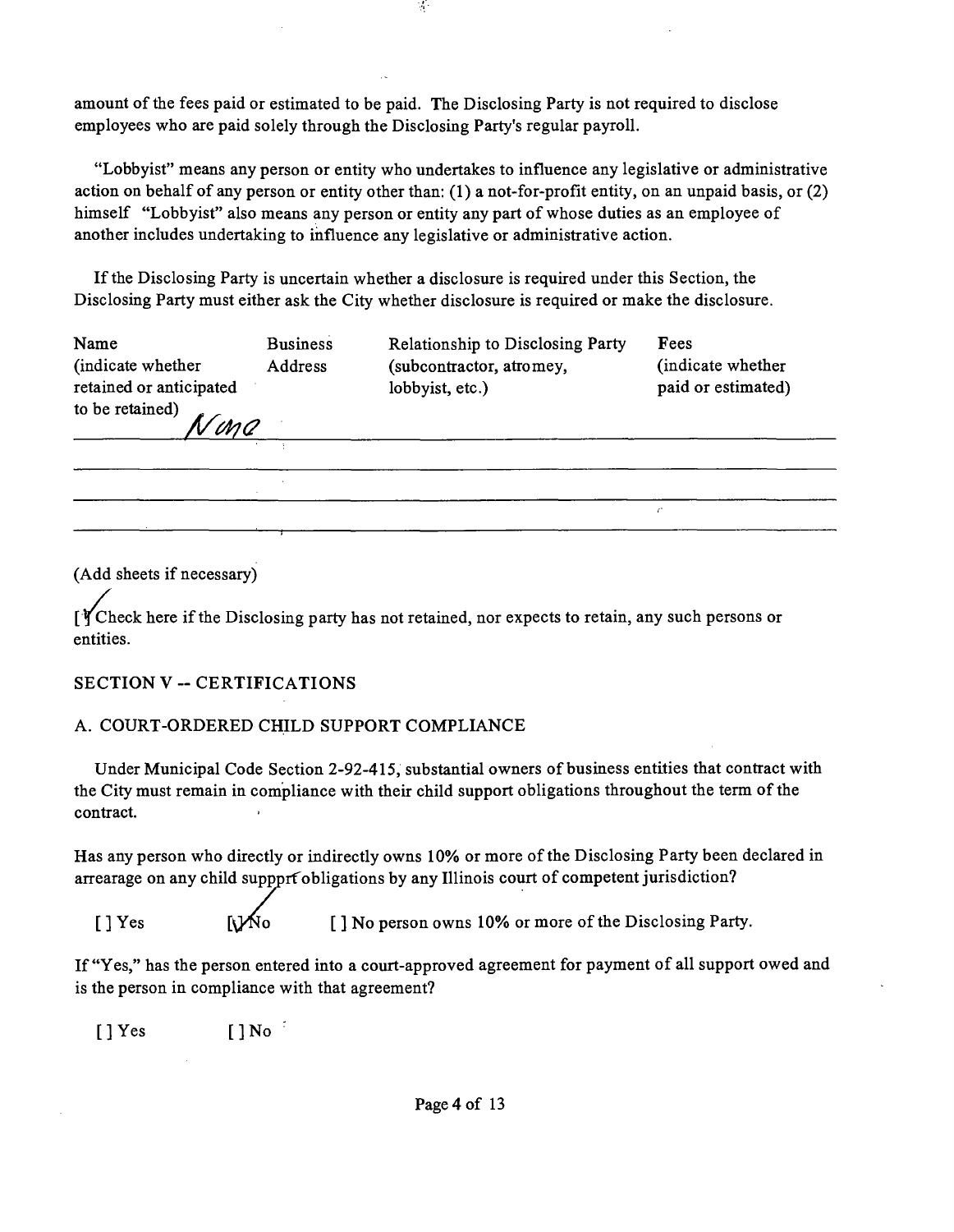amount of the fees paid or estimated to be paid. The Disclosing Party is not required to disclose employees who are paid solely through the Disclosing Party's regular payroll.

"Lobbyist" means any person or entity who undertakes to influence any legislative or administrative action on behalf of any person or entity other than: (1) a not-for-profit entity, on an unpaid basis, or (2) himself "Lobbyist" also means any person or entity any part of whose duties as an employee of another includes undertaking to influence any legislative or administrative action.

If the Disclosing Party is uncertain whether a disclosure is required under this Section, the Disclosing Party must either ask the City whether disclosure is required or make the disclosure.

| Name (indicate whether retained or anticipated to be retained) | Business Address | Relationship to Disclosing Party (subcontractor, atromey, lobbyist, etc.) | Fees (indicate whether paid or estimated) |
|---|---|---|---|
| None | | | |
| | | | |
| | | | |
| | | | |

(Add sheets if necessary)

[✓] Check here if the Disclosing party has not retained, nor expects to retain, any such persons or entities.

## SECTION V -- CERTIFICATIONS

### A. COURT-ORDERED CHILD SUPPORT COMPLIANCE

Under Municipal Code Section 2-92-415, substantial owners of business entities that contract with the City must remain in compliance with their child support obligations throughout the term of the contract.

Has any person who directly or indirectly owns 10% or more of the Disclosing Party been declared in arrearage on any child support obligations by any Illinois court of competent jurisdiction?

[ ] Yes [✓] No [ ] No person owns 10% or more of the Disclosing Party.

If "Yes," has the person entered into a court-approved agreement for payment of all support owed and is the person in compliance with that agreement?

[ ] Yes [ ] No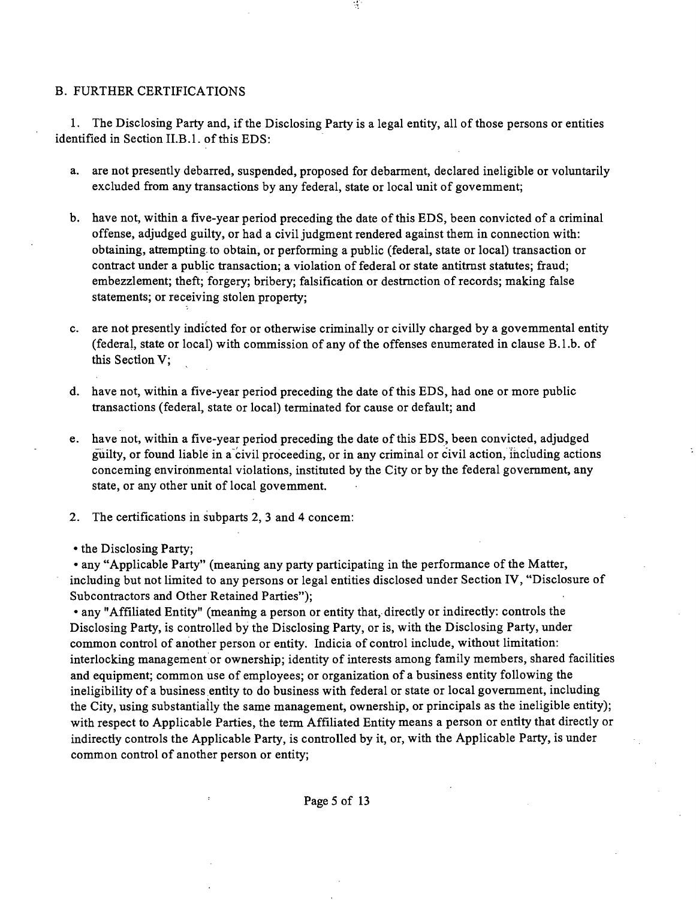## B. FURTHER CERTIFICATIONS

1. The Disclosing Party and, if the Disclosing Party is a legal entity, all of those persons or entities identified in Section II.B.1. of this EDS:

   a. are not presently debarred, suspended, proposed for debarment, declared ineligible or voluntarily excluded from any transactions by any federal, state or local unit of government;

   b. have not, within a five-year period preceding the date of this EDS, been convicted of a criminal offense, adjudged guilty, or had a civil judgment rendered against them in connection with: obtaining, attempting to obtain, or performing a public (federal, state or local) transaction or contract under a public transaction; a violation of federal or state antitrust statutes; fraud; embezzlement; theft; forgery; bribery; falsification or destruction of records; making false statements; or receiving stolen property;

   c. are not presently indicted for or otherwise criminally or civilly charged by a governmental entity (federal, state or local) with commission of any of the offenses enumerated in clause B.1.b. of this Section V;

   d. have not, within a five-year period preceding the date of this EDS, had one or more public transactions (federal, state or local) terminated for cause or default; and

   e. have not, within a five-year period preceding the date of this EDS, been convicted, adjudged guilty, or found liable in a civil proceeding, or in any criminal or civil action, including actions concerning environmental violations, instituted by the City or by the federal government, any state, or any other unit of local government.

2. The certifications in subparts 2, 3 and 4 concern:

- the Disclosing Party;
- any "Applicable Party" (meaning any party participating in the performance of the Matter, including but not limited to any persons or legal entities disclosed under Section IV, "Disclosure of Subcontractors and Other Retained Parties");
- any "Affiliated Entity" (meaning a person or entity that, directly or indirectly: controls the Disclosing Party, is controlled by the Disclosing Party, or is, with the Disclosing Party, under common control of another person or entity. Indicia of control include, without limitation: interlocking management or ownership; identity of interests among family members, shared facilities and equipment; common use of employees; or organization of a business entity following the ineligibility of a business entity to do business with federal or state or local government, including the City, using substantially the same management, ownership, or principals as the ineligible entity); with respect to Applicable Parties, the term Affiliated Entity means a person or entity that directly or indirectly controls the Applicable Party, is controlled by it, or, with the Applicable Party, is under common control of another person or entity;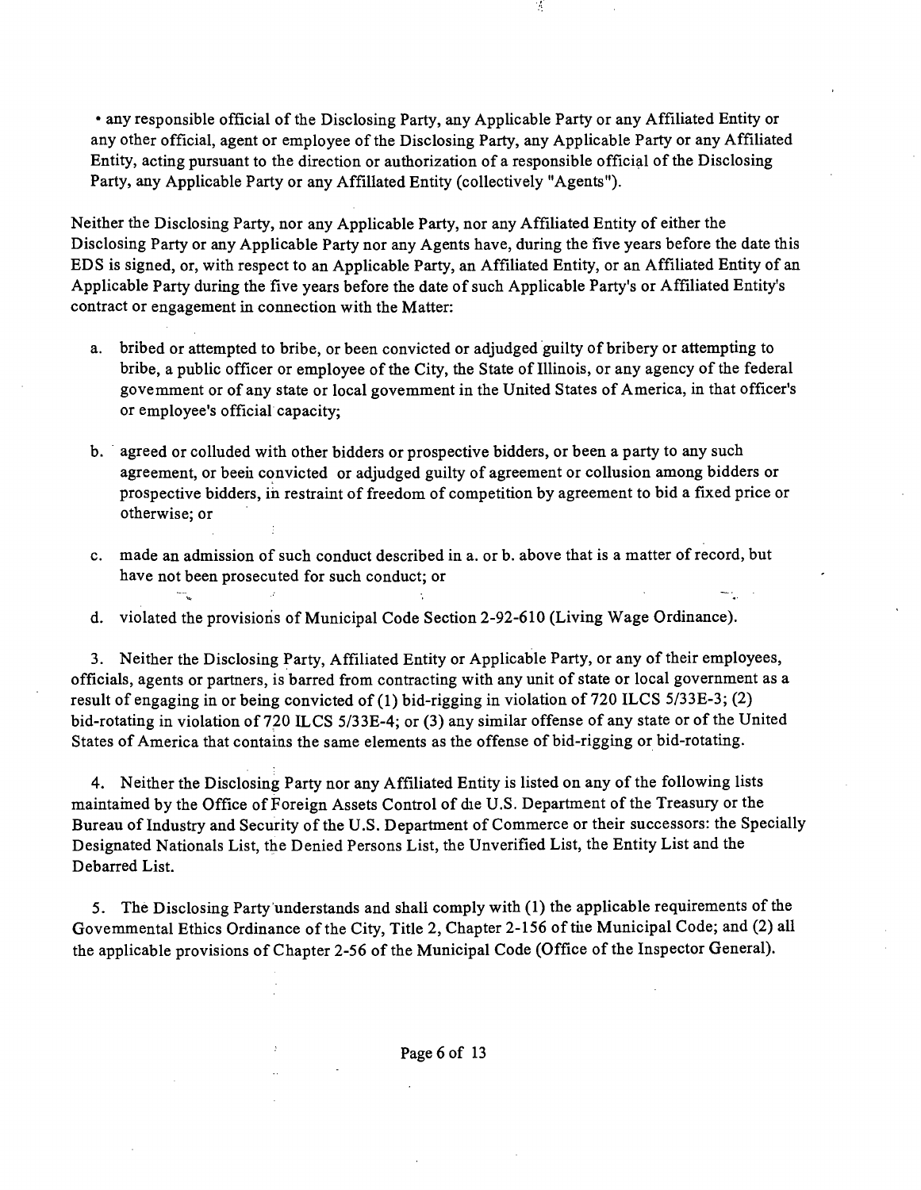• any responsible official of the Disclosing Party, any Applicable Party or any Affiliated Entity or any other official, agent or employee of the Disclosing Party, any Applicable Party or any Affiliated Entity, acting pursuant to the direction or authorization of a responsible official of the Disclosing Party, any Applicable Party or any Affillated Entity (collectively "Agents").

Neither the Disclosing Party, nor any Applicable Party, nor any Affiliated Entity of either the Disclosing Party or any Applicable Party nor any Agents have, during the five years before the date this EDS is signed, or, with respect to an Applicable Party, an Affiliated Entity, or an Affiliated Entity of an Applicable Party during the five years before the date of such Applicable Party's or Affiliated Entity's contract or engagement in connection with the Matter:

a. bribed or attempted to bribe, or been convicted or adjudged guilty of bribery or attempting to bribe, a public officer or employee of the City, the State of Illinois, or any agency of the federal govemment or of any state or local govemment in the United States of America, in that officer's or employee's official capacity;

b. agreed or colluded with other bidders or prospective bidders, or been a party to any such agreement, or been convicted or adjudged guilty of agreement or collusion among bidders or prospective bidders, in restraint of freedom of competition by agreement to bid a fixed price or otherwise; or

c. made an admission of such conduct described in a. or b. above that is a matter of record, but have not been prosecuted for such conduct; or

d. violated the provisions of Municipal Code Section 2-92-610 (Living Wage Ordinance).

3. Neither the Disclosing Party, Affiliated Entity or Applicable Party, or any of their employees, officials, agents or partners, is barred from contracting with any unit of state or local government as a result of engaging in or being convicted of (1) bid-rigging in violation of 720 ILCS 5/33E-3; (2) bid-rotating in violation of 720 ILCS 5/33E-4; or (3) any similar offense of any state or of the United States of America that contains the same elements as the offense of bid-rigging or bid-rotating.

4. Neither the Disclosing Party nor any Affiliated Entity is listed on any of the following lists maintained by the Office of Foreign Assets Control of the U.S. Department of the Treasury or the Bureau of Industry and Security of the U.S. Department of Commerce or their successors: the Specially Designated Nationals List, the Denied Persons List, the Unverified List, the Entity List and the Debarred List.

5. The Disclosing Party understands and shall comply with (1) the applicable requirements of the Govemmental Ethics Ordinance of the City, Title 2, Chapter 2-156 of the Municipal Code; and (2) all the applicable provisions of Chapter 2-56 of the Municipal Code (Office of the Inspector General).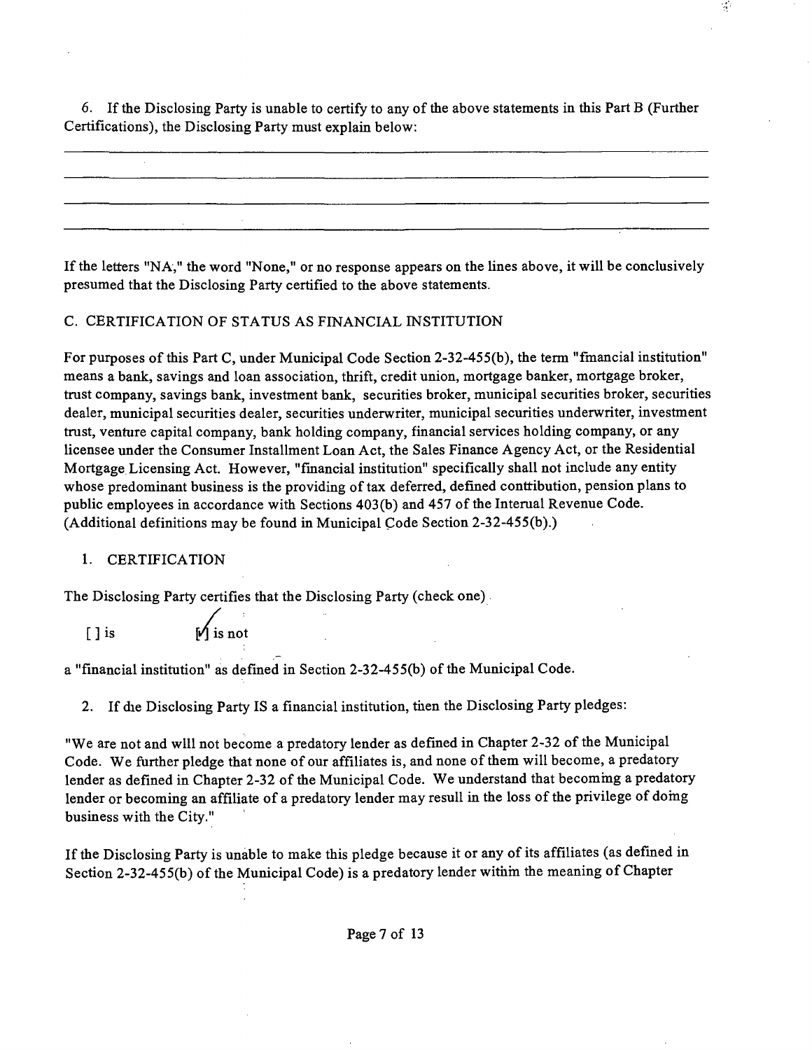6. If the Disclosing Party is unable to certify to any of the above statements in this Part B (Further Certifications), the Disclosing Party must explain below:

___________________________________________________________________________

___________________________________________________________________________

___________________________________________________________________________

___________________________________________________________________________

If the letters "NA," the word "None," or no response appears on the lines above, it will be conclusively presumed that the Disclosing Party certified to the above statements.

C. CERTIFICATION OF STATUS AS FINANCIAL INSTITUTION

For purposes of this Part C, under Municipal Code Section 2-32-455(b), the term "financial institution" means a bank, savings and loan association, thrift, credit union, mortgage banker, mortgage broker, trust company, savings bank, investment bank, securities broker, municipal securities broker, securities dealer, municipal securities dealer, securities underwriter, municipal securities underwriter, investment trust, venture capital company, bank holding company, financial services holding company, or any licensee under the Consumer Installment Loan Act, the Sales Finance Agency Act, or the Residential Mortgage Licensing Act. However, "financial institution" specifically shall not include any entity whose predominant business is the providing of tax deferred, defined contribution, pension plans to public employees in accordance with Sections 403(b) and 457 of the Internal Revenue Code. (Additional definitions may be found in Municipal Code Section 2-32-455(b).)

1. CERTIFICATION

The Disclosing Party certifies that the Disclosing Party (check one)

[ ] is [✓] is not

a "financial institution" as defined in Section 2-32-455(b) of the Municipal Code.

2. If the Disclosing Party IS a financial institution, then the Disclosing Party pledges:

"We are not and will not become a predatory lender as defined in Chapter 2-32 of the Municipal Code. We further pledge that none of our affiliates is, and none of them will become, a predatory lender as defined in Chapter 2-32 of the Municipal Code. We understand that becoming a predatory lender or becoming an affiliate of a predatory lender may result in the loss of the privilege of doing business with the City."

If the Disclosing Party is unable to make this pledge because it or any of its affiliates (as defined in Section 2-32-455(b) of the Municipal Code) is a predatory lender within the meaning of Chapter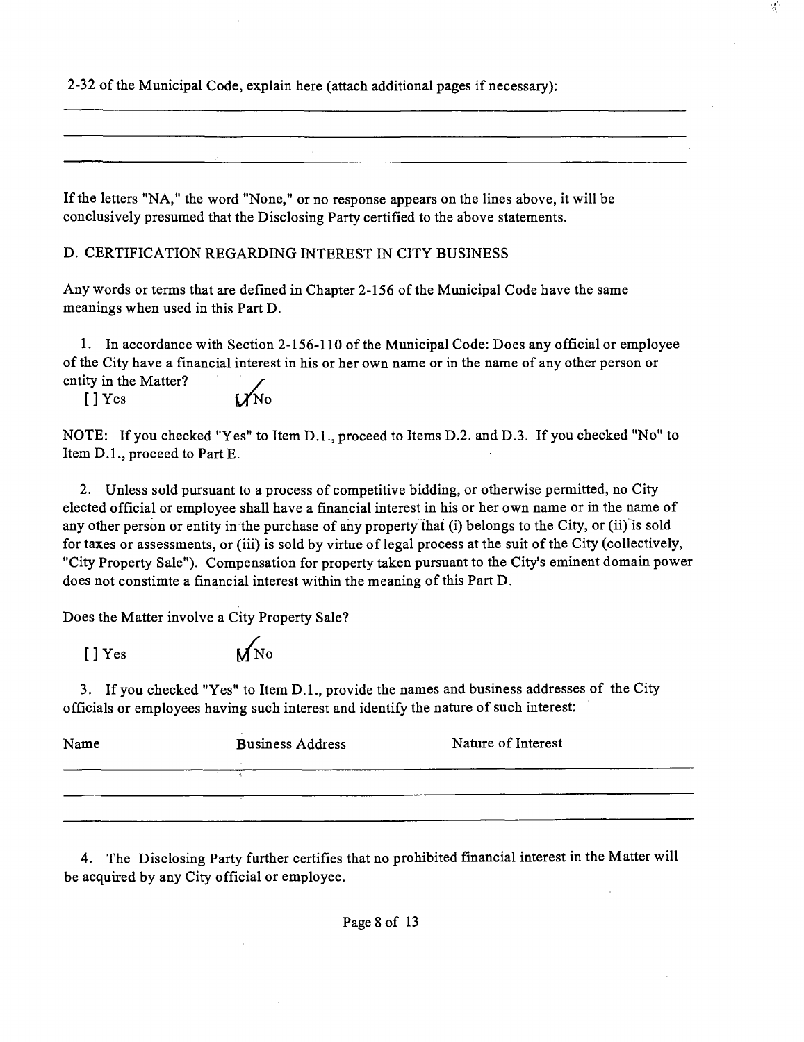2-32 of the Municipal Code, explain here (attach additional pages if necessary):

\_\_\_\_\_\_\_\_\_\_\_\_\_\_\_\_\_\_\_\_\_\_\_\_\_\_\_\_\_\_\_\_\_\_\_\_\_\_\_\_\_\_\_\_\_\_\_\_\_\_\_\_\_\_\_\_\_\_\_\_\_\_\_\_

\_\_\_\_\_\_\_\_\_\_\_\_\_\_\_\_\_\_\_\_\_\_\_\_\_\_\_\_\_\_\_\_\_\_\_\_\_\_\_\_\_\_\_\_\_\_\_\_\_\_\_\_\_\_\_\_\_\_\_\_\_\_\_\_

\_\_\_\_\_\_\_\_\_\_\_\_\_\_\_\_\_\_\_\_\_\_\_\_\_\_\_\_\_\_\_\_\_\_\_\_\_\_\_\_\_\_\_\_\_\_\_\_\_\_\_\_\_\_\_\_\_\_\_\_\_\_\_\_

If the letters "NA," the word "None," or no response appears on the lines above, it will be conclusively presumed that the Disclosing Party certified to the above statements.

## D. CERTIFICATION REGARDING INTEREST IN CITY BUSINESS

Any words or terms that are defined in Chapter 2-156 of the Municipal Code have the same meanings when used in this Part D.

1. In accordance with Section 2-156-110 of the Municipal Code: Does any official or employee of the City have a financial interest in his or her own name or in the name of any other person or entity in the Matter?

   [ ] Yes [✓] No

NOTE: If you checked "Yes" to Item D.1., proceed to Items D.2. and D.3. If you checked "No" to Item D.1., proceed to Part E.

2. Unless sold pursuant to a process of competitive bidding, or otherwise permitted, no City elected official or employee shall have a financial interest in his or her own name or in the name of any other person or entity in the purchase of any property that (i) belongs to the City, or (ii) is sold for taxes or assessments, or (iii) is sold by virtue of legal process at the suit of the City (collectively, "City Property Sale"). Compensation for property taken pursuant to the City's eminent domain power does not constimte a financial interest within the meaning of this Part D.

Does the Matter involve a City Property Sale?

   [ ] Yes [✓] No

3. If you checked "Yes" to Item D.1., provide the names and business addresses of the City officials or employees having such interest and identify the nature of such interest:

| Name | Business Address | Nature of Interest |
|---|---|---|
| | | |
| | | |
| | | |

4. The Disclosing Party further certifies that no prohibited financial interest in the Matter will be acquired by any City official or employee.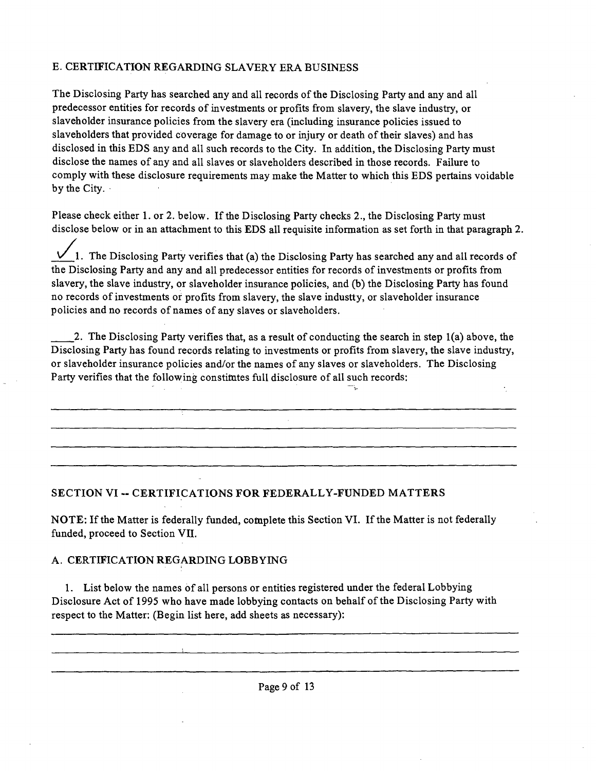## E. CERTIFICATION REGARDING SLAVERY ERA BUSINESS

The Disclosing Party has searched any and all records of the Disclosing Party and any and all predecessor entities for records of investments or profits from slavery, the slave industry, or slaveholder insurance policies from the slavery era (including insurance policies issued to slaveholders that provided coverage for damage to or injury or death of their slaves) and has disclosed in this EDS any and all such records to the City. In addition, the Disclosing Party must disclose the names of any and all slaves or slaveholders described in those records. Failure to comply with these disclosure requirements may make the Matter to which this EDS pertains voidable by the City.

Please check either 1. or 2. below. If the Disclosing Party checks 2., the Disclosing Party must disclose below or in an attachment to this EDS all requisite information as set forth in that paragraph 2.

✓ 1. The Disclosing Party verifies that (a) the Disclosing Party has searched any and all records of the Disclosing Party and any and all predecessor entities for records of investments or profits from slavery, the slave industry, or slaveholder insurance policies, and (b) the Disclosing Party has found no records of investments or profits from slavery, the slave industty, or slaveholder insurance policies and no records of names of any slaves or slaveholders.

____2. The Disclosing Party verifies that, as a result of conducting the search in step 1(a) above, the Disclosing Party has found records relating to investments or profits from slavery, the slave industry, or slaveholder insurance policies and/or the names of any slaves or slaveholders. The Disclosing Party verifies that the following constitutes full disclosure of all such records:

______________________________________________________________________

______________________________________________________________________

______________________________________________________________________

______________________________________________________________________

## SECTION VI -- CERTIFICATIONS FOR FEDERALLY-FUNDED MATTERS

NOTE: If the Matter is federally funded, complete this Section VI. If the Matter is not federally funded, proceed to Section VII.

### A. CERTIFICATION REGARDING LOBBYING

1. List below the names of all persons or entities registered under the federal Lobbying Disclosure Act of 1995 who have made lobbying contacts on behalf of the Disclosing Party with respect to the Matter: (Begin list here, add sheets as necessary):

______________________________________________________________________

______________________________________________________________________

______________________________________________________________________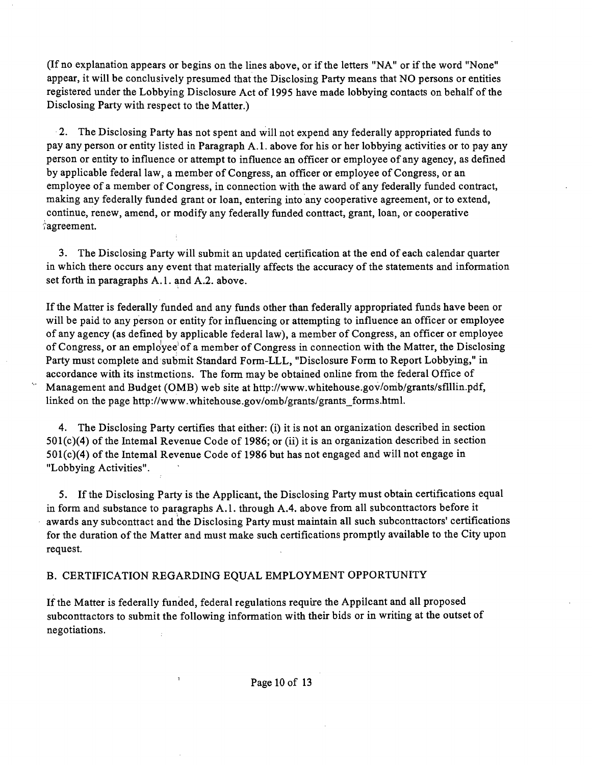(If no explanation appears or begins on the lines above, or if the letters "NA" or if the word "None" appear, it will be conclusively presumed that the Disclosing Party means that NO persons or entities registered under the Lobbying Disclosure Act of 1995 have made lobbying contacts on behalf of the Disclosing Party with respect to the Matter.)

2. The Disclosing Party has not spent and will not expend any federally appropriated funds to pay any person or entity listed in Paragraph A.1. above for his or her lobbying activities or to pay any person or entity to influence or attempt to influence an officer or employee of any agency, as defined by applicable federal law, a member of Congress, an officer or employee of Congress, or an employee of a member of Congress, in connection with the award of any federally funded contract, making any federally funded grant or loan, entering into any cooperative agreement, or to extend, continue, renew, amend, or modify any federally funded conttact, grant, loan, or cooperative agreement.

3. The Disclosing Party will submit an updated certification at the end of each calendar quarter in which there occurs any event that materially affects the accuracy of the statements and information set forth in paragraphs A.1. and A.2. above.

If the Matter is federally funded and any funds other than federally appropriated funds have been or will be paid to any person or entity for influencing or attempting to influence an officer or employee of any agency (as defined by applicable federal law), a member of Congress, an officer or employee of Congress, or an employee of a member of Congress in connection with the Matter, the Disclosing Party must complete and submit Standard Form-LLL, "Disclosure Form to Report Lobbying," in accordance with its instmctions. The form may be obtained online from the federal Office of Management and Budget (OMB) web site at http://www.whitehouse.gov/omb/grants/sflllin.pdf, linked on the page http://www.whitehouse.gov/omb/grants/grants_forms.html.

4. The Disclosing Party certifies that either: (i) it is not an organization described in section 501(c)(4) of the Intemal Revenue Code of 1986; or (ii) it is an organization described in section 501(c)(4) of the Intemal Revenue Code of 1986 but has not engaged and will not engage in "Lobbying Activities".

5. If the Disclosing Party is the Applicant, the Disclosing Party must obtain certifications equal in form and substance to paragraphs A.1. through A.4. above from all subconttactors before it awards any subconttact and the Disclosing Party must maintain all such subconttactors' certifications for the duration of the Matter and must make such certifications promptly available to the City upon request.

## B. CERTIFICATION REGARDING EQUAL EMPLOYMENT OPPORTUNITY

If the Matter is federally funded, federal regulations require the Appilcant and all proposed subcontractors to submit the following information with their bids or in writing at the outset of negotiations.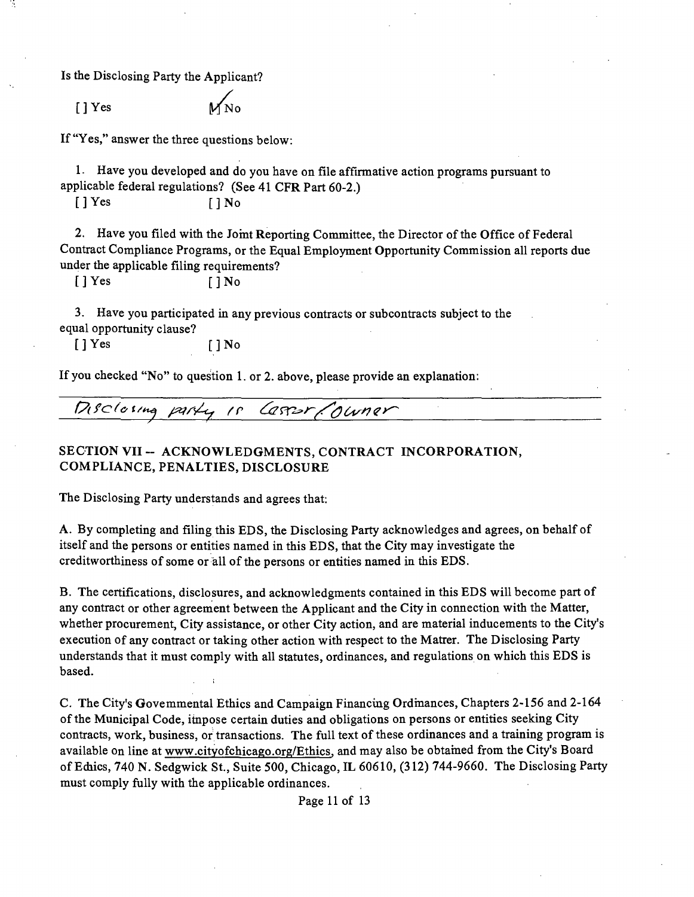Is the Disclosing Party the Applicant?

[ ] Yes [✓] No

If "Yes," answer the three questions below:

1. Have you developed and do you have on file affirmative action programs pursuant to applicable federal regulations? (See 41 CFR Part 60-2.)

[ ] Yes [ ] No

2. Have you filed with the Joint Reporting Committee, the Director of the Office of Federal Contract Compliance Programs, or the Equal Employment Opportunity Commission all reports due under the applicable filing requirements?

[ ] Yes [ ] No

3. Have you participated in any previous contracts or subcontracts subject to the equal opportunity clause?

[ ] Yes [ ] No

If you checked "No" to question 1. or 2. above, please provide an explanation:

Disclosing party is Lessor/Owner

## SECTION VII -- ACKNOWLEDGMENTS, CONTRACT INCORPORATION, COMPLIANCE, PENALTIES, DISCLOSURE

The Disclosing Party understands and agrees that:

A. By completing and filing this EDS, the Disclosing Party acknowledges and agrees, on behalf of itself and the persons or entities named in this EDS, that the City may investigate the creditworthiness of some or all of the persons or entities named in this EDS.

B. The certifications, disclosures, and acknowledgments contained in this EDS will become part of any contract or other agreement between the Applicant and the City in connection with the Matter, whether procurement, City assistance, or other City action, and are material inducements to the City's execution of any contract or taking other action with respect to the Matrer. The Disclosing Party understands that it must comply with all statutes, ordinances, and regulations on which this EDS is based.

C. The City's Govemmental Ethics and Campaign Financing Ordinances, Chapters 2-156 and 2-164 of the Municipal Code, impose certain duties and obligations on persons or entities seeking City contracts, work, business, or transactions. The full text of these ordinances and a training program is available on line at www.cityofchicago.org/Ethics, and may also be obtained from the City's Board of Ethics, 740 N. Sedgwick St., Suite 500, Chicago, IL 60610, (312) 744-9660. The Disclosing Party must comply fully with the applicable ordinances.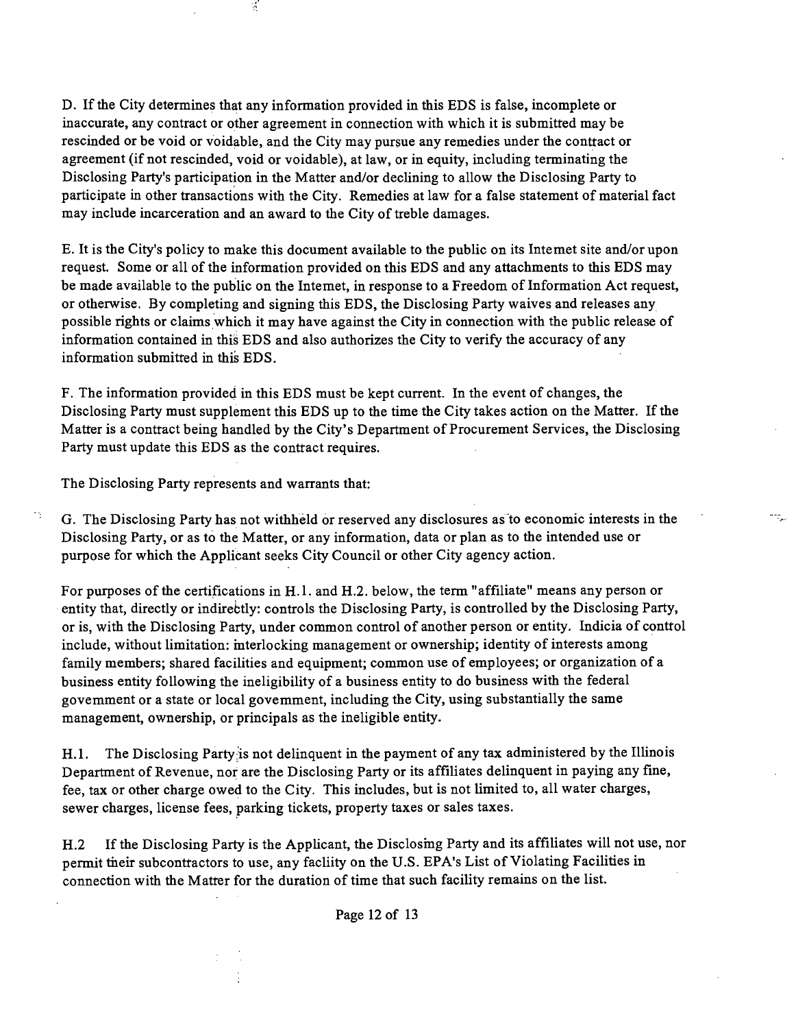D. If the City determines that any information provided in this EDS is false, incomplete or inaccurate, any contract or other agreement in connection with which it is submitted may be rescinded or be void or voidable, and the City may pursue any remedies under the contract or agreement (if not rescinded, void or voidable), at law, or in equity, including terminating the Disclosing Party's participation in the Matter and/or declining to allow the Disclosing Party to participate in other transactions with the City. Remedies at law for a false statement of material fact may include incarceration and an award to the City of treble damages.

E. It is the City's policy to make this document available to the public on its Intemet site and/or upon request. Some or all of the information provided on this EDS and any attachments to this EDS may be made available to the public on the Intemet, in response to a Freedom of Information Act request, or otherwise. By completing and signing this EDS, the Disclosing Party waives and releases any possible rights or claims which it may have against the City in connection with the public release of information contained in this EDS and also authorizes the City to verify the accuracy of any information submitted in this EDS.

F. The information provided in this EDS must be kept current. In the event of changes, the Disclosing Party must supplement this EDS up to the time the City takes action on the Matter. If the Matter is a contract being handled by the City's Department of Procurement Services, the Disclosing Party must update this EDS as the contract requires.

The Disclosing Party represents and warrants that:

G. The Disclosing Party has not withheld or reserved any disclosures as to economic interests in the Disclosing Party, or as to the Matter, or any information, data or plan as to the intended use or purpose for which the Applicant seeks City Council or other City agency action.

For purposes of the certifications in H.1. and H.2. below, the term "affiliate" means any person or entity that, directly or indirectly: controls the Disclosing Party, is controlled by the Disclosing Party, or is, with the Disclosing Party, under common control of another person or entity. Indicia of control include, without limitation: interlocking management or ownership; identity of interests among family members; shared facilities and equipment; common use of employees; or organization of a business entity following the ineligibility of a business entity to do business with the federal govemment or a state or local govemment, including the City, using substantially the same management, ownership, or principals as the ineligible entity.

H.1. The Disclosing Party is not delinquent in the payment of any tax administered by the Illinois Department of Revenue, nor are the Disclosing Party or its affiliates delinquent in paying any fine, fee, tax or other charge owed to the City. This includes, but is not limited to, all water charges, sewer charges, license fees, parking tickets, property taxes or sales taxes.

H.2 If the Disclosing Party is the Applicant, the Disclosing Party and its affiliates will not use, nor permit their subcontractors to use, any facliity on the U.S. EPA's List of Violating Facilities in connection with the Matter for the duration of time that such facility remains on the list.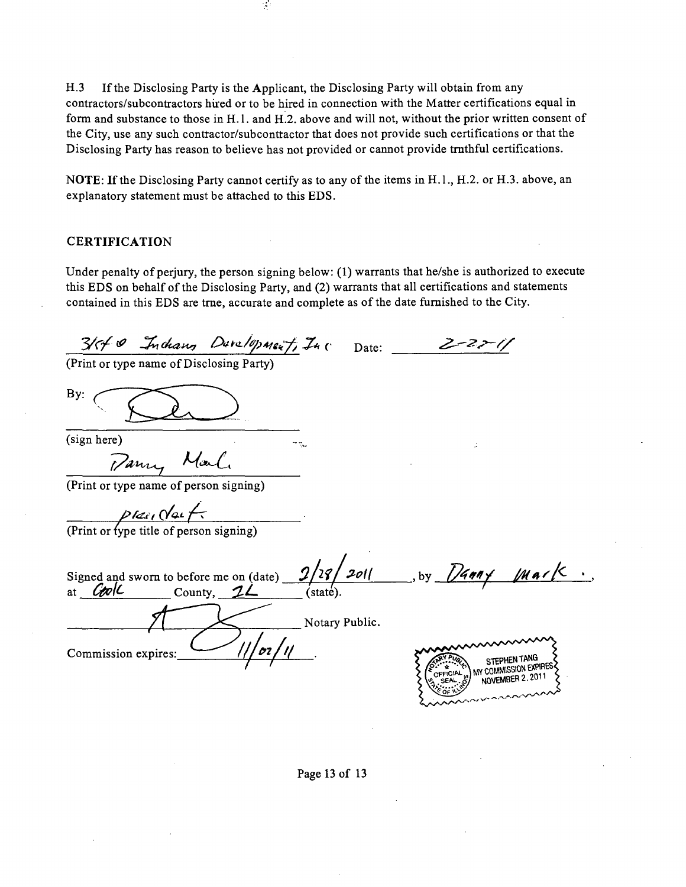H.3 If the Disclosing Party is the Applicant, the Disclosing Party will obtain from any contractors/subcontractors hired or to be hired in connection with the Matter certifications equal in form and substance to those in H.1. and H.2. above and will not, without the prior written consent of the City, use any such contractor/subcontractor that does not provide such certifications or that the Disclosing Party has reason to believe has not provided or cannot provide truthful certifications.

NOTE: If the Disclosing Party cannot certify as to any of the items in H.1., H.2. or H.3. above, an explanatory statement must be attached to this EDS.

## CERTIFICATION

Under penalty of perjury, the person signing below: (1) warrants that he/she is authorized to execute this EDS on behalf of the Disclosing Party, and (2) warrants that all certifications and statements contained in this EDS are true, accurate and complete as of the date furnished to the City.

3150 Indiana Development, Inc. Date: 2-28-11

(Print or type name of Disclosing Party)

By: [signature]

(sign here)

Danny Mark

(Print or type name of person signing)

president

(Print or type title of person signing)

Signed and sworn to before me on (date) 2/28/2011, by Danny Mark, at Cook County, IL (state).

[signature] Notary Public.

Commission expires: 11/02/11.

OFFICIAL SEAL
STEPHEN TANG
MY COMMISSION EXPIRES NOVEMBER 2, 2011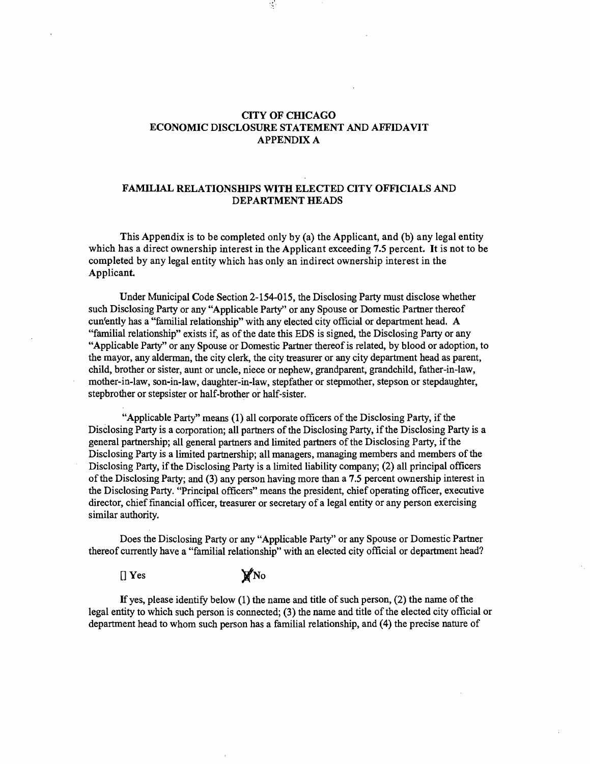# CITY OF CHICAGO
# ECONOMIC DISCLOSURE STATEMENT AND AFFIDAVIT
# APPENDIX A

## FAMILIAL RELATIONSHIPS WITH ELECTED CITY OFFICIALS AND DEPARTMENT HEADS

This Appendix is to be completed only by (a) the Applicant, and (b) any legal entity which has a direct ownership interest in the Applicant exceeding 7.5 percent. **It** is not to be completed by any legal entity which has only an indirect ownership interest in the Applicant.

Under Municipal Code Section 2-154-015, the Disclosing Party must disclose whether such Disclosing Party or any "Applicable Party" or any Spouse or Domestic Partner thereof currently has a "familial relationship" with any elected city official or department head. A "familial relationship" exists if, as of the date this EDS is signed, the Disclosing Party or any "Applicable Party" or any Spouse or Domestic Partner thereof is related, by blood or adoption, to the mayor, any alderman, the city clerk, the city treasurer or any city department head as parent, child, brother or sister, aunt or uncle, niece or nephew, grandparent, grandchild, father-in-law, mother-in-law, son-in-law, daughter-in-law, stepfather or stepmother, stepson or stepdaughter, stepbrother or stepsister or half-brother or half-sister.

"Applicable Party" means (1) all corporate officers of the Disclosing Party, if the Disclosing Party is a corporation; all partners of the Disclosing Party, if the Disclosing Party is a general partnership; all general partners and limited partners of the Disclosing Party, if the Disclosing Party is a limited partnership; all managers, managing members and members of the Disclosing Party, if the Disclosing Party is a limited liability company; (2) all principal officers of the Disclosing Party; and (3) any person having more than a 7.5 percent ownership interest in the Disclosing Party. "Principal officers" means the president, chief operating officer, executive director, chief financial officer, treasurer or secretary of a legal entity or any person exercising similar authority.

Does the Disclosing Party or any "Applicable Party" or any Spouse or Domestic Partner thereof currently have a "familial relationship" with an elected city official or department head?

[] Yes [X] No

If yes, please identify below (1) the name and title of such person, (2) the name of the legal entity to which such person is connected; (3) the name and title of the elected city official or department head to whom such person has a familial relationship, and (4) the precise nature of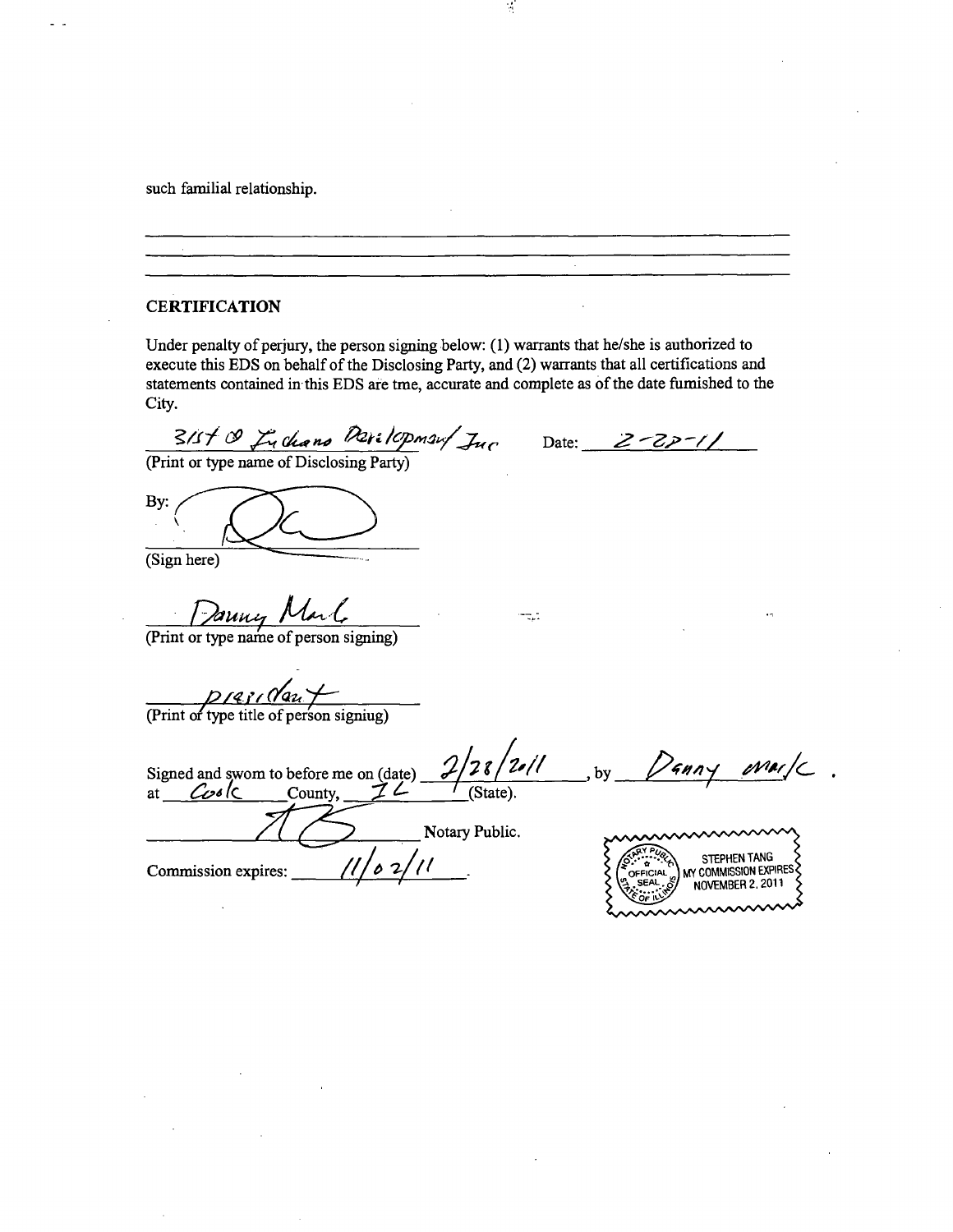such familial relationship.

\_\_\_\_\_\_\_\_\_\_\_\_\_\_\_\_\_\_\_\_\_\_\_\_\_\_\_\_\_\_\_\_\_\_\_\_\_\_\_\_\_\_\_\_\_\_\_\_\_\_\_\_\_\_\_\_\_\_\_\_\_\_

\_\_\_\_\_\_\_\_\_\_\_\_\_\_\_\_\_\_\_\_\_\_\_\_\_\_\_\_\_\_\_\_\_\_\_\_\_\_\_\_\_\_\_\_\_\_\_\_\_\_\_\_\_\_\_\_\_\_\_\_\_\_

\_\_\_\_\_\_\_\_\_\_\_\_\_\_\_\_\_\_\_\_\_\_\_\_\_\_\_\_\_\_\_\_\_\_\_\_\_\_\_\_\_\_\_\_\_\_\_\_\_\_\_\_\_\_\_\_\_\_\_\_\_\_

## CERTIFICATION

Under penalty of perjury, the person signing below: (1) warrants that he/she is authorized to execute this EDS on behalf of the Disclosing Party, and (2) warrants that all certifications and statements contained in this EDS are tme, accurate and complete as of the date fumished to the City.

3151 & Indiana Development Inc — Date: 2-28-11

(Print or type name of Disclosing Party)

By: [signature]

(Sign here)

Danny Mark

(Print or type name of person signing)

president

(Print or type title of person signiug)

Signed and swom to before me on (date) 2/28/2011, by Danny Mark.

at Cook County, IL (State).

[signature] Notary Public.

Commission expires: 11/02/11.

OFFICIAL SEAL — STEPHEN TANG — NOTARY PUBLIC, STATE OF ILLINOIS — MY COMMISSION EXPIRES NOVEMBER 2, 2011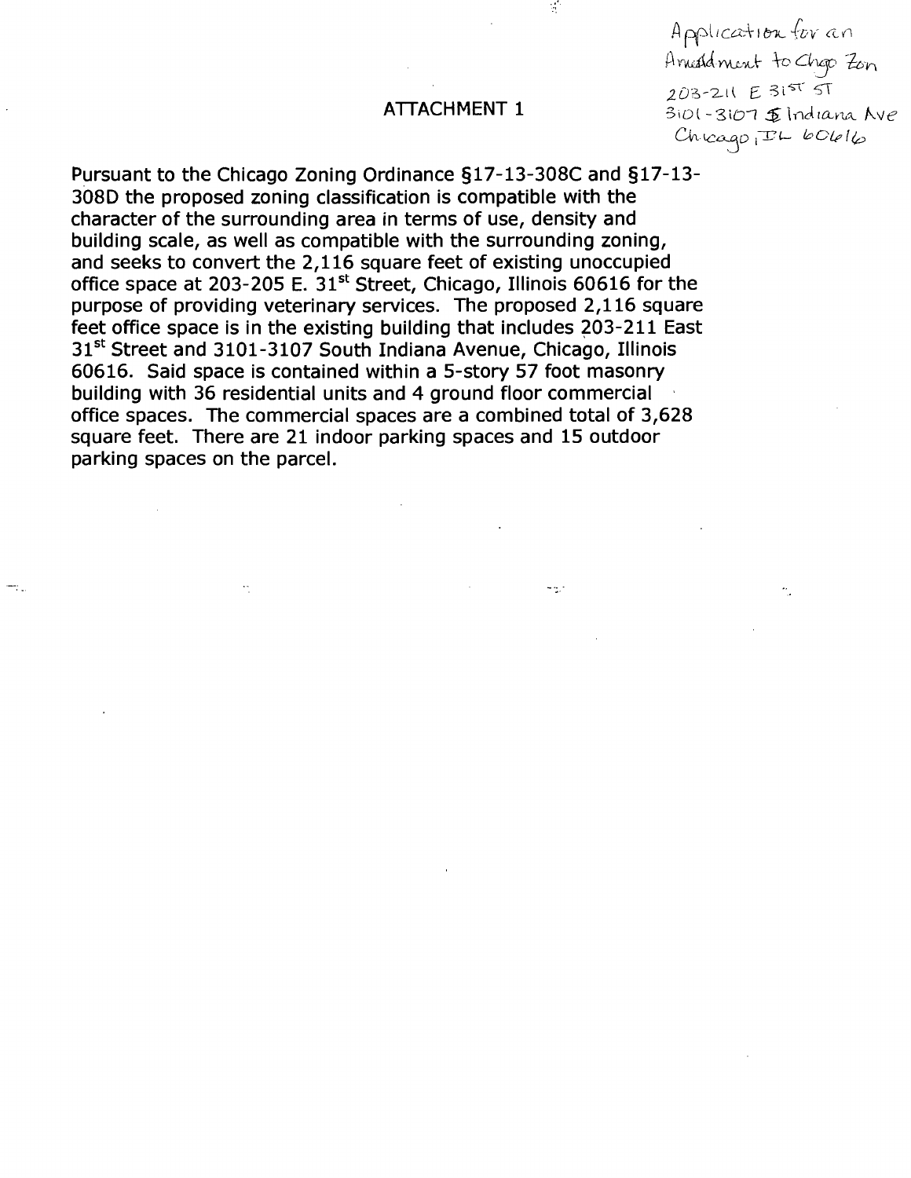Application for an
Amendment to Chgo Zon
203-211 E 31st ST
3101-3107 S Indiana Ave
Chicago, IL 60616

# ATTACHMENT 1

Pursuant to the Chicago Zoning Ordinance §17-13-308C and §17-13-308D the proposed zoning classification is compatible with the character of the surrounding area in terms of use, density and building scale, as well as compatible with the surrounding zoning, and seeks to convert the 2,116 square feet of existing unoccupied office space at 203-205 E. 31st Street, Chicago, Illinois 60616 for the purpose of providing veterinary services. The proposed 2,116 square feet office space is in the existing building that includes 203-211 East 31st Street and 3101-3107 South Indiana Avenue, Chicago, Illinois 60616. Said space is contained within a 5-story 57 foot masonry building with 36 residential units and 4 ground floor commercial office spaces. The commercial spaces are a combined total of 3,628 square feet. There are 21 indoor parking spaces and 15 outdoor parking spaces on the parcel.